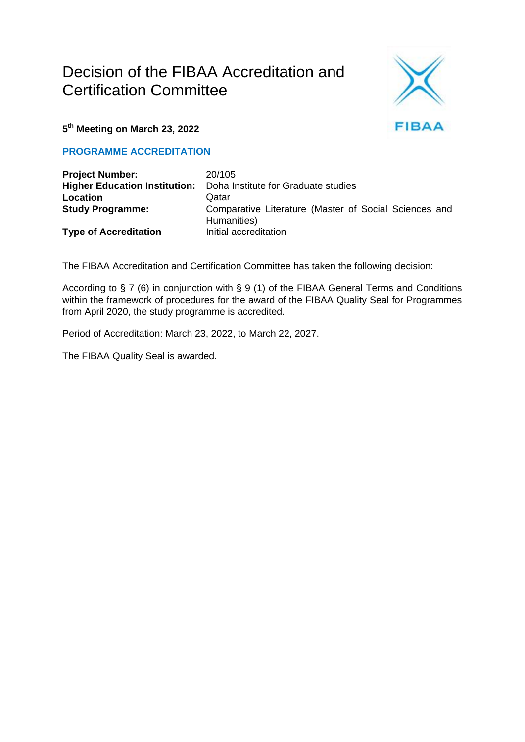# Decision of the FIBAA Accreditation and Certification Committee

**5th Meeting on March 23, 2022**

## PROGRAMME ACCREDITATION

| | |
|---|---|
| **Project Number:** | 20/105 |
| **Higher Education Institution:** | Doha Institute for Graduate studies |
| **Location** | Qatar |
| **Study Programme:** | Comparative Literature (Master of Social Sciences and Humanities) |
| **Type of Accreditation** | Initial accreditation |

The FIBAA Accreditation and Certification Committee has taken the following decision:

According to § 7 (6) in conjunction with § 9 (1) of the FIBAA General Terms and Conditions within the framework of procedures for the award of the FIBAA Quality Seal for Programmes from April 2020, the study programme is accredited.

Period of Accreditation: March 23, 2022, to March 22, 2027.

The FIBAA Quality Seal is awarded.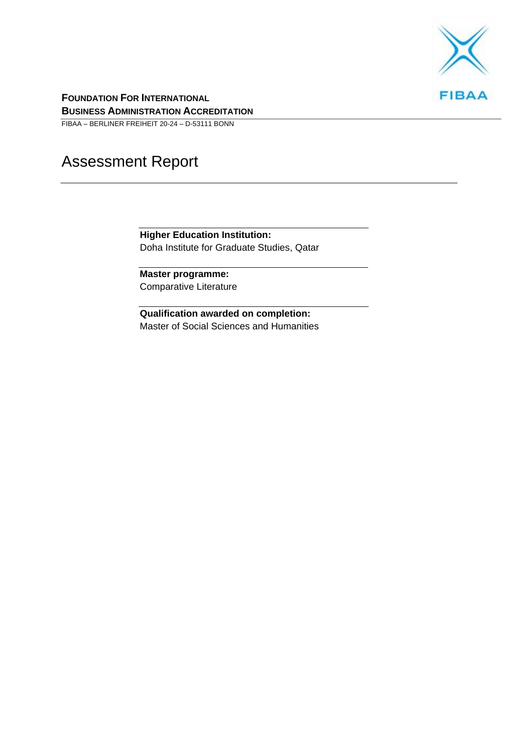**FOUNDATION FOR INTERNATIONAL BUSINESS ADMINISTRATION ACCREDITATION**

FIBAA – BERLINER FREIHEIT 20-24 – D-53111 BONN

# Assessment Report

**Higher Education Institution:**
Doha Institute for Graduate Studies, Qatar

**Master programme:**
Comparative Literature

**Qualification awarded on completion:**
Master of Social Sciences and Humanities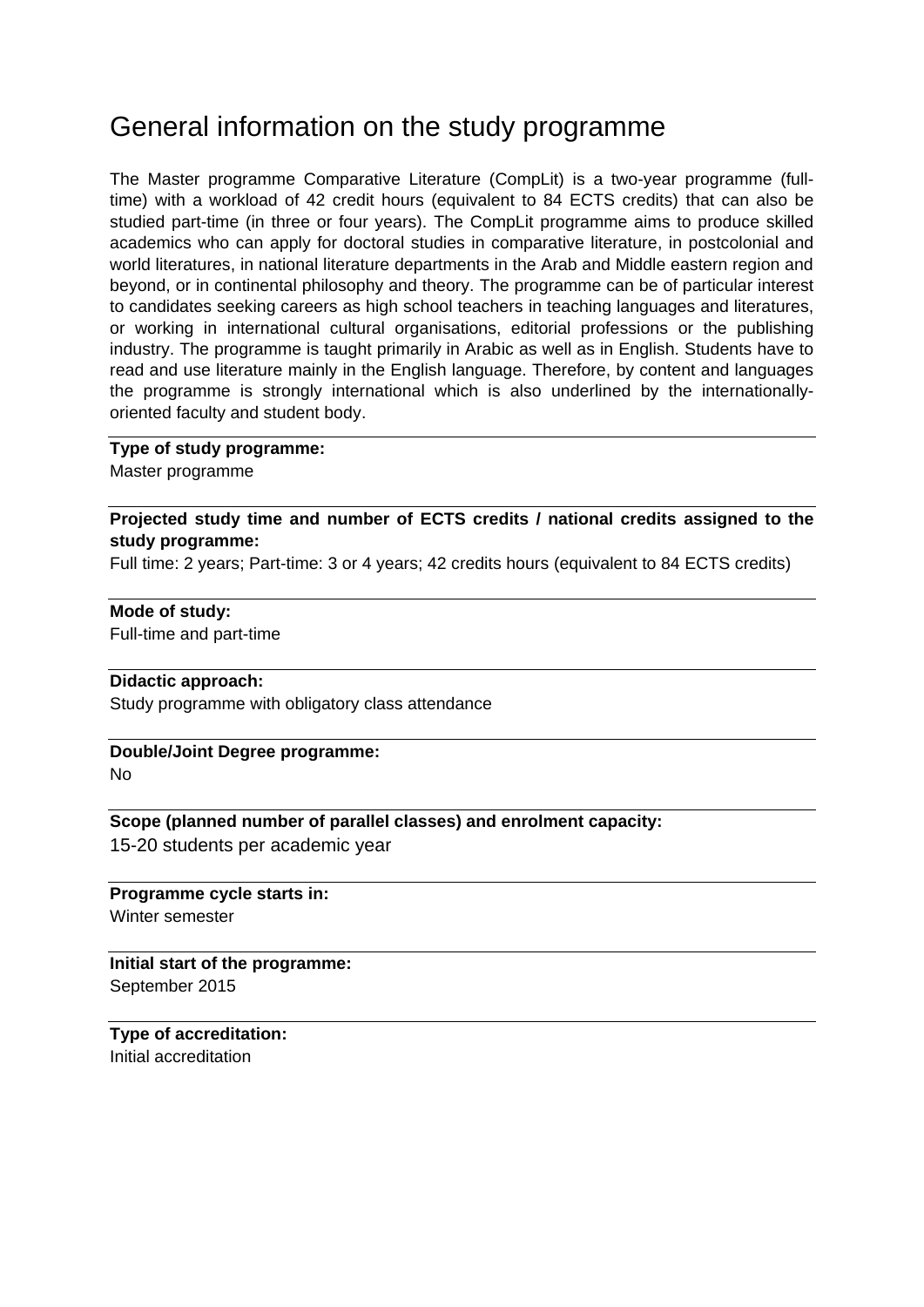# General information on the study programme

The Master programme Comparative Literature (CompLit) is a two-year programme (full-time) with a workload of 42 credit hours (equivalent to 84 ECTS credits) that can also be studied part-time (in three or four years). The CompLit programme aims to produce skilled academics who can apply for doctoral studies in comparative literature, in postcolonial and world literatures, in national literature departments in the Arab and Middle eastern region and beyond, or in continental philosophy and theory. The programme can be of particular interest to candidates seeking careers as high school teachers in teaching languages and literatures, or working in international cultural organisations, editorial professions or the publishing industry. The programme is taught primarily in Arabic as well as in English. Students have to read and use literature mainly in the English language. Therefore, by content and languages the programme is strongly international which is also underlined by the internationally-oriented faculty and student body.

**Type of study programme:**
Master programme

**Projected study time and number of ECTS credits / national credits assigned to the study programme:**
Full time: 2 years; Part-time: 3 or 4 years; 42 credits hours (equivalent to 84 ECTS credits)

**Mode of study:**
Full-time and part-time

**Didactic approach:**
Study programme with obligatory class attendance

**Double/Joint Degree programme:**
No

**Scope (planned number of parallel classes) and enrolment capacity:**
15-20 students per academic year

**Programme cycle starts in:**
Winter semester

**Initial start of the programme:**
September 2015

**Type of accreditation:**
Initial accreditation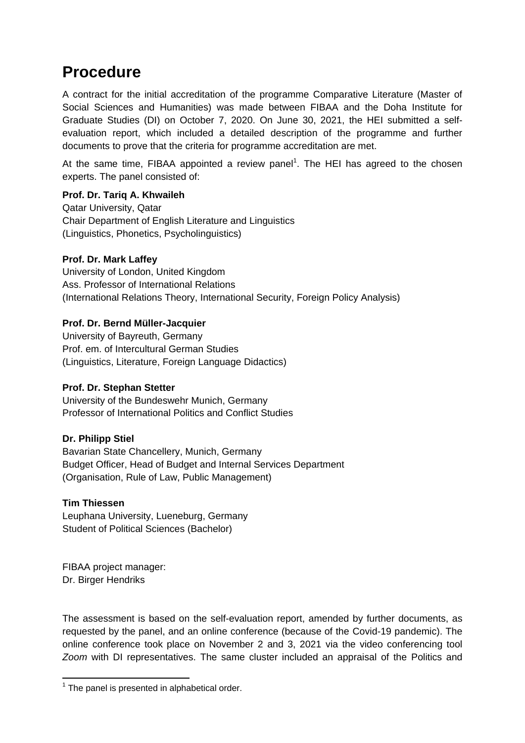# Procedure

A contract for the initial accreditation of the programme Comparative Literature (Master of Social Sciences and Humanities) was made between FIBAA and the Doha Institute for Graduate Studies (DI) on October 7, 2020. On June 30, 2021, the HEI submitted a self-evaluation report, which included a detailed description of the programme and further documents to prove that the criteria for programme accreditation are met.

At the same time, FIBAA appointed a review panel[1]. The HEI has agreed to the chosen experts. The panel consisted of:

**Prof. Dr. Tariq A. Khwaileh**
Qatar University, Qatar
Chair Department of English Literature and Linguistics
(Linguistics, Phonetics, Psycholinguistics)

**Prof. Dr. Mark Laffey**
University of London, United Kingdom
Ass. Professor of International Relations
(International Relations Theory, International Security, Foreign Policy Analysis)

**Prof. Dr. Bernd Müller-Jacquier**
University of Bayreuth, Germany
Prof. em. of Intercultural German Studies
(Linguistics, Literature, Foreign Language Didactics)

**Prof. Dr. Stephan Stetter**
University of the Bundeswehr Munich, Germany
Professor of International Politics and Conflict Studies

**Dr. Philipp Stiel**
Bavarian State Chancellery, Munich, Germany
Budget Officer, Head of Budget and Internal Services Department
(Organisation, Rule of Law, Public Management)

**Tim Thiessen**
Leuphana University, Lueneburg, Germany
Student of Political Sciences (Bachelor)

FIBAA project manager:
Dr. Birger Hendriks

The assessment is based on the self-evaluation report, amended by further documents, as requested by the panel, and an online conference (because of the Covid-19 pandemic). The online conference took place on November 2 and 3, 2021 via the video conferencing tool *Zoom* with DI representatives. The same cluster included an appraisal of the Politics and

[1] The panel is presented in alphabetical order.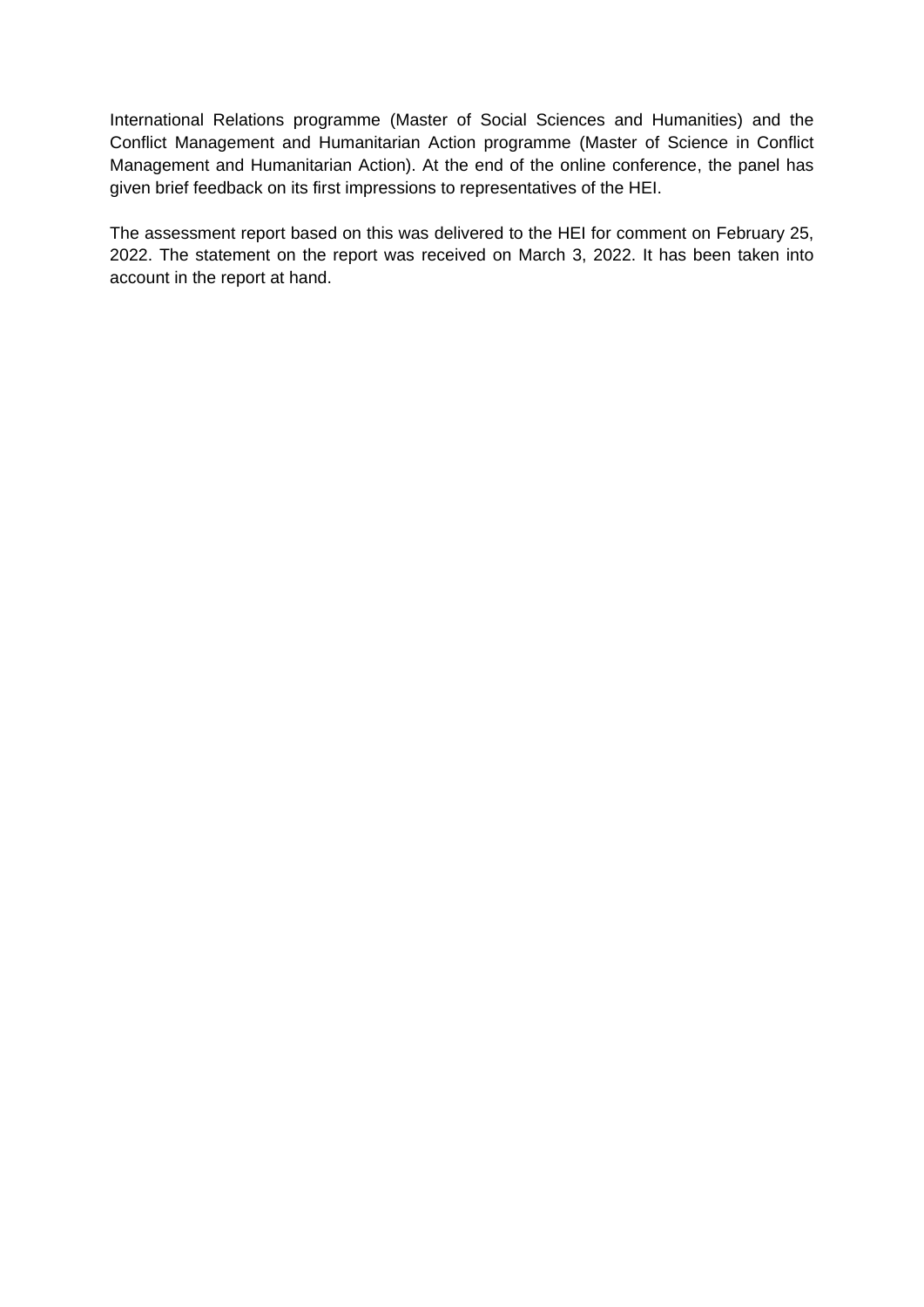International Relations programme (Master of Social Sciences and Humanities) and the Conflict Management and Humanitarian Action programme (Master of Science in Conflict Management and Humanitarian Action). At the end of the online conference, the panel has given brief feedback on its first impressions to representatives of the HEI.

The assessment report based on this was delivered to the HEI for comment on February 25, 2022. The statement on the report was received on March 3, 2022. It has been taken into account in the report at hand.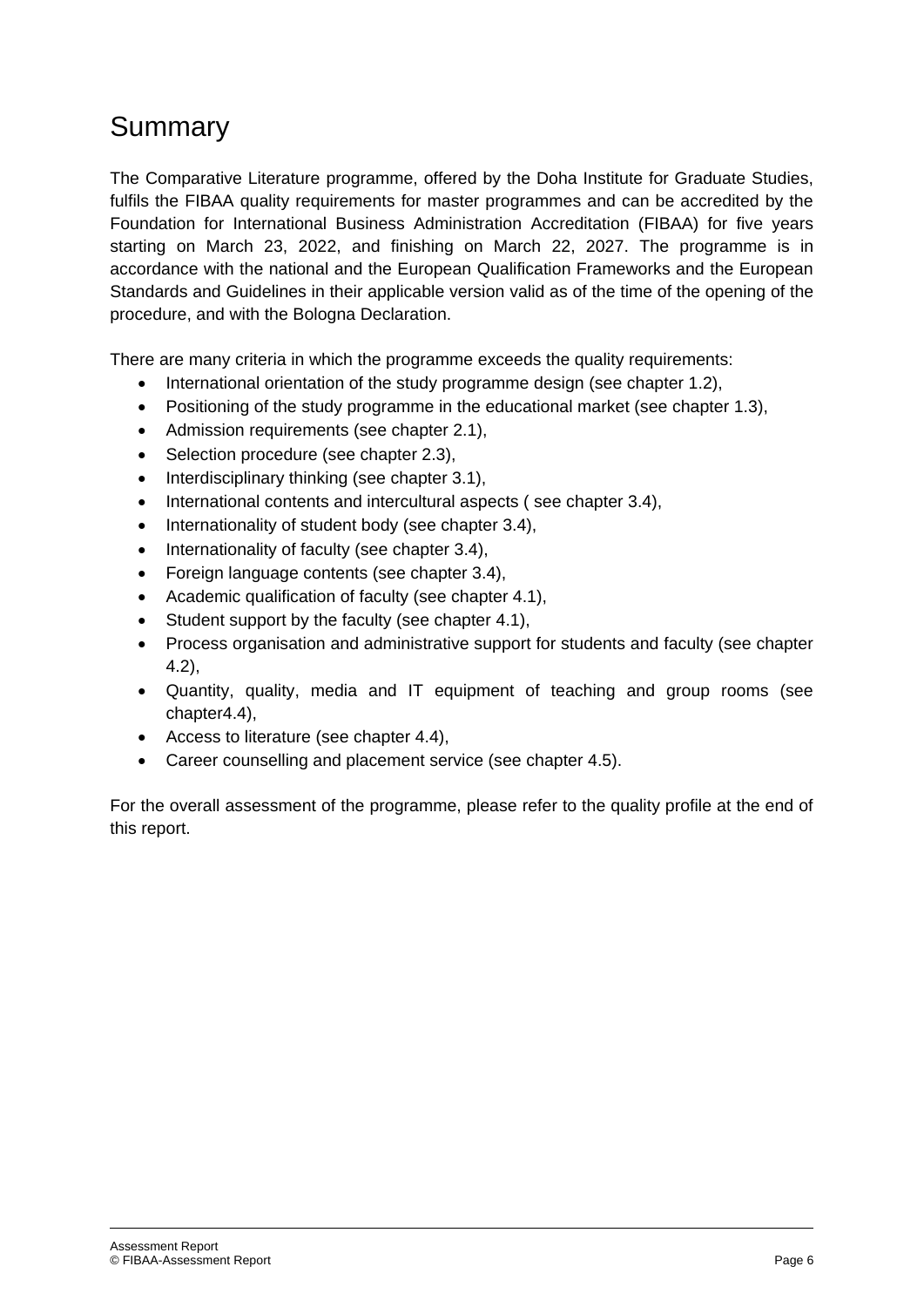# Summary

The Comparative Literature programme, offered by the Doha Institute for Graduate Studies, fulfils the FIBAA quality requirements for master programmes and can be accredited by the Foundation for International Business Administration Accreditation (FIBAA) for five years starting on March 23, 2022, and finishing on March 22, 2027. The programme is in accordance with the national and the European Qualification Frameworks and the European Standards and Guidelines in their applicable version valid as of the time of the opening of the procedure, and with the Bologna Declaration.

There are many criteria in which the programme exceeds the quality requirements:

- International orientation of the study programme design (see chapter 1.2),
- Positioning of the study programme in the educational market (see chapter 1.3),
- Admission requirements (see chapter 2.1),
- Selection procedure (see chapter 2.3),
- Interdisciplinary thinking (see chapter 3.1),
- International contents and intercultural aspects ( see chapter 3.4),
- Internationality of student body (see chapter 3.4),
- Internationality of faculty (see chapter 3.4),
- Foreign language contents (see chapter 3.4),
- Academic qualification of faculty (see chapter 4.1),
- Student support by the faculty (see chapter 4.1),
- Process organisation and administrative support for students and faculty (see chapter 4.2),
- Quantity, quality, media and IT equipment of teaching and group rooms (see chapter4.4),
- Access to literature (see chapter 4.4),
- Career counselling and placement service (see chapter 4.5).

For the overall assessment of the programme, please refer to the quality profile at the end of this report.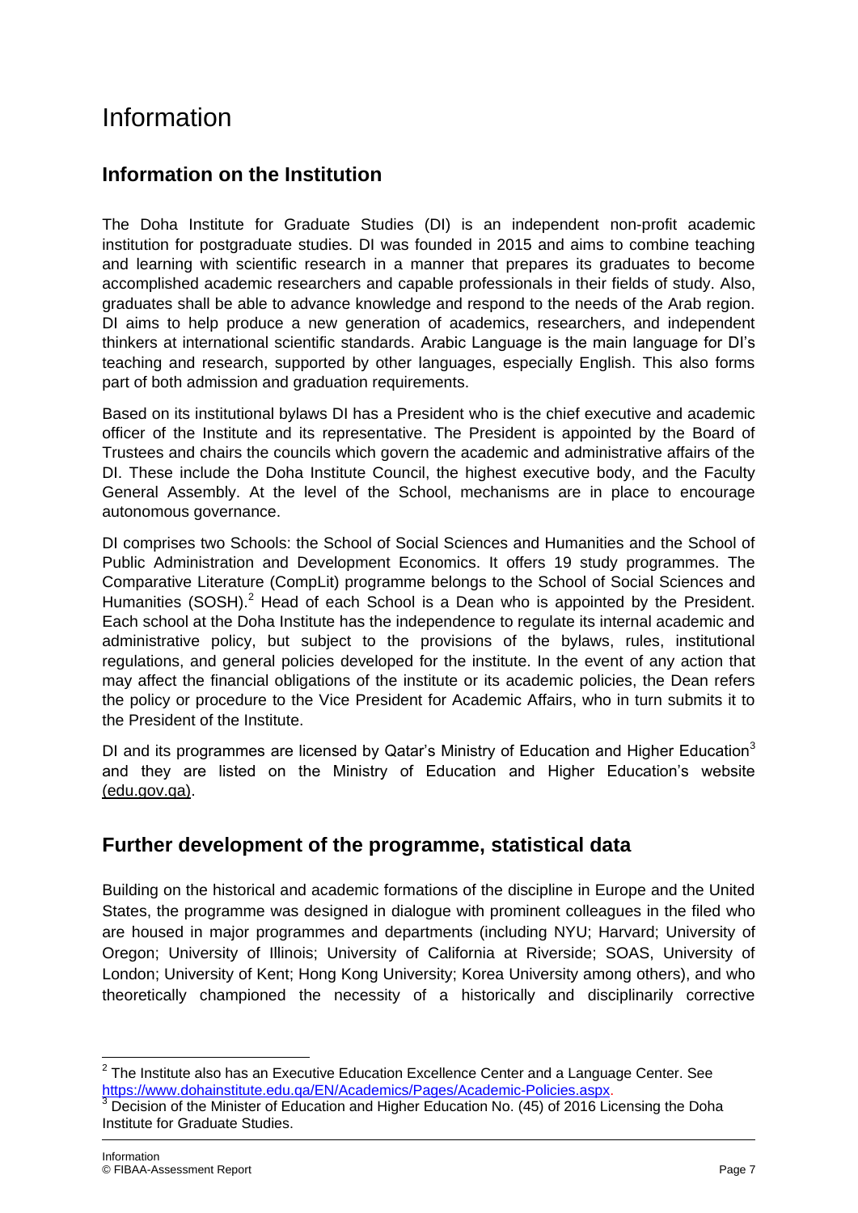# Information

## Information on the Institution

The Doha Institute for Graduate Studies (DI) is an independent non-profit academic institution for postgraduate studies. DI was founded in 2015 and aims to combine teaching and learning with scientific research in a manner that prepares its graduates to become accomplished academic researchers and capable professionals in their fields of study. Also, graduates shall be able to advance knowledge and respond to the needs of the Arab region. DI aims to help produce a new generation of academics, researchers, and independent thinkers at international scientific standards. Arabic Language is the main language for DI's teaching and research, supported by other languages, especially English. This also forms part of both admission and graduation requirements.

Based on its institutional bylaws DI has a President who is the chief executive and academic officer of the Institute and its representative. The President is appointed by the Board of Trustees and chairs the councils which govern the academic and administrative affairs of the DI. These include the Doha Institute Council, the highest executive body, and the Faculty General Assembly. At the level of the School, mechanisms are in place to encourage autonomous governance.

DI comprises two Schools: the School of Social Sciences and Humanities and the School of Public Administration and Development Economics. It offers 19 study programmes. The Comparative Literature (CompLit) programme belongs to the School of Social Sciences and Humanities (SOSH).[2] Head of each School is a Dean who is appointed by the President. Each school at the Doha Institute has the independence to regulate its internal academic and administrative policy, but subject to the provisions of the bylaws, rules, institutional regulations, and general policies developed for the institute. In the event of any action that may affect the financial obligations of the institute or its academic policies, the Dean refers the policy or procedure to the Vice President for Academic Affairs, who in turn submits it to the President of the Institute.

DI and its programmes are licensed by Qatar's Ministry of Education and Higher Education[3] and they are listed on the Ministry of Education and Higher Education's website (edu.gov.qa).

## Further development of the programme, statistical data

Building on the historical and academic formations of the discipline in Europe and the United States, the programme was designed in dialogue with prominent colleagues in the filed who are housed in major programmes and departments (including NYU; Harvard; University of Oregon; University of Illinois; University of California at Riverside; SOAS, University of London; University of Kent; Hong Kong University; Korea University among others), and who theoretically championed the necessity of a historically and disciplinarily corrective

---

[2] The Institute also has an Executive Education Excellence Center and a Language Center. See https://www.dohainstitute.edu.qa/EN/Academics/Pages/Academic-Policies.aspx.

[3] Decision of the Minister of Education and Higher Education No. (45) of 2016 Licensing the Doha Institute for Graduate Studies.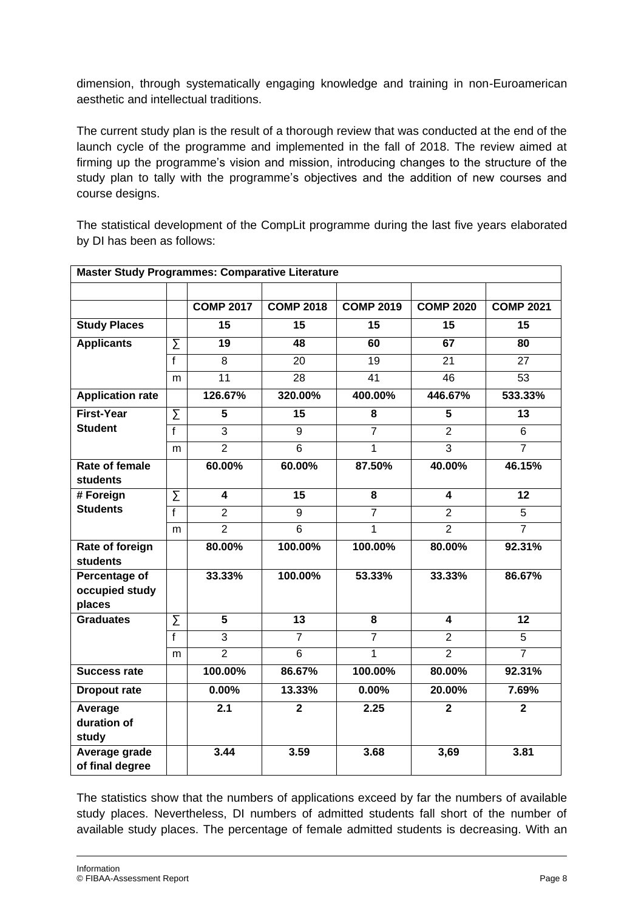dimension, through systematically engaging knowledge and training in non-Euroamerican aesthetic and intellectual traditions.

The current study plan is the result of a thorough review that was conducted at the end of the launch cycle of the programme and implemented in the fall of 2018. The review aimed at firming up the programme's vision and mission, introducing changes to the structure of the study plan to tally with the programme's objectives and the addition of new courses and course designs.

The statistical development of the CompLit programme during the last five years elaborated by DI has been as follows:

| **Master Study Programmes: Comparative Literature** | | | | | | |
|---|---|---|---|---|---|---|
| | | | | | | |
| | | **COMP 2017** | **COMP 2018** | **COMP 2019** | **COMP 2020** | **COMP 2021** |
| **Study Places** | | **15** | **15** | **15** | **15** | **15** |
| **Applicants** | ∑ | **19** | **48** | **60** | **67** | **80** |
| | f | 8 | 20 | 19 | 21 | 27 |
| | m | 11 | 28 | 41 | 46 | 53 |
| **Application rate** | | **126.67%** | **320.00%** | **400.00%** | **446.67%** | **533.33%** |
| **First-Year Student** | ∑ | **5** | **15** | **8** | **5** | **13** |
| | f | 3 | 9 | 7 | 2 | 6 |
| | m | 2 | 6 | 1 | 3 | 7 |
| **Rate of female students** | | **60.00%** | **60.00%** | **87.50%** | **40.00%** | **46.15%** |
| **# Foreign Students** | ∑ | **4** | **15** | **8** | **4** | **12** |
| | f | 2 | 9 | 7 | 2 | 5 |
| | m | 2 | 6 | 1 | 2 | 7 |
| **Rate of foreign students** | | **80.00%** | **100.00%** | **100.00%** | **80.00%** | **92.31%** |
| **Percentage of occupied study places** | | **33.33%** | **100.00%** | **53.33%** | **33.33%** | **86.67%** |
| **Graduates** | ∑ | **5** | **13** | **8** | **4** | **12** |
| | f | 3 | 7 | 7 | 2 | 5 |
| | m | 2 | 6 | 1 | 2 | 7 |
| **Success rate** | | **100.00%** | **86.67%** | **100.00%** | **80.00%** | **92.31%** |
| **Dropout rate** | | **0.00%** | **13.33%** | **0.00%** | **20.00%** | **7.69%** |
| **Average duration of study** | | **2.1** | **2** | **2.25** | **2** | **2** |
| **Average grade of final degree** | | **3.44** | **3.59** | **3.68** | **3,69** | **3.81** |

The statistics show that the numbers of applications exceed by far the numbers of available study places. Nevertheless, DI numbers of admitted students fall short of the number of available study places. The percentage of female admitted students is decreasing. With an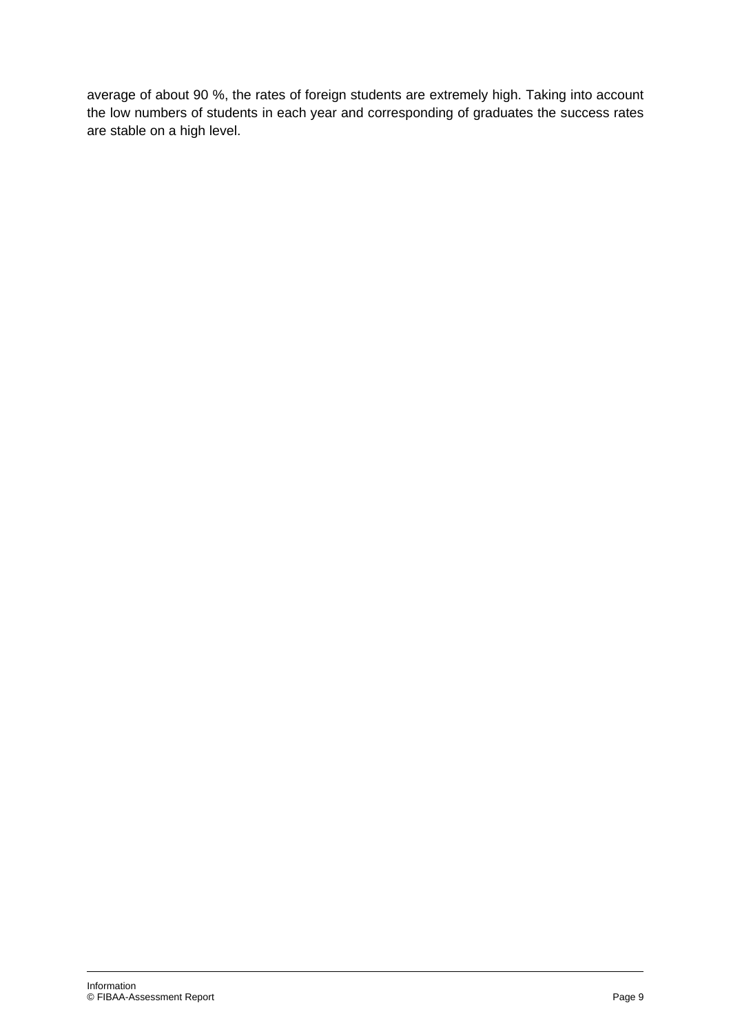average of about 90 %, the rates of foreign students are extremely high. Taking into account the low numbers of students in each year and corresponding of graduates the success rates are stable on a high level.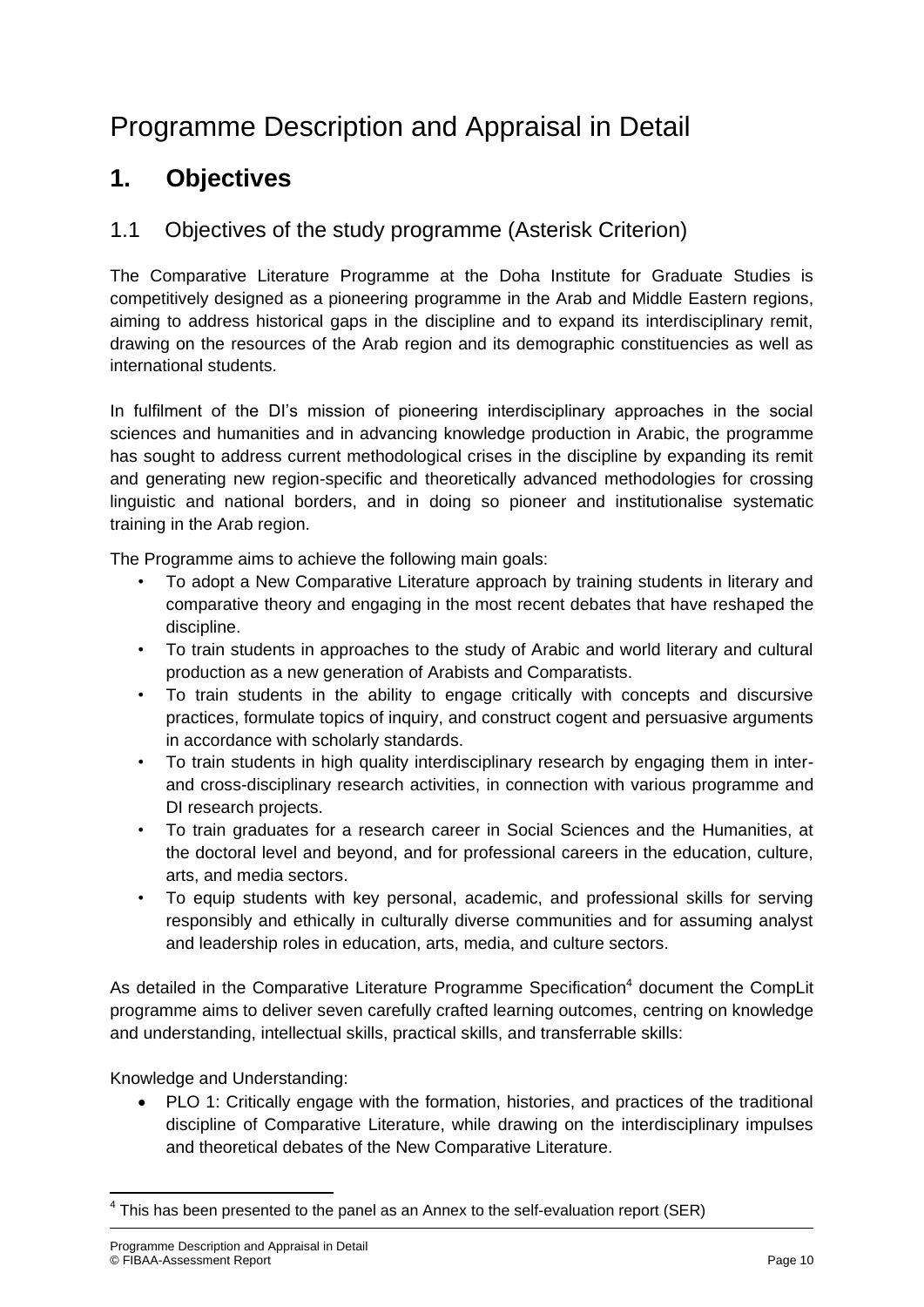# Programme Description and Appraisal in Detail

## 1. Objectives

### 1.1 Objectives of the study programme (Asterisk Criterion)

The Comparative Literature Programme at the Doha Institute for Graduate Studies is competitively designed as a pioneering programme in the Arab and Middle Eastern regions, aiming to address historical gaps in the discipline and to expand its interdisciplinary remit, drawing on the resources of the Arab region and its demographic constituencies as well as international students.

In fulfilment of the DI's mission of pioneering interdisciplinary approaches in the social sciences and humanities and in advancing knowledge production in Arabic, the programme has sought to address current methodological crises in the discipline by expanding its remit and generating new region-specific and theoretically advanced methodologies for crossing linguistic and national borders, and in doing so pioneer and institutionalise systematic training in the Arab region.

The Programme aims to achieve the following main goals:

- To adopt a New Comparative Literature approach by training students in literary and comparative theory and engaging in the most recent debates that have reshaped the discipline.
- To train students in approaches to the study of Arabic and world literary and cultural production as a new generation of Arabists and Comparatists.
- To train students in the ability to engage critically with concepts and discursive practices, formulate topics of inquiry, and construct cogent and persuasive arguments in accordance with scholarly standards.
- To train students in high quality interdisciplinary research by engaging them in inter- and cross-disciplinary research activities, in connection with various programme and DI research projects.
- To train graduates for a research career in Social Sciences and the Humanities, at the doctoral level and beyond, and for professional careers in the education, culture, arts, and media sectors.
- To equip students with key personal, academic, and professional skills for serving responsibly and ethically in culturally diverse communities and for assuming analyst and leadership roles in education, arts, media, and culture sectors.

As detailed in the Comparative Literature Programme Specification[4] document the CompLit programme aims to deliver seven carefully crafted learning outcomes, centring on knowledge and understanding, intellectual skills, practical skills, and transferrable skills:

Knowledge and Understanding:

- PLO 1: Critically engage with the formation, histories, and practices of the traditional discipline of Comparative Literature, while drawing on the interdisciplinary impulses and theoretical debates of the New Comparative Literature.

[4] This has been presented to the panel as an Annex to the self-evaluation report (SER)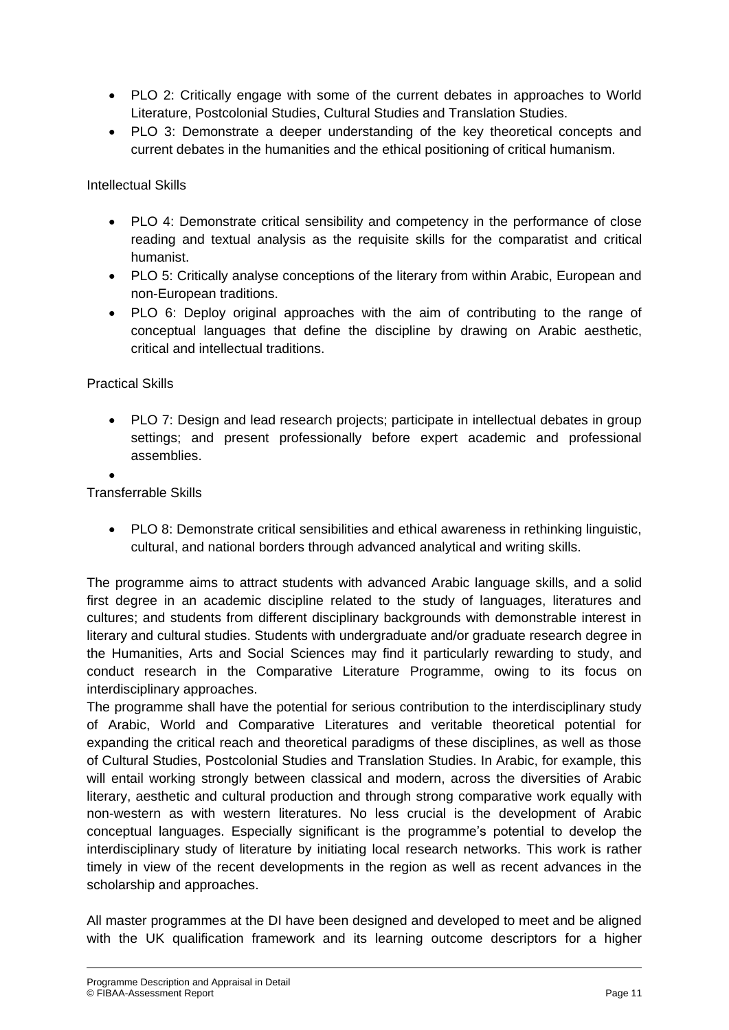- PLO 2: Critically engage with some of the current debates in approaches to World Literature, Postcolonial Studies, Cultural Studies and Translation Studies.
- PLO 3: Demonstrate a deeper understanding of the key theoretical concepts and current debates in the humanities and the ethical positioning of critical humanism.

Intellectual Skills

- PLO 4: Demonstrate critical sensibility and competency in the performance of close reading and textual analysis as the requisite skills for the comparatist and critical humanist.
- PLO 5: Critically analyse conceptions of the literary from within Arabic, European and non-European traditions.
- PLO 6: Deploy original approaches with the aim of contributing to the range of conceptual languages that define the discipline by drawing on Arabic aesthetic, critical and intellectual traditions.

Practical Skills

- PLO 7: Design and lead research projects; participate in intellectual debates in group settings; and present professionally before expert academic and professional assemblies.

Transferrable Skills

- PLO 8: Demonstrate critical sensibilities and ethical awareness in rethinking linguistic, cultural, and national borders through advanced analytical and writing skills.

The programme aims to attract students with advanced Arabic language skills, and a solid first degree in an academic discipline related to the study of languages, literatures and cultures; and students from different disciplinary backgrounds with demonstrable interest in literary and cultural studies. Students with undergraduate and/or graduate research degree in the Humanities, Arts and Social Sciences may find it particularly rewarding to study, and conduct research in the Comparative Literature Programme, owing to its focus on interdisciplinary approaches.
The programme shall have the potential for serious contribution to the interdisciplinary study of Arabic, World and Comparative Literatures and veritable theoretical potential for expanding the critical reach and theoretical paradigms of these disciplines, as well as those of Cultural Studies, Postcolonial Studies and Translation Studies. In Arabic, for example, this will entail working strongly between classical and modern, across the diversities of Arabic literary, aesthetic and cultural production and through strong comparative work equally with non-western as with western literatures. No less crucial is the development of Arabic conceptual languages. Especially significant is the programme's potential to develop the interdisciplinary study of literature by initiating local research networks. This work is rather timely in view of the recent developments in the region as well as recent advances in the scholarship and approaches.

All master programmes at the DI have been designed and developed to meet and be aligned with the UK qualification framework and its learning outcome descriptors for a higher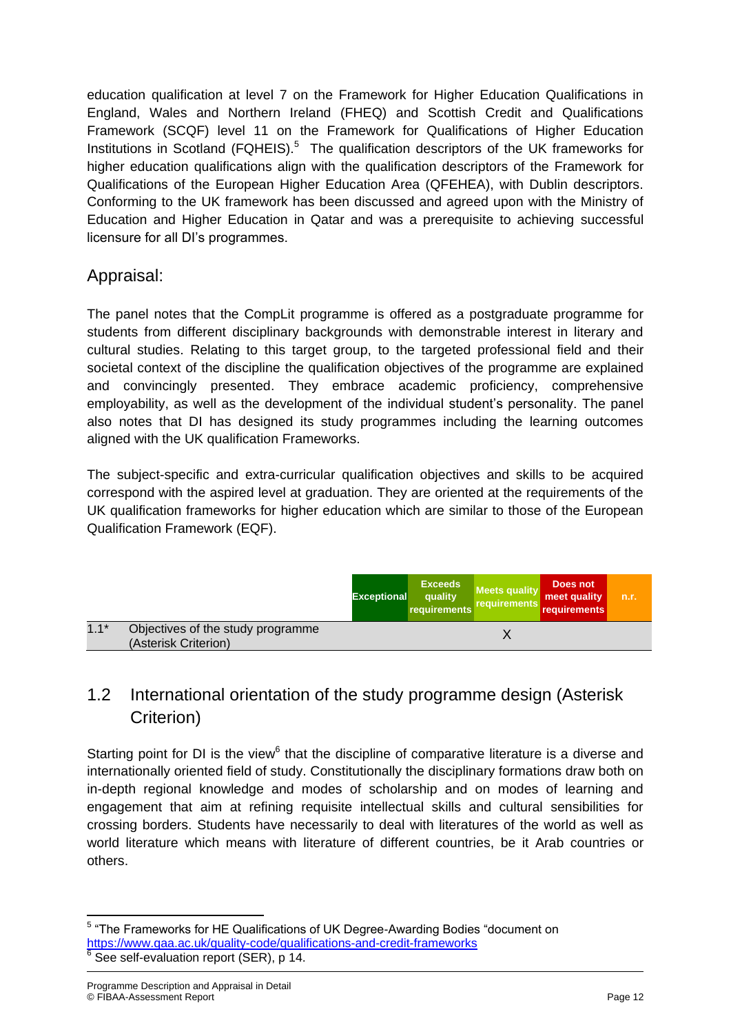education qualification at level 7 on the Framework for Higher Education Qualifications in England, Wales and Northern Ireland (FHEQ) and Scottish Credit and Qualifications Framework (SCQF) level 11 on the Framework for Qualifications of Higher Education Institutions in Scotland (FQHEIS).[5] The qualification descriptors of the UK frameworks for higher education qualifications align with the qualification descriptors of the Framework for Qualifications of the European Higher Education Area (QFEHEA), with Dublin descriptors. Conforming to the UK framework has been discussed and agreed upon with the Ministry of Education and Higher Education in Qatar and was a prerequisite to achieving successful licensure for all DI's programmes.

## Appraisal:

The panel notes that the CompLit programme is offered as a postgraduate programme for students from different disciplinary backgrounds with demonstrable interest in literary and cultural studies. Relating to this target group, to the targeted professional field and their societal context of the discipline the qualification objectives of the programme are explained and convincingly presented. They embrace academic proficiency, comprehensive employability, as well as the development of the individual student's personality. The panel also notes that DI has designed its study programmes including the learning outcomes aligned with the UK qualification Frameworks.

The subject-specific and extra-curricular qualification objectives and skills to be acquired correspond with the aspired level at graduation. They are oriented at the requirements of the UK qualification frameworks for higher education which are similar to those of the European Qualification Framework (EQF).

| | | Exceptional | Exceeds quality requirements | Meets quality requirements | Does not meet quality requirements | n.r. |
|---|---|---|---|---|---|---|
| 1.1* | Objectives of the study programme (Asterisk Criterion) | | | X | | |

## 1.2 International orientation of the study programme design (Asterisk Criterion)

Starting point for DI is the view[6] that the discipline of comparative literature is a diverse and internationally oriented field of study. Constitutionally the disciplinary formations draw both on in-depth regional knowledge and modes of scholarship and on modes of learning and engagement that aim at refining requisite intellectual skills and cultural sensibilities for crossing borders. Students have necessarily to deal with literatures of the world as well as world literature which means with literature of different countries, be it Arab countries or others.

---

[5] "The Frameworks for HE Qualifications of UK Degree-Awarding Bodies "document on https://www.qaa.ac.uk/quality-code/qualifications-and-credit-frameworks

[6] See self-evaluation report (SER), p 14.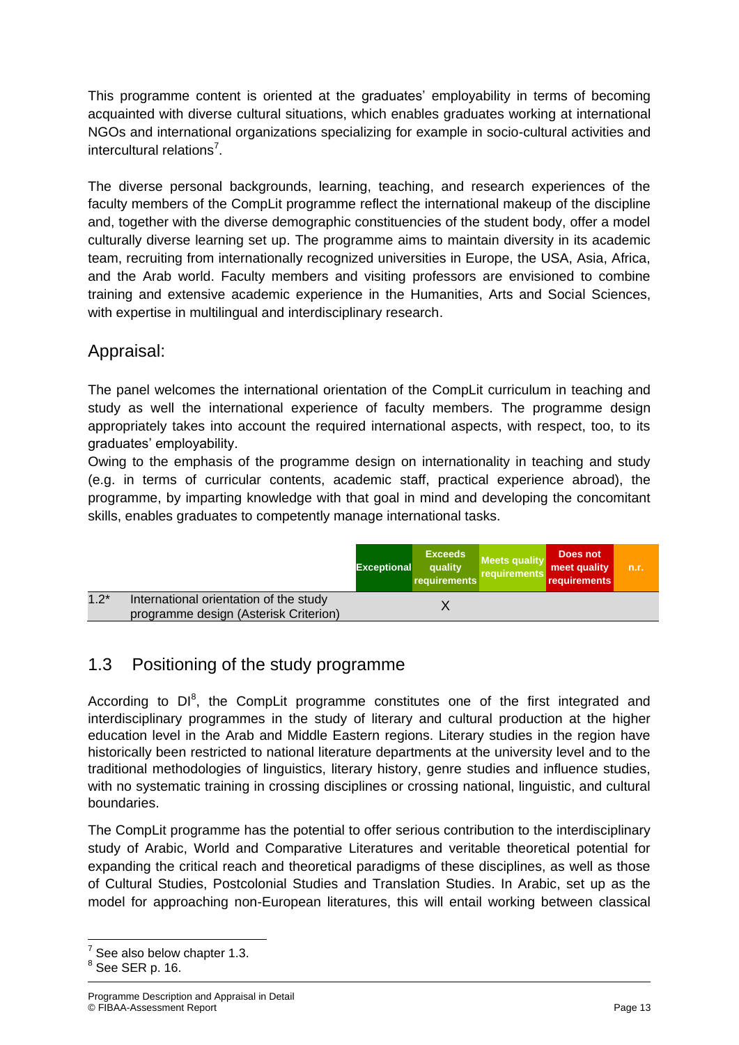This programme content is oriented at the graduates' employability in terms of becoming acquainted with diverse cultural situations, which enables graduates working at international NGOs and international organizations specializing for example in socio-cultural activities and intercultural relations[7].

The diverse personal backgrounds, learning, teaching, and research experiences of the faculty members of the CompLit programme reflect the international makeup of the discipline and, together with the diverse demographic constituencies of the student body, offer a model culturally diverse learning set up. The programme aims to maintain diversity in its academic team, recruiting from internationally recognized universities in Europe, the USA, Asia, Africa, and the Arab world. Faculty members and visiting professors are envisioned to combine training and extensive academic experience in the Humanities, Arts and Social Sciences, with expertise in multilingual and interdisciplinary research.

## Appraisal:

The panel welcomes the international orientation of the CompLit curriculum in teaching and study as well the international experience of faculty members. The programme design appropriately takes into account the required international aspects, with respect, too, to its graduates' employability.

Owing to the emphasis of the programme design on internationality in teaching and study (e.g. in terms of curricular contents, academic staff, practical experience abroad), the programme, by imparting knowledge with that goal in mind and developing the concomitant skills, enables graduates to competently manage international tasks.

| | | Exceptional | Exceeds quality requirements | Meets quality requirements | Does not meet quality requirements | n.r. |
|---|---|---|---|---|---|---|
| 1.2* | International orientation of the study programme design (Asterisk Criterion) | | X | | | |

## 1.3 Positioning of the study programme

According to DI[8], the CompLit programme constitutes one of the first integrated and interdisciplinary programmes in the study of literary and cultural production at the higher education level in the Arab and Middle Eastern regions. Literary studies in the region have historically been restricted to national literature departments at the university level and to the traditional methodologies of linguistics, literary history, genre studies and influence studies, with no systematic training in crossing disciplines or crossing national, linguistic, and cultural boundaries.

The CompLit programme has the potential to offer serious contribution to the interdisciplinary study of Arabic, World and Comparative Literatures and veritable theoretical potential for expanding the critical reach and theoretical paradigms of these disciplines, as well as those of Cultural Studies, Postcolonial Studies and Translation Studies. In Arabic, set up as the model for approaching non-European literatures, this will entail working between classical

---

[7] See also below chapter 1.3.

[8] See SER p. 16.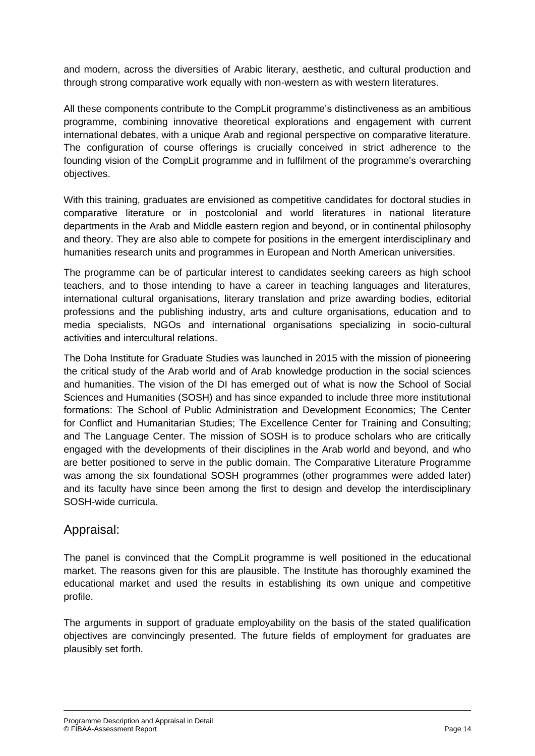and modern, across the diversities of Arabic literary, aesthetic, and cultural production and through strong comparative work equally with non-western as with western literatures.

All these components contribute to the CompLit programme's distinctiveness as an ambitious programme, combining innovative theoretical explorations and engagement with current international debates, with a unique Arab and regional perspective on comparative literature. The configuration of course offerings is crucially conceived in strict adherence to the founding vision of the CompLit programme and in fulfilment of the programme's overarching objectives.

With this training, graduates are envisioned as competitive candidates for doctoral studies in comparative literature or in postcolonial and world literatures in national literature departments in the Arab and Middle eastern region and beyond, or in continental philosophy and theory. They are also able to compete for positions in the emergent interdisciplinary and humanities research units and programmes in European and North American universities.

The programme can be of particular interest to candidates seeking careers as high school teachers, and to those intending to have a career in teaching languages and literatures, international cultural organisations, literary translation and prize awarding bodies, editorial professions and the publishing industry, arts and culture organisations, education and to media specialists, NGOs and international organisations specializing in socio-cultural activities and intercultural relations.

The Doha Institute for Graduate Studies was launched in 2015 with the mission of pioneering the critical study of the Arab world and of Arab knowledge production in the social sciences and humanities. The vision of the DI has emerged out of what is now the School of Social Sciences and Humanities (SOSH) and has since expanded to include three more institutional formations: The School of Public Administration and Development Economics; The Center for Conflict and Humanitarian Studies; The Excellence Center for Training and Consulting; and The Language Center. The mission of SOSH is to produce scholars who are critically engaged with the developments of their disciplines in the Arab world and beyond, and who are better positioned to serve in the public domain. The Comparative Literature Programme was among the six foundational SOSH programmes (other programmes were added later) and its faculty have since been among the first to design and develop the interdisciplinary SOSH-wide curricula.

## Appraisal:

The panel is convinced that the CompLit programme is well positioned in the educational market. The reasons given for this are plausible. The Institute has thoroughly examined the educational market and used the results in establishing its own unique and competitive profile.

The arguments in support of graduate employability on the basis of the stated qualification objectives are convincingly presented. The future fields of employment for graduates are plausibly set forth.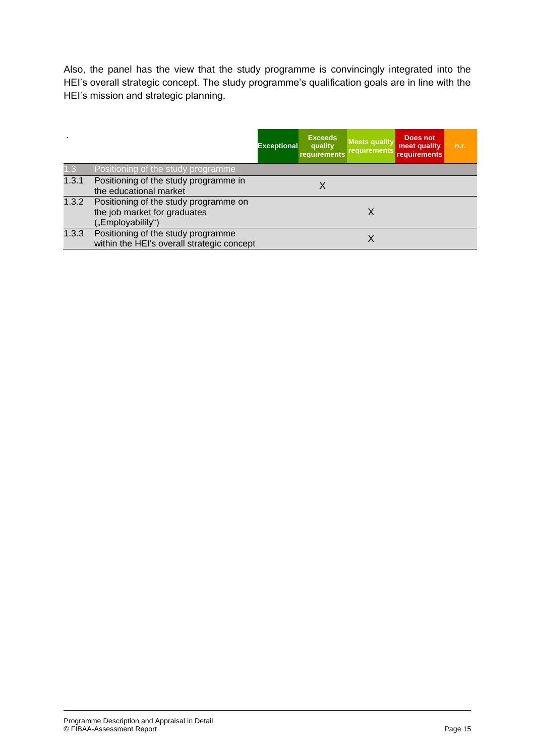Also, the panel has the view that the study programme is convincingly integrated into the HEI's overall strategic concept. The study programme's qualification goals are in line with the HEI's mission and strategic planning.

| | | Exceptional | Exceeds quality requirements | Meets quality requirements | Does not meet quality requirements | n.r. |
|---|---|---|---|---|---|---|
| 1.3 | Positioning of the study programme | | | | | |
| 1.3.1 | Positioning of the study programme in the educational market | | X | | | |
| 1.3.2 | Positioning of the study programme on the job market for graduates („Employability") | | | X | | |
| 1.3.3 | Positioning of the study programme within the HEI's overall strategic concept | | | X | | |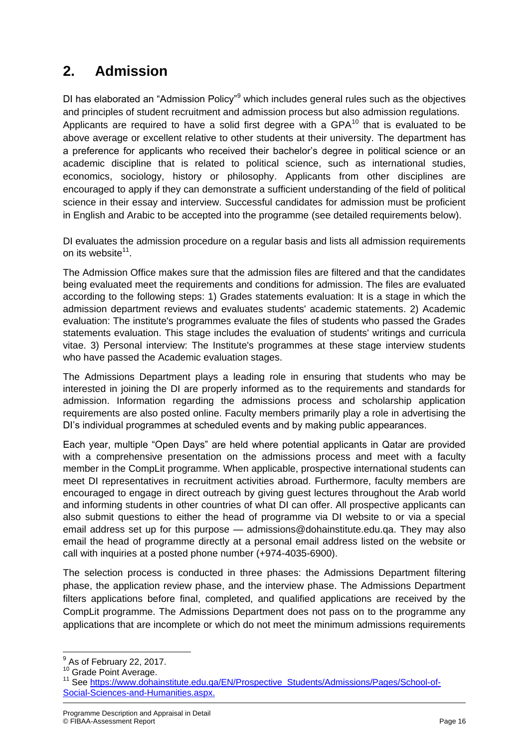## 2. Admission

DI has elaborated an "Admission Policy"[9] which includes general rules such as the objectives and principles of student recruitment and admission process but also admission regulations. Applicants are required to have a solid first degree with a GPA[10] that is evaluated to be above average or excellent relative to other students at their university. The department has a preference for applicants who received their bachelor's degree in political science or an academic discipline that is related to political science, such as international studies, economics, sociology, history or philosophy. Applicants from other disciplines are encouraged to apply if they can demonstrate a sufficient understanding of the field of political science in their essay and interview. Successful candidates for admission must be proficient in English and Arabic to be accepted into the programme (see detailed requirements below).

DI evaluates the admission procedure on a regular basis and lists all admission requirements on its website[11].

The Admission Office makes sure that the admission files are filtered and that the candidates being evaluated meet the requirements and conditions for admission. The files are evaluated according to the following steps: 1) Grades statements evaluation: It is a stage in which the admission department reviews and evaluates students' academic statements. 2) Academic evaluation: The institute's programmes evaluate the files of students who passed the Grades statements evaluation. This stage includes the evaluation of students' writings and curricula vitae. 3) Personal interview: The Institute's programmes at these stage interview students who have passed the Academic evaluation stages.

The Admissions Department plays a leading role in ensuring that students who may be interested in joining the DI are properly informed as to the requirements and standards for admission. Information regarding the admissions process and scholarship application requirements are also posted online. Faculty members primarily play a role in advertising the DI's individual programmes at scheduled events and by making public appearances.

Each year, multiple "Open Days" are held where potential applicants in Qatar are provided with a comprehensive presentation on the admissions process and meet with a faculty member in the CompLit programme. When applicable, prospective international students can meet DI representatives in recruitment activities abroad. Furthermore, faculty members are encouraged to engage in direct outreach by giving guest lectures throughout the Arab world and informing students in other countries of what DI can offer. All prospective applicants can also submit questions to either the head of programme via DI website to or via a special email address set up for this purpose — admissions@dohainstitute.edu.qa. They may also email the head of programme directly at a personal email address listed on the website or call with inquiries at a posted phone number (+974-4035-6900).

The selection process is conducted in three phases: the Admissions Department filtering phase, the application review phase, and the interview phase. The Admissions Department filters applications before final, completed, and qualified applications are received by the CompLit programme. The Admissions Department does not pass on to the programme any applications that are incomplete or which do not meet the minimum admissions requirements

---

[9] As of February 22, 2017.

[10] Grade Point Average.

[11] See https://www.dohainstitute.edu.qa/EN/Prospective_Students/Admissions/Pages/School-of-Social-Sciences-and-Humanities.aspx.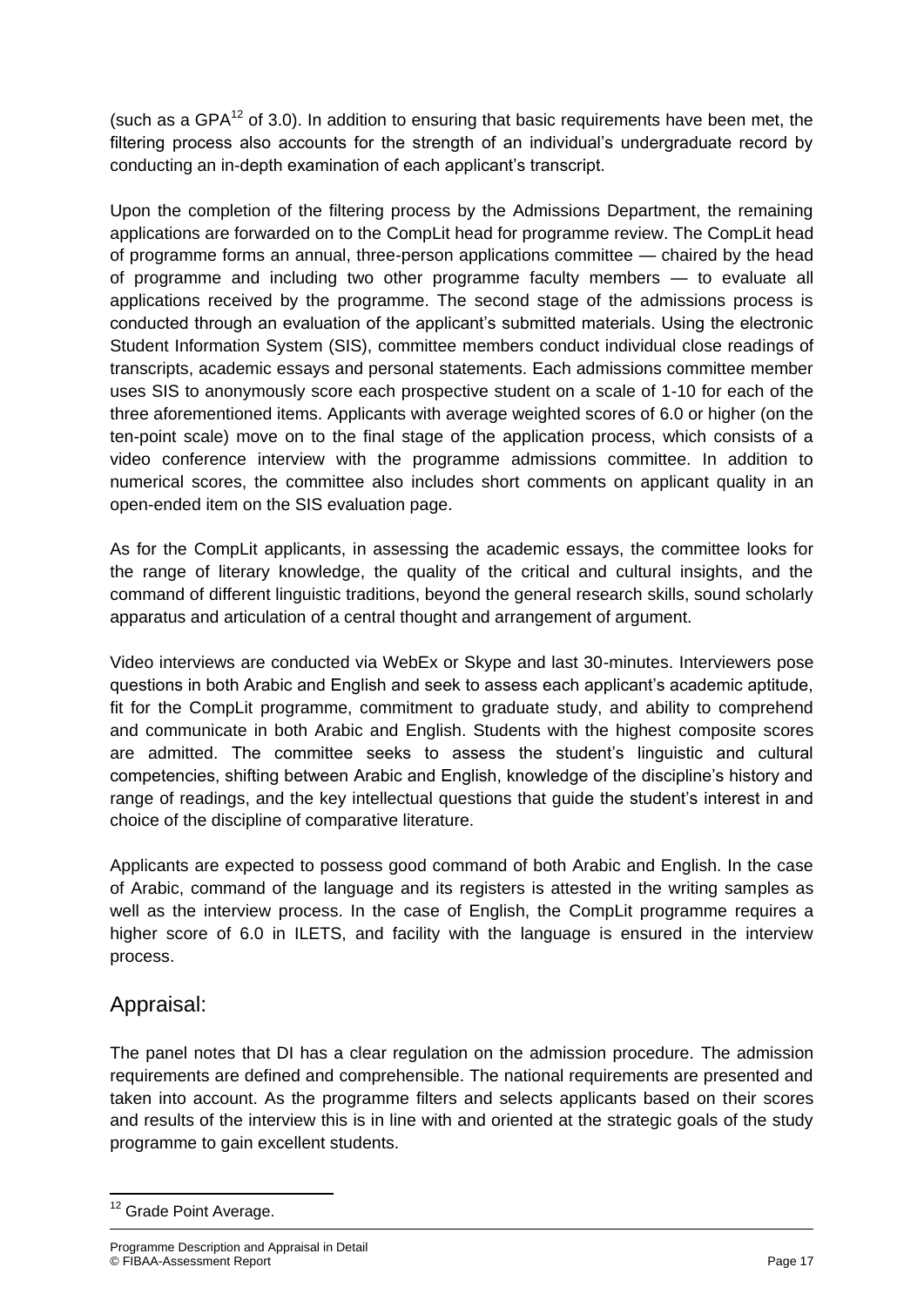(such as a GPA[12] of 3.0). In addition to ensuring that basic requirements have been met, the filtering process also accounts for the strength of an individual's undergraduate record by conducting an in-depth examination of each applicant's transcript.

Upon the completion of the filtering process by the Admissions Department, the remaining applications are forwarded on to the CompLit head for programme review. The CompLit head of programme forms an annual, three-person applications committee — chaired by the head of programme and including two other programme faculty members — to evaluate all applications received by the programme. The second stage of the admissions process is conducted through an evaluation of the applicant's submitted materials. Using the electronic Student Information System (SIS), committee members conduct individual close readings of transcripts, academic essays and personal statements. Each admissions committee member uses SIS to anonymously score each prospective student on a scale of 1-10 for each of the three aforementioned items. Applicants with average weighted scores of 6.0 or higher (on the ten-point scale) move on to the final stage of the application process, which consists of a video conference interview with the programme admissions committee. In addition to numerical scores, the committee also includes short comments on applicant quality in an open-ended item on the SIS evaluation page.

As for the CompLit applicants, in assessing the academic essays, the committee looks for the range of literary knowledge, the quality of the critical and cultural insights, and the command of different linguistic traditions, beyond the general research skills, sound scholarly apparatus and articulation of a central thought and arrangement of argument.

Video interviews are conducted via WebEx or Skype and last 30-minutes. Interviewers pose questions in both Arabic and English and seek to assess each applicant's academic aptitude, fit for the CompLit programme, commitment to graduate study, and ability to comprehend and communicate in both Arabic and English. Students with the highest composite scores are admitted. The committee seeks to assess the student's linguistic and cultural competencies, shifting between Arabic and English, knowledge of the discipline's history and range of readings, and the key intellectual questions that guide the student's interest in and choice of the discipline of comparative literature.

Applicants are expected to possess good command of both Arabic and English. In the case of Arabic, command of the language and its registers is attested in the writing samples as well as the interview process. In the case of English, the CompLit programme requires a higher score of 6.0 in ILETS, and facility with the language is ensured in the interview process.

## Appraisal:

The panel notes that DI has a clear regulation on the admission procedure. The admission requirements are defined and comprehensible. The national requirements are presented and taken into account. As the programme filters and selects applicants based on their scores and results of the interview this is in line with and oriented at the strategic goals of the study programme to gain excellent students.

---

[12] Grade Point Average.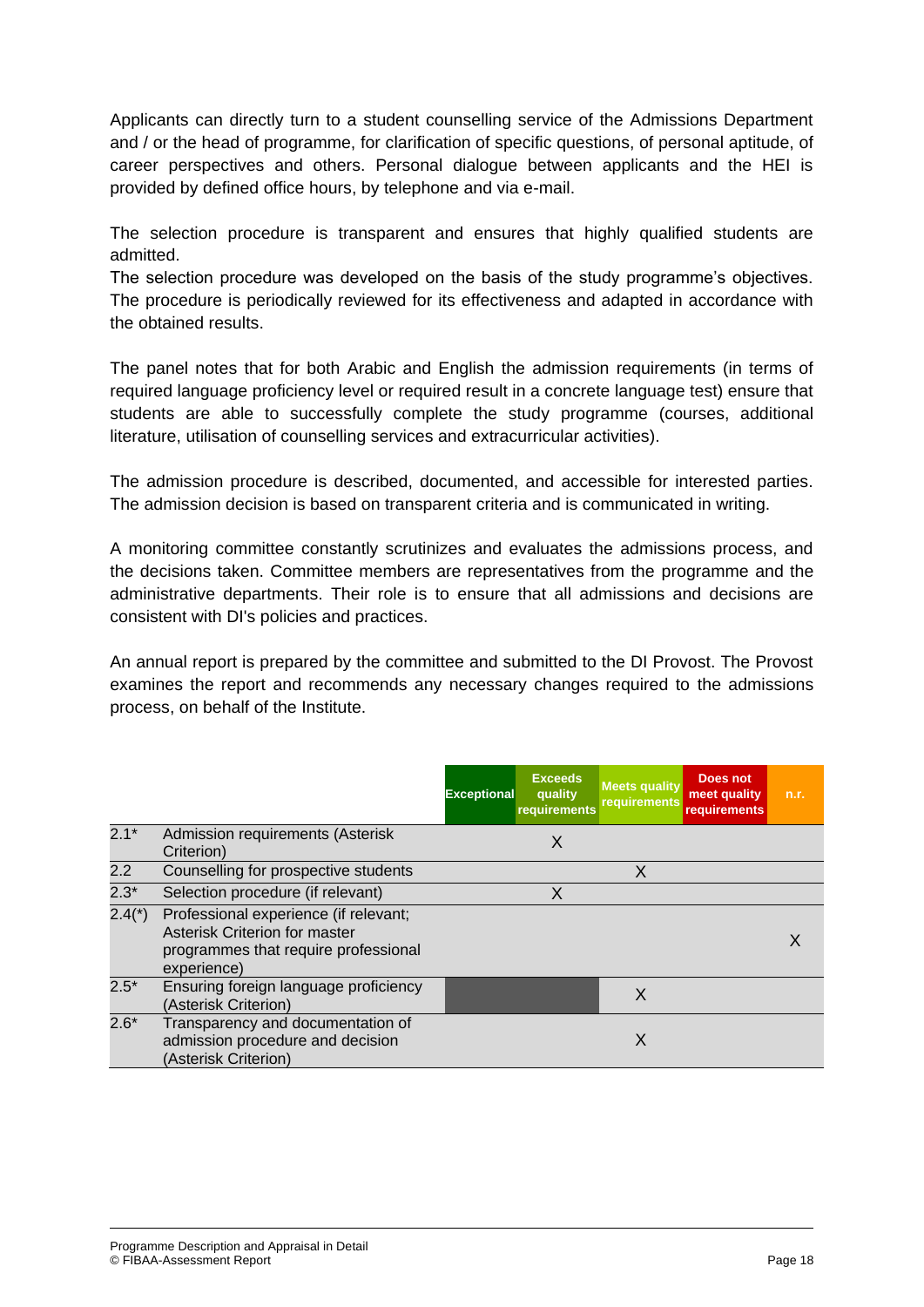Applicants can directly turn to a student counselling service of the Admissions Department and / or the head of programme, for clarification of specific questions, of personal aptitude, of career perspectives and others. Personal dialogue between applicants and the HEI is provided by defined office hours, by telephone and via e-mail.

The selection procedure is transparent and ensures that highly qualified students are admitted.
The selection procedure was developed on the basis of the study programme's objectives. The procedure is periodically reviewed for its effectiveness and adapted in accordance with the obtained results.

The panel notes that for both Arabic and English the admission requirements (in terms of required language proficiency level or required result in a concrete language test) ensure that students are able to successfully complete the study programme (courses, additional literature, utilisation of counselling services and extracurricular activities).

The admission procedure is described, documented, and accessible for interested parties. The admission decision is based on transparent criteria and is communicated in writing.

A monitoring committee constantly scrutinizes and evaluates the admissions process, and the decisions taken. Committee members are representatives from the programme and the administrative departments. Their role is to ensure that all admissions and decisions are consistent with DI's policies and practices.

An annual report is prepared by the committee and submitted to the DI Provost. The Provost examines the report and recommends any necessary changes required to the admissions process, on behalf of the Institute.

| | | Exceptional | Exceeds quality requirements | Meets quality requirements | Does not meet quality requirements | n.r. |
|---|---|---|---|---|---|---|
| 2.1* | Admission requirements (Asterisk Criterion) | | X | | | |
| 2.2 | Counselling for prospective students | | | X | | |
| 2.3* | Selection procedure (if relevant) | | X | | | |
| 2.4(*) | Professional experience (if relevant; Asterisk Criterion for master programmes that require professional experience) | | | | | X |
| 2.5* | Ensuring foreign language proficiency (Asterisk Criterion) | | | X | | |
| 2.6* | Transparency and documentation of admission procedure and decision (Asterisk Criterion) | | | X | | |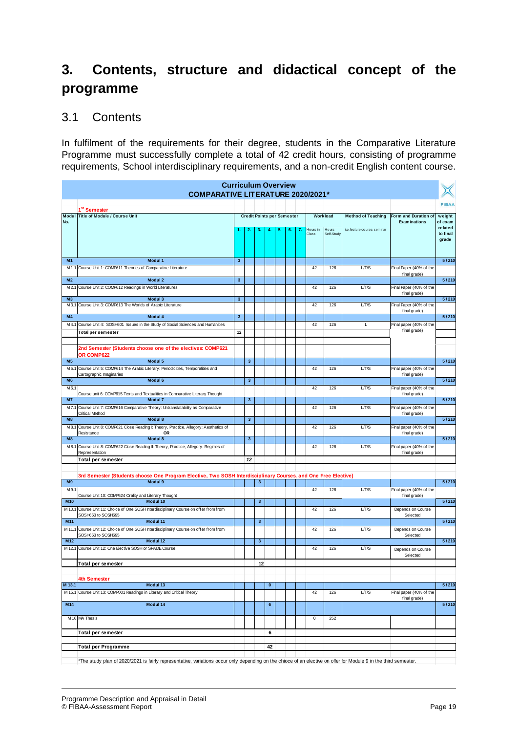# 3. Contents, structure and didactical concept of the programme

## 3.1 Contents

In fulfilment of the requirements for their degree, students in the Comparative Literature Programme must successfully complete a total of 42 credit hours, consisting of programme requirements, School interdisciplinary requirements, and a non-credit English content course.

**Curriculum Overview**
**COMPARATIVE LITERATURE 2020/2021***

| Modul No. | Title of Module / Course Unit | Credit Points per Semester 1. | 2. | 3. | 4. | 5. | 6. | 7. | Workload Hours in Class | Hours Self-Study | Method of Teaching i.e. lecture course, seminar | Form and Duration of Examinations | weight of exam related to final grade |
|---|---|---|---|---|---|---|---|---|---|---|---|---|---|
| | **1st Semester** | | | | | | | | | | | | |
| M1 | Modul 1 | 3 | | | | | | | | | | | 5 / 210 |
| M1.1 | Course Unit 1: COMP611 Theories of Comparative Literature | | | | | | | | 42 | 126 | L/T/S | Final Paper (40% of the final grade) | |
| M2 | Modul 2 | 3 | | | | | | | | | | | 5 / 210 |
| M2.1 | Course Unit 2: COMP612 Readings in World Literatures | | | | | | | | 42 | 126 | L/T/S | Final Paper (40% of the final grade) | |
| M3 | Modul 3 | 3 | | | | | | | | | | | 5 / 210 |
| M3.1 | Course Unit 3: COMP613 The Worlds of Arabic Literature | | | | | | | | 42 | 126 | L/T/S | Final Paper (40% of the final grade) | |
| M4 | Modul 4 | 3 | | | | | | | | | | | 5 / 210 |
| M4.1 | Course Unit 4: SOSH601 Issues in the Study of Social Sciences and Humanities | | | | | | | | 42 | 126 | L | Final paper (40% of the final grade) | |
| | **Total per semester** | 12 | | | | | | | | | | | |
| | **2nd Semester (Students choose one of the electives: COMP621 OR COMP622** | | | | | | | | | | | | |
| M5 | Modul 5 | | 3 | | | | | | | | | | 5 / 210 |
| M5.1 | Course Unit 5: COMP614 The Arabic Literary: Periodicities, Temporalities and Cartographic Imaginaries | | | | | | | | 42 | 126 | L/T/S | Final paper (40% of the final grade) | |
| M6 | Modul 6 | | 3 | | | | | | | | | | 5 / 210 |
| M6.1 | Course unit 6: COMP615 Texts and Textualities in Comparative Literary Thought | | | | | | | | 42 | 126 | L/T/S | Final paper (40% of the final grade) | |
| M7 | Modul 7 | | 3 | | | | | | | | | | 5 / 210 |
| M7.1 | Course Unit 7: COMP616 Comparative Theory: Untranslatability as Comparative Critical Method | | | | | | | | 42 | 126 | L/T/S | Final paper (40% of the final grade) | |
| M8 | Modul 8 | | 3 | | | | | | | | | | 5 / 210 |
| M8.1 | Course Unit 8: COMP621 Close Reading I: Theory, Practice, Allegory: Aesthetics of Resistance **OR** | | | | | | | | 42 | 126 | L/T/S | Final paper (40% of the final grade) | |
| M8 | Modul 8 | | 3 | | | | | | | | | | 5 / 210 |
| M8.1 | Course Unit 8: COMP622 Close Reading II: Theory, Practice, Allegory: Regimes of Representation | | | | | | | | 42 | 126 | L/T/S | Final paper (40% of the final grade) | |
| | **Total per semester** | | *12* | | | | | | | | | | |
| | **3rd Semester (Students choose One Program Elective, Two SOSH Interdisciplinary Courses, and One Free Elective)** | | | | | | | | | | | | |
| M9 | Modul 9 | | | 3 | | | | | | | | | 5 / 210 |
| M9.1 | Course Unit 10: COMP624 Orality and Literary Thought | | | | | | | | 42 | 126 | L/T/S | Final paper (40% of the final grade) | |
| M10 | Modul 10 | | | 3 | | | | | | | | | 5 / 210 |
| M10.1 | Course Unit 11: Choice of One SOSH Interdisciplinary Course on offer from from SOSH663 to SOSH695 | | | | | | | | 42 | 126 | L/T/S | Depends on Course Selected | |
| M11 | Modul 11 | | | 3 | | | | | | | | | 5 / 210 |
| M11.1 | Course Unit 12: Choice of One SOSH Interdisciplinary Course on offer from from SOSH663 to SOSH695 | | | | | | | | 42 | 126 | L/T/S | Depends on Course Selected | |
| M12 | Modul 12 | | | 3 | | | | | | | | | 5 / 210 |
| M12.1 | Course Unit 12: One Elective SOSH or SPADE Course | | | | | | | | 42 | 126 | L/T/S | Depends on Course Selected | |
| | **Total per semester** | | | 12 | | | | | | | | | |
| | **4th Semester** | | | | | | | | | | | | |
| M 13.1 | Modul 13 | | | | 0 | | | | | | | | 5 / 210 |
| M 15.1 | Course Unit 13: COMP001 Readings in Literary and Critical Theory | | | | | | | | 42 | 126 | L/T/S | Final paper (40% of the final grade) | |
| M14 | Modul 14 | | | | 6 | | | | | | | | 5 / 210 |
| M 16 | MA Thesis | | | | | | | | 0 | 252 | | | |
| | **Total per semester** | | | | 6 | | | | | | | | |
| | **Total per Programme** | | | | 42 | | | | | | | | |

*The study plan of 2020/2021 is fairly representative, variations occur only depending on the choice of an elective on offer for Module 9 in the third semester.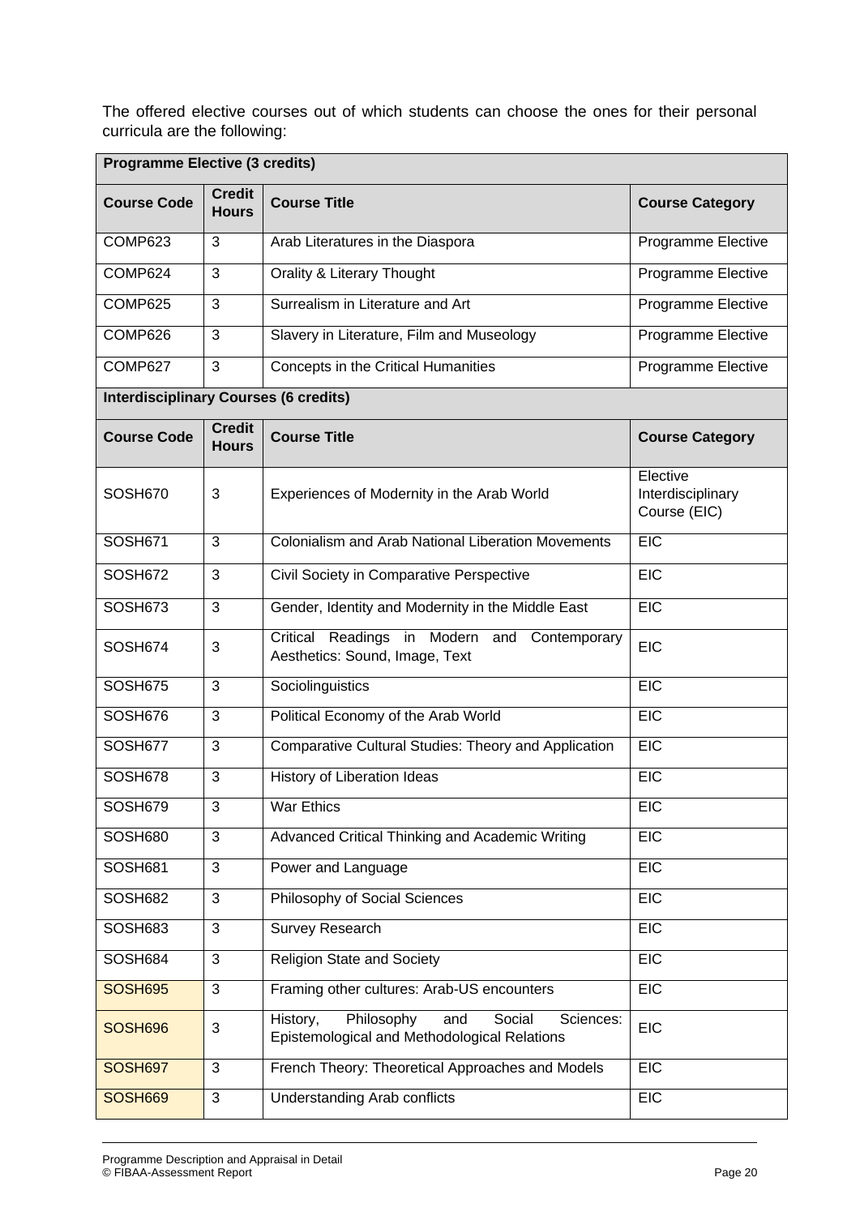The offered elective courses out of which students can choose the ones for their personal curricula are the following:

| **Programme Elective (3 credits)** | | | |
|---|---|---|---|
| **Course Code** | **Credit Hours** | **Course Title** | **Course Category** |
| COMP623 | 3 | Arab Literatures in the Diaspora | Programme Elective |
| COMP624 | 3 | Orality & Literary Thought | Programme Elective |
| COMP625 | 3 | Surrealism in Literature and Art | Programme Elective |
| COMP626 | 3 | Slavery in Literature, Film and Museology | Programme Elective |
| COMP627 | 3 | Concepts in the Critical Humanities | Programme Elective |
| **Interdisciplinary Courses (6 credits)** | | | |
| **Course Code** | **Credit Hours** | **Course Title** | **Course Category** |
| SOSH670 | 3 | Experiences of Modernity in the Arab World | Elective Interdisciplinary Course (EIC) |
| SOSH671 | 3 | Colonialism and Arab National Liberation Movements | EIC |
| SOSH672 | 3 | Civil Society in Comparative Perspective | EIC |
| SOSH673 | 3 | Gender, Identity and Modernity in the Middle East | EIC |
| SOSH674 | 3 | Critical Readings in Modern and Contemporary Aesthetics: Sound, Image, Text | EIC |
| SOSH675 | 3 | Sociolinguistics | EIC |
| SOSH676 | 3 | Political Economy of the Arab World | EIC |
| SOSH677 | 3 | Comparative Cultural Studies: Theory and Application | EIC |
| SOSH678 | 3 | History of Liberation Ideas | EIC |
| SOSH679 | 3 | War Ethics | EIC |
| SOSH680 | 3 | Advanced Critical Thinking and Academic Writing | EIC |
| SOSH681 | 3 | Power and Language | EIC |
| SOSH682 | 3 | Philosophy of Social Sciences | EIC |
| SOSH683 | 3 | Survey Research | EIC |
| SOSH684 | 3 | Religion State and Society | EIC |
| SOSH695 | 3 | Framing other cultures: Arab-US encounters | EIC |
| SOSH696 | 3 | History, Philosophy and Social Sciences: Epistemological and Methodological Relations | EIC |
| SOSH697 | 3 | French Theory: Theoretical Approaches and Models | EIC |
| SOSH669 | 3 | Understanding Arab conflicts | EIC |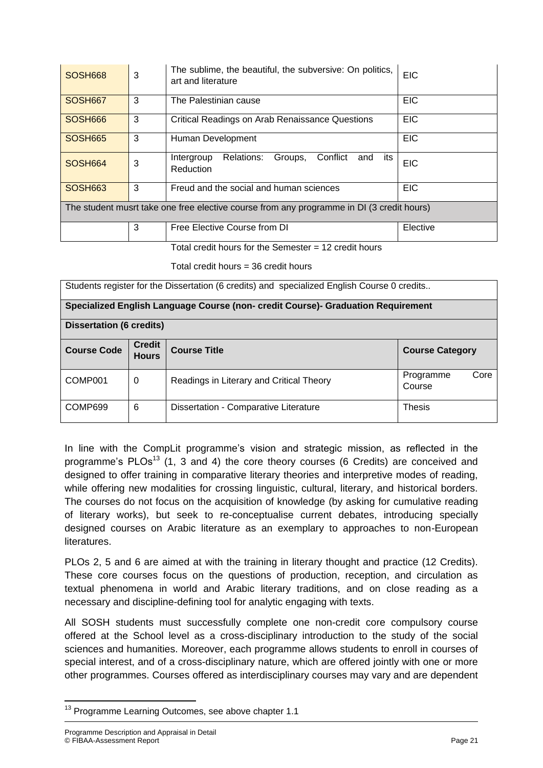| | | | |
|---|---|---|---|
| SOSH668 | 3 | The sublime, the beautiful, the subversive: On politics, art and literature | EIC |
| SOSH667 | 3 | The Palestinian cause | EIC |
| SOSH666 | 3 | Critical Readings on Arab Renaissance Questions | EIC |
| SOSH665 | 3 | Human Development | EIC |
| SOSH664 | 3 | Intergroup Relations: Groups, Conflict and its Reduction | EIC |
| SOSH663 | 3 | Freud and the social and human sciences | EIC |
| The student musrt take one free elective course from any programme in DI (3 credit hours) | | | |
| | 3 | Free Elective Course from DI | Elective |

Total credit hours for the Semester = 12 credit hours

Total credit hours = 36 credit hours

| Students register for the Dissertation (6 credits) and specialized English Course 0 credits.. | | | |
|---|---|---|---|
| **Specialized English Language Course (non- credit Course)- Graduation Requirement** | | | |
| **Dissertation (6 credits)** | | | |
| **Course Code** | **Credit Hours** | **Course Title** | **Course Category** |
| COMP001 | 0 | Readings in Literary and Critical Theory | Programme Core Course |
| COMP699 | 6 | Dissertation - Comparative Literature | Thesis |

In line with the CompLit programme's vision and strategic mission, as reflected in the programme's PLOs[13] (1, 3 and 4) the core theory courses (6 Credits) are conceived and designed to offer training in comparative literary theories and interpretive modes of reading, while offering new modalities for crossing linguistic, cultural, literary, and historical borders. The courses do not focus on the acquisition of knowledge (by asking for cumulative reading of literary works), but seek to re-conceptualise current debates, introducing specially designed courses on Arabic literature as an exemplary to approaches to non-European literatures.

PLOs 2, 5 and 6 are aimed at with the training in literary thought and practice (12 Credits). These core courses focus on the questions of production, reception, and circulation as textual phenomena in world and Arabic literary traditions, and on close reading as a necessary and discipline-defining tool for analytic engaging with texts.

All SOSH students must successfully complete one non-credit core compulsory course offered at the School level as a cross-disciplinary introduction to the study of the social sciences and humanities. Moreover, each programme allows students to enroll in courses of special interest, and of a cross-disciplinary nature, which are offered jointly with one or more other programmes. Courses offered as interdisciplinary courses may vary and are dependent

[13] Programme Learning Outcomes, see above chapter 1.1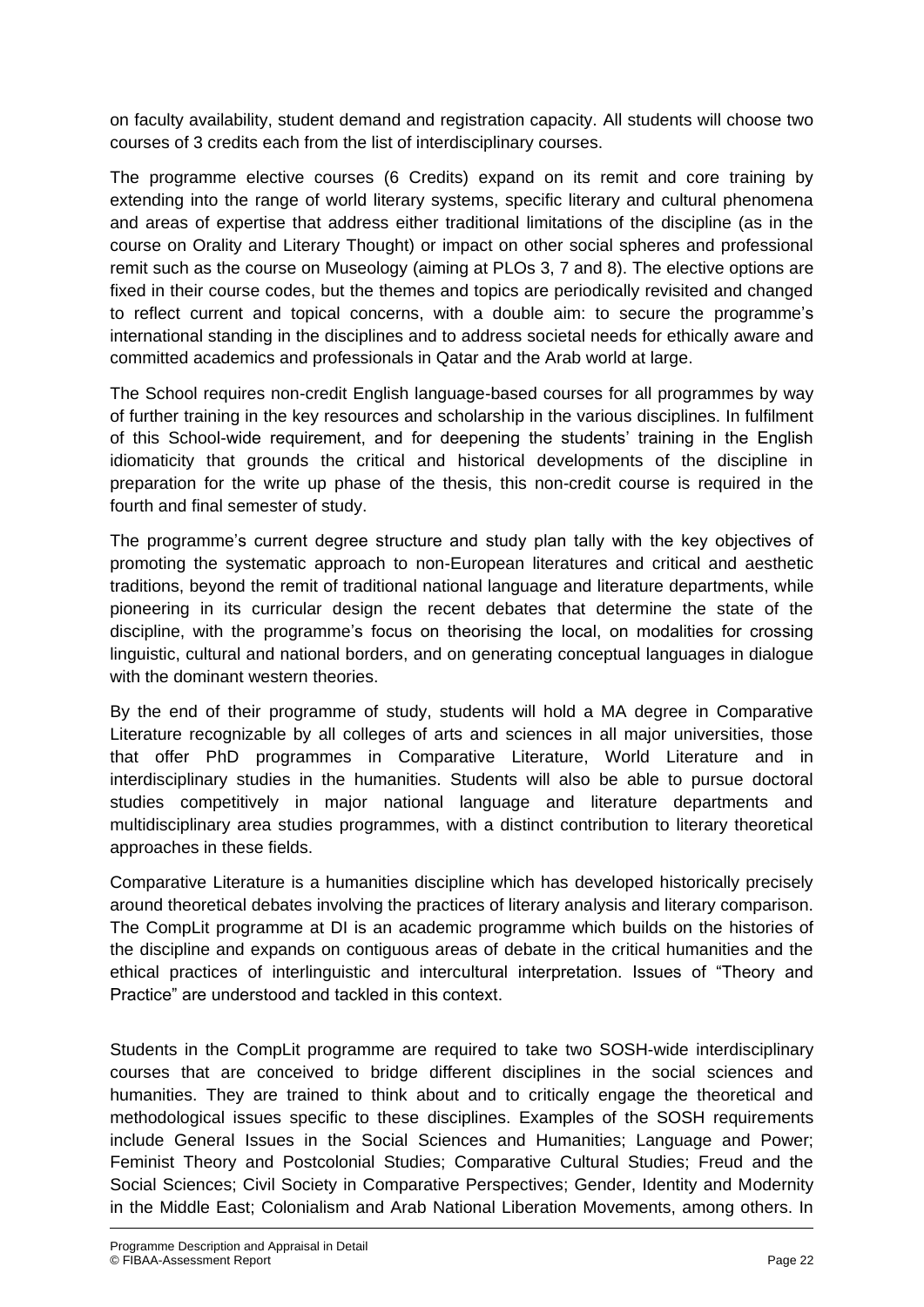on faculty availability, student demand and registration capacity. All students will choose two courses of 3 credits each from the list of interdisciplinary courses.

The programme elective courses (6 Credits) expand on its remit and core training by extending into the range of world literary systems, specific literary and cultural phenomena and areas of expertise that address either traditional limitations of the discipline (as in the course on Orality and Literary Thought) or impact on other social spheres and professional remit such as the course on Museology (aiming at PLOs 3, 7 and 8). The elective options are fixed in their course codes, but the themes and topics are periodically revisited and changed to reflect current and topical concerns, with a double aim: to secure the programme's international standing in the disciplines and to address societal needs for ethically aware and committed academics and professionals in Qatar and the Arab world at large.

The School requires non-credit English language-based courses for all programmes by way of further training in the key resources and scholarship in the various disciplines. In fulfilment of this School-wide requirement, and for deepening the students' training in the English idiomaticity that grounds the critical and historical developments of the discipline in preparation for the write up phase of the thesis, this non-credit course is required in the fourth and final semester of study.

The programme's current degree structure and study plan tally with the key objectives of promoting the systematic approach to non-European literatures and critical and aesthetic traditions, beyond the remit of traditional national language and literature departments, while pioneering in its curricular design the recent debates that determine the state of the discipline, with the programme's focus on theorising the local, on modalities for crossing linguistic, cultural and national borders, and on generating conceptual languages in dialogue with the dominant western theories.

By the end of their programme of study, students will hold a MA degree in Comparative Literature recognizable by all colleges of arts and sciences in all major universities, those that offer PhD programmes in Comparative Literature, World Literature and in interdisciplinary studies in the humanities. Students will also be able to pursue doctoral studies competitively in major national language and literature departments and multidisciplinary area studies programmes, with a distinct contribution to literary theoretical approaches in these fields.

Comparative Literature is a humanities discipline which has developed historically precisely around theoretical debates involving the practices of literary analysis and literary comparison. The CompLit programme at DI is an academic programme which builds on the histories of the discipline and expands on contiguous areas of debate in the critical humanities and the ethical practices of interlinguistic and intercultural interpretation. Issues of "Theory and Practice" are understood and tackled in this context.

Students in the CompLit programme are required to take two SOSH-wide interdisciplinary courses that are conceived to bridge different disciplines in the social sciences and humanities. They are trained to think about and to critically engage the theoretical and methodological issues specific to these disciplines. Examples of the SOSH requirements include General Issues in the Social Sciences and Humanities; Language and Power; Feminist Theory and Postcolonial Studies; Comparative Cultural Studies; Freud and the Social Sciences; Civil Society in Comparative Perspectives; Gender, Identity and Modernity in the Middle East; Colonialism and Arab National Liberation Movements, among others. In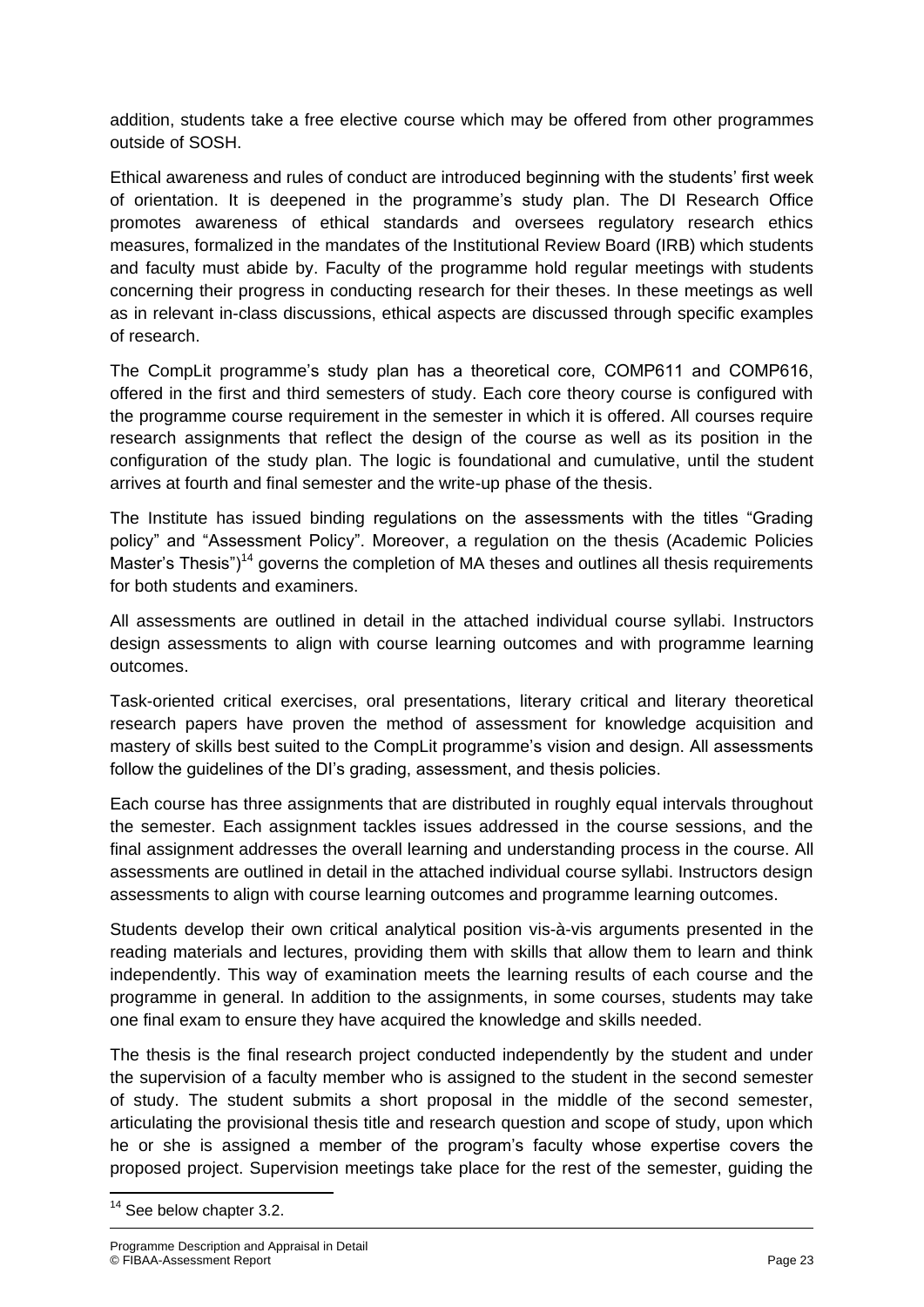addition, students take a free elective course which may be offered from other programmes outside of SOSH.

Ethical awareness and rules of conduct are introduced beginning with the students' first week of orientation. It is deepened in the programme's study plan. The DI Research Office promotes awareness of ethical standards and oversees regulatory research ethics measures, formalized in the mandates of the Institutional Review Board (IRB) which students and faculty must abide by. Faculty of the programme hold regular meetings with students concerning their progress in conducting research for their theses. In these meetings as well as in relevant in-class discussions, ethical aspects are discussed through specific examples of research.

The CompLit programme's study plan has a theoretical core, COMP611 and COMP616, offered in the first and third semesters of study. Each core theory course is configured with the programme course requirement in the semester in which it is offered. All courses require research assignments that reflect the design of the course as well as its position in the configuration of the study plan. The logic is foundational and cumulative, until the student arrives at fourth and final semester and the write-up phase of the thesis.

The Institute has issued binding regulations on the assessments with the titles "Grading policy" and "Assessment Policy". Moreover, a regulation on the thesis (Academic Policies Master's Thesis")[14] governs the completion of MA theses and outlines all thesis requirements for both students and examiners.

All assessments are outlined in detail in the attached individual course syllabi. Instructors design assessments to align with course learning outcomes and with programme learning outcomes.

Task-oriented critical exercises, oral presentations, literary critical and literary theoretical research papers have proven the method of assessment for knowledge acquisition and mastery of skills best suited to the CompLit programme's vision and design. All assessments follow the guidelines of the DI's grading, assessment, and thesis policies.

Each course has three assignments that are distributed in roughly equal intervals throughout the semester. Each assignment tackles issues addressed in the course sessions, and the final assignment addresses the overall learning and understanding process in the course. All assessments are outlined in detail in the attached individual course syllabi. Instructors design assessments to align with course learning outcomes and programme learning outcomes.

Students develop their own critical analytical position vis-à-vis arguments presented in the reading materials and lectures, providing them with skills that allow them to learn and think independently. This way of examination meets the learning results of each course and the programme in general. In addition to the assignments, in some courses, students may take one final exam to ensure they have acquired the knowledge and skills needed.

The thesis is the final research project conducted independently by the student and under the supervision of a faculty member who is assigned to the student in the second semester of study. The student submits a short proposal in the middle of the second semester, articulating the provisional thesis title and research question and scope of study, upon which he or she is assigned a member of the program's faculty whose expertise covers the proposed project. Supervision meetings take place for the rest of the semester, guiding the

[14] See below chapter 3.2.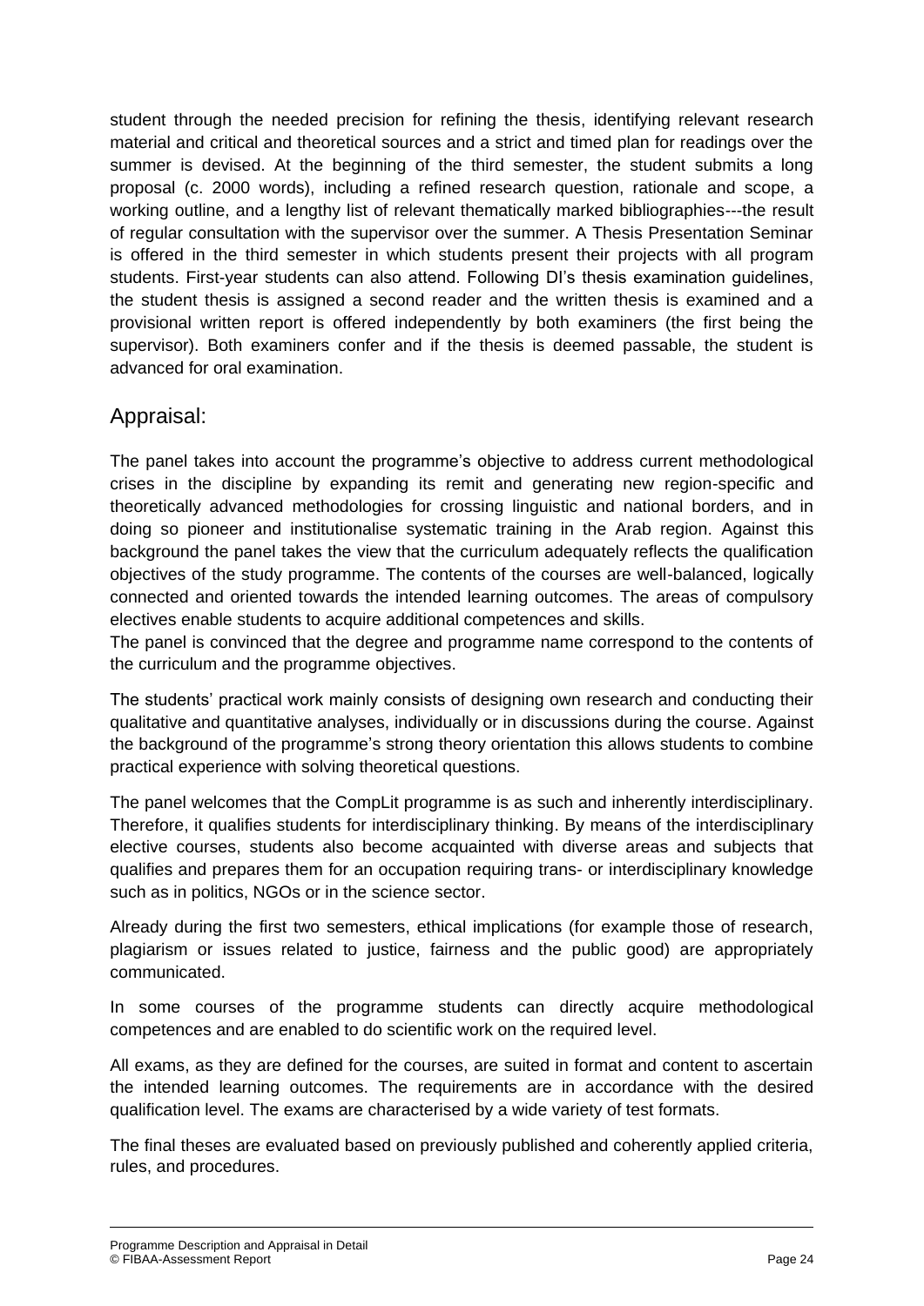student through the needed precision for refining the thesis, identifying relevant research material and critical and theoretical sources and a strict and timed plan for readings over the summer is devised. At the beginning of the third semester, the student submits a long proposal (c. 2000 words), including a refined research question, rationale and scope, a working outline, and a lengthy list of relevant thematically marked bibliographies---the result of regular consultation with the supervisor over the summer. A Thesis Presentation Seminar is offered in the third semester in which students present their projects with all program students. First-year students can also attend. Following DI's thesis examination guidelines, the student thesis is assigned a second reader and the written thesis is examined and a provisional written report is offered independently by both examiners (the first being the supervisor). Both examiners confer and if the thesis is deemed passable, the student is advanced for oral examination.

## Appraisal:

The panel takes into account the programme's objective to address current methodological crises in the discipline by expanding its remit and generating new region-specific and theoretically advanced methodologies for crossing linguistic and national borders, and in doing so pioneer and institutionalise systematic training in the Arab region. Against this background the panel takes the view that the curriculum adequately reflects the qualification objectives of the study programme. The contents of the courses are well-balanced, logically connected and oriented towards the intended learning outcomes. The areas of compulsory electives enable students to acquire additional competences and skills.
The panel is convinced that the degree and programme name correspond to the contents of the curriculum and the programme objectives.

The students' practical work mainly consists of designing own research and conducting their qualitative and quantitative analyses, individually or in discussions during the course. Against the background of the programme's strong theory orientation this allows students to combine practical experience with solving theoretical questions.

The panel welcomes that the CompLit programme is as such and inherently interdisciplinary. Therefore, it qualifies students for interdisciplinary thinking. By means of the interdisciplinary elective courses, students also become acquainted with diverse areas and subjects that qualifies and prepares them for an occupation requiring trans- or interdisciplinary knowledge such as in politics, NGOs or in the science sector.

Already during the first two semesters, ethical implications (for example those of research, plagiarism or issues related to justice, fairness and the public good) are appropriately communicated.

In some courses of the programme students can directly acquire methodological competences and are enabled to do scientific work on the required level.

All exams, as they are defined for the courses, are suited in format and content to ascertain the intended learning outcomes. The requirements are in accordance with the desired qualification level. The exams are characterised by a wide variety of test formats.

The final theses are evaluated based on previously published and coherently applied criteria, rules, and procedures.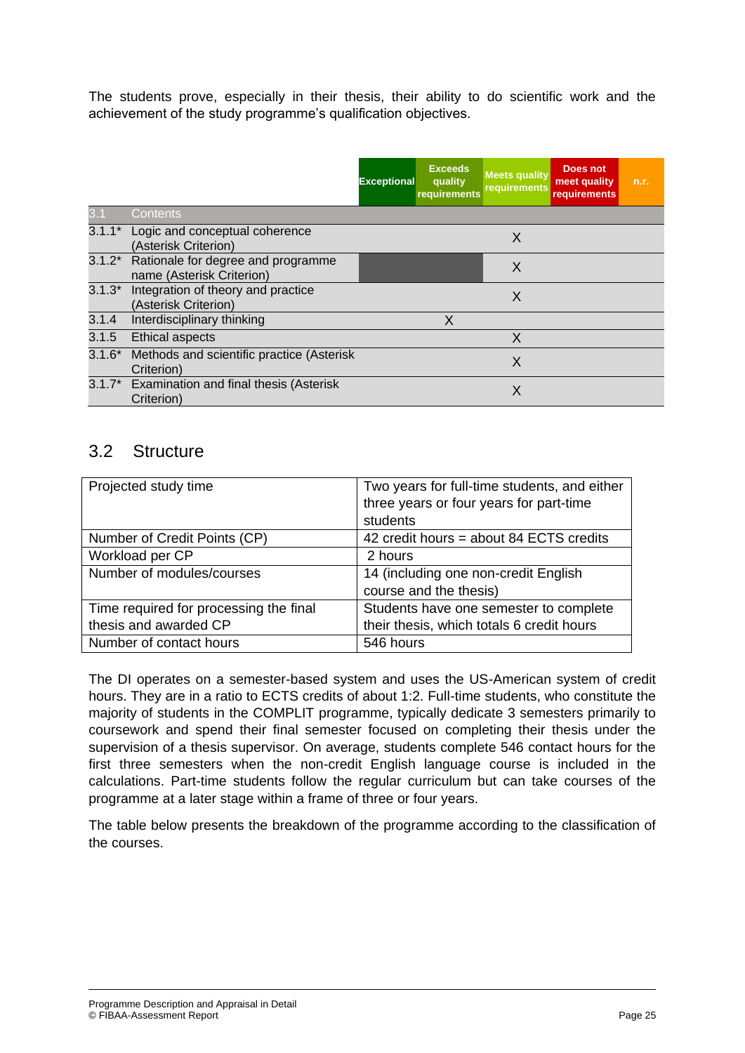The students prove, especially in their thesis, their ability to do scientific work and the achievement of the study programme's qualification objectives.

| | | Exceptional | Exceeds quality requirements | Meets quality requirements | Does not meet quality requirements | n.r. |
|---|---|---|---|---|---|---|
| 3.1 | Contents | | | | | |
| 3.1.1* | Logic and conceptual coherence (Asterisk Criterion) | | | X | | |
| 3.1.2* | Rationale for degree and programme name (Asterisk Criterion) | | | X | | |
| 3.1.3* | Integration of theory and practice (Asterisk Criterion) | | | X | | |
| 3.1.4 | Interdisciplinary thinking | | X | | | |
| 3.1.5 | Ethical aspects | | | X | | |
| 3.1.6* | Methods and scientific practice (Asterisk Criterion) | | | X | | |
| 3.1.7* | Examination and final thesis (Asterisk Criterion) | | | X | | |

## 3.2 Structure

| | |
|---|---|
| Projected study time | Two years for full-time students, and either three years or four years for part-time students |
| Number of Credit Points (CP) | 42 credit hours = about 84 ECTS credits |
| Workload per CP | 2 hours |
| Number of modules/courses | 14 (including one non-credit English course and the thesis) |
| Time required for processing the final thesis and awarded CP | Students have one semester to complete their thesis, which totals 6 credit hours |
| Number of contact hours | 546 hours |

The DI operates on a semester-based system and uses the US-American system of credit hours. They are in a ratio to ECTS credits of about 1:2. Full-time students, who constitute the majority of students in the COMPLIT programme, typically dedicate 3 semesters primarily to coursework and spend their final semester focused on completing their thesis under the supervision of a thesis supervisor. On average, students complete 546 contact hours for the first three semesters when the non-credit English language course is included in the calculations. Part-time students follow the regular curriculum but can take courses of the programme at a later stage within a frame of three or four years.

The table below presents the breakdown of the programme according to the classification of the courses.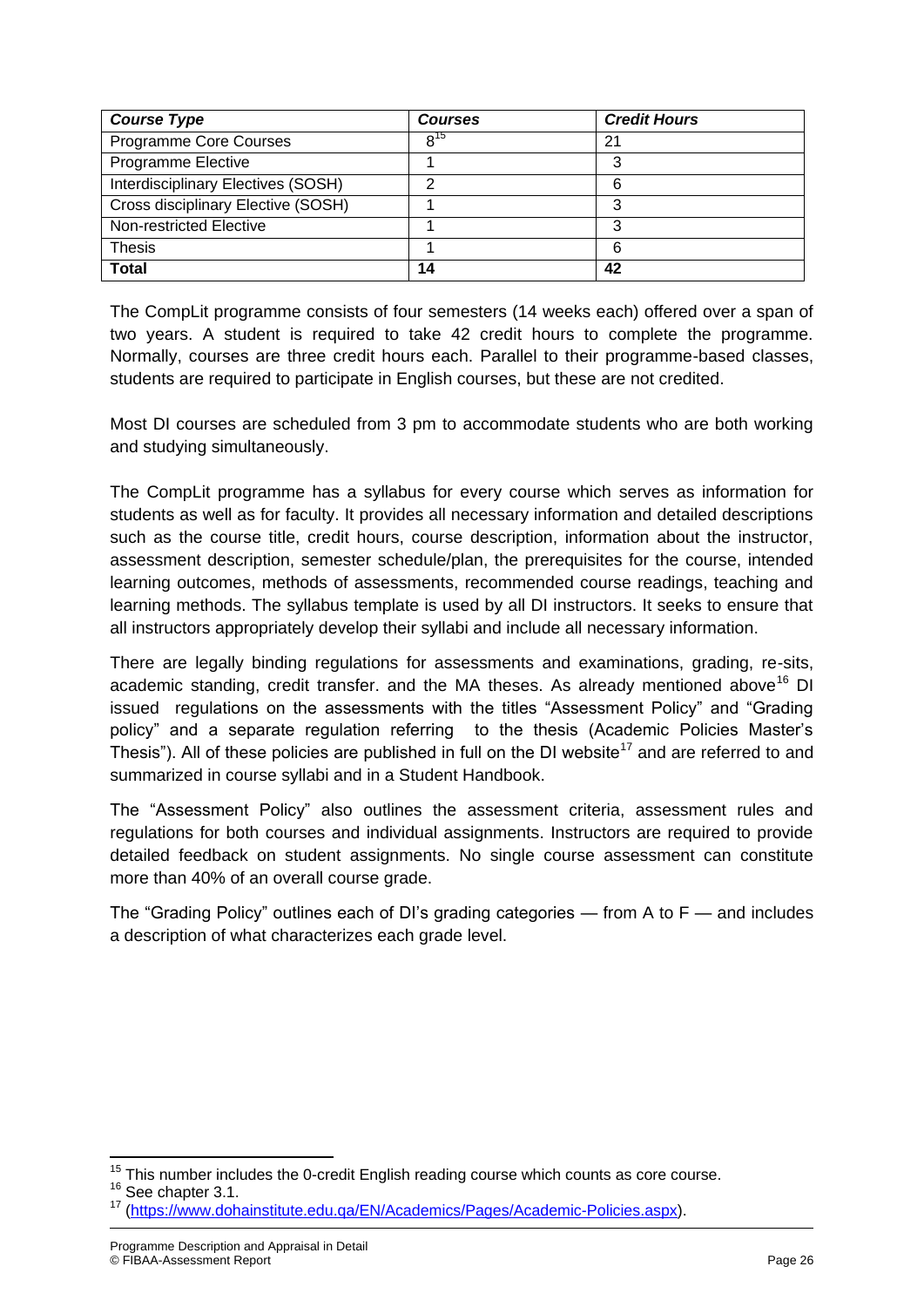| *Course Type* | *Courses* | *Credit Hours* |
|---|---|---|
| Programme Core Courses | 8[15] | 21 |
| Programme Elective | 1 | 3 |
| Interdisciplinary Electives (SOSH) | 2 | 6 |
| Cross disciplinary Elective (SOSH) | 1 | 3 |
| Non-restricted Elective | 1 | 3 |
| Thesis | 1 | 6 |
| **Total** | **14** | **42** |

The CompLit programme consists of four semesters (14 weeks each) offered over a span of two years. A student is required to take 42 credit hours to complete the programme. Normally, courses are three credit hours each. Parallel to their programme-based classes, students are required to participate in English courses, but these are not credited.

Most DI courses are scheduled from 3 pm to accommodate students who are both working and studying simultaneously.

The CompLit programme has a syllabus for every course which serves as information for students as well as for faculty. It provides all necessary information and detailed descriptions such as the course title, credit hours, course description, information about the instructor, assessment description, semester schedule/plan, the prerequisites for the course, intended learning outcomes, methods of assessments, recommended course readings, teaching and learning methods. The syllabus template is used by all DI instructors. It seeks to ensure that all instructors appropriately develop their syllabi and include all necessary information.

There are legally binding regulations for assessments and examinations, grading, re-sits, academic standing, credit transfer. and the MA theses. As already mentioned above[16] DI issued regulations on the assessments with the titles "Assessment Policy" and "Grading policy" and a separate regulation referring to the thesis (Academic Policies Master's Thesis"). All of these policies are published in full on the DI website[17] and are referred to and summarized in course syllabi and in a Student Handbook.

The "Assessment Policy" also outlines the assessment criteria, assessment rules and regulations for both courses and individual assignments. Instructors are required to provide detailed feedback on student assignments. No single course assessment can constitute more than 40% of an overall course grade.

The "Grading Policy" outlines each of DI's grading categories — from A to F — and includes a description of what characterizes each grade level.

[15] This number includes the 0-credit English reading course which counts as core course.

[16] See chapter 3.1.

[17] (https://www.dohainstitute.edu.qa/EN/Academics/Pages/Academic-Policies.aspx).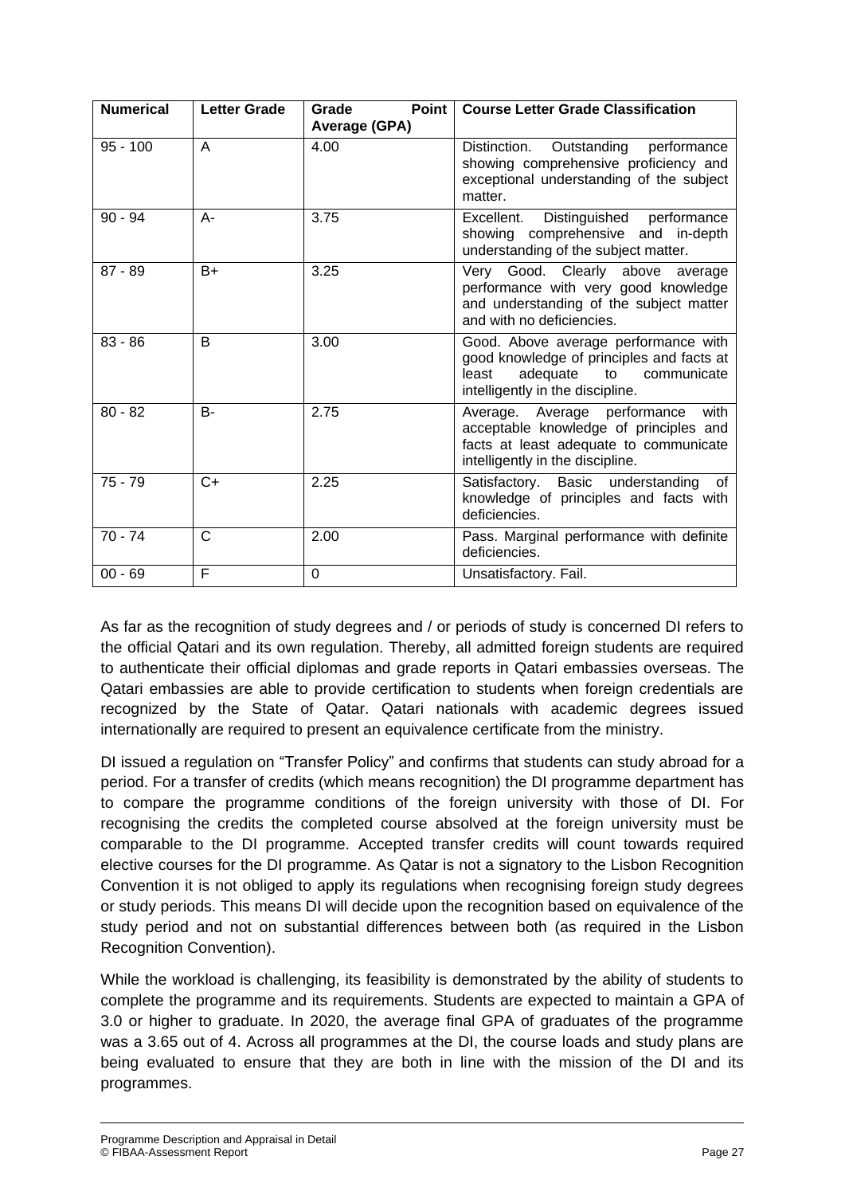| Numerical | Letter Grade | Grade Point Average (GPA) | Course Letter Grade Classification |
|---|---|---|---|
| 95 - 100 | A | 4.00 | Distinction. Outstanding performance showing comprehensive proficiency and exceptional understanding of the subject matter. |
| 90 - 94 | A- | 3.75 | Excellent. Distinguished performance showing comprehensive and in-depth understanding of the subject matter. |
| 87 - 89 | B+ | 3.25 | Very Good. Clearly above average performance with very good knowledge and understanding of the subject matter and with no deficiencies. |
| 83 - 86 | B | 3.00 | Good. Above average performance with good knowledge of principles and facts at least adequate to communicate intelligently in the discipline. |
| 80 - 82 | B- | 2.75 | Average. Average performance with acceptable knowledge of principles and facts at least adequate to communicate intelligently in the discipline. |
| 75 - 79 | C+ | 2.25 | Satisfactory. Basic understanding of knowledge of principles and facts with deficiencies. |
| 70 - 74 | C | 2.00 | Pass. Marginal performance with definite deficiencies. |
| 00 - 69 | F | 0 | Unsatisfactory. Fail. |

As far as the recognition of study degrees and / or periods of study is concerned DI refers to the official Qatari and its own regulation. Thereby, all admitted foreign students are required to authenticate their official diplomas and grade reports in Qatari embassies overseas. The Qatari embassies are able to provide certification to students when foreign credentials are recognized by the State of Qatar. Qatari nationals with academic degrees issued internationally are required to present an equivalence certificate from the ministry.

DI issued a regulation on "Transfer Policy" and confirms that students can study abroad for a period. For a transfer of credits (which means recognition) the DI programme department has to compare the programme conditions of the foreign university with those of DI. For recognising the credits the completed course absolved at the foreign university must be comparable to the DI programme. Accepted transfer credits will count towards required elective courses for the DI programme. As Qatar is not a signatory to the Lisbon Recognition Convention it is not obliged to apply its regulations when recognising foreign study degrees or study periods. This means DI will decide upon the recognition based on equivalence of the study period and not on substantial differences between both (as required in the Lisbon Recognition Convention).

While the workload is challenging, its feasibility is demonstrated by the ability of students to complete the programme and its requirements. Students are expected to maintain a GPA of 3.0 or higher to graduate. In 2020, the average final GPA of graduates of the programme was a 3.65 out of 4. Across all programmes at the DI, the course loads and study plans are being evaluated to ensure that they are both in line with the mission of the DI and its programmes.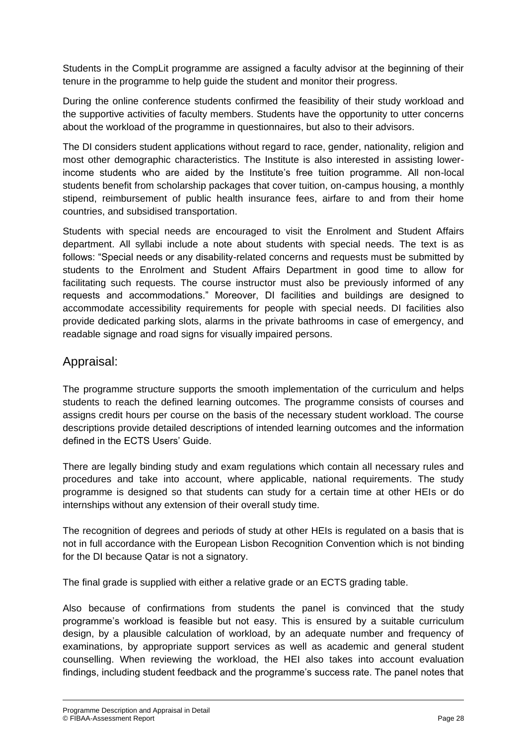Students in the CompLit programme are assigned a faculty advisor at the beginning of their tenure in the programme to help guide the student and monitor their progress.

During the online conference students confirmed the feasibility of their study workload and the supportive activities of faculty members. Students have the opportunity to utter concerns about the workload of the programme in questionnaires, but also to their advisors.

The DI considers student applications without regard to race, gender, nationality, religion and most other demographic characteristics. The Institute is also interested in assisting lower-income students who are aided by the Institute's free tuition programme. All non-local students benefit from scholarship packages that cover tuition, on-campus housing, a monthly stipend, reimbursement of public health insurance fees, airfare to and from their home countries, and subsidised transportation.

Students with special needs are encouraged to visit the Enrolment and Student Affairs department. All syllabi include a note about students with special needs. The text is as follows: "Special needs or any disability-related concerns and requests must be submitted by students to the Enrolment and Student Affairs Department in good time to allow for facilitating such requests. The course instructor must also be previously informed of any requests and accommodations." Moreover, DI facilities and buildings are designed to accommodate accessibility requirements for people with special needs. DI facilities also provide dedicated parking slots, alarms in the private bathrooms in case of emergency, and readable signage and road signs for visually impaired persons.

## Appraisal:

The programme structure supports the smooth implementation of the curriculum and helps students to reach the defined learning outcomes. The programme consists of courses and assigns credit hours per course on the basis of the necessary student workload. The course descriptions provide detailed descriptions of intended learning outcomes and the information defined in the ECTS Users' Guide.

There are legally binding study and exam regulations which contain all necessary rules and procedures and take into account, where applicable, national requirements. The study programme is designed so that students can study for a certain time at other HEIs or do internships without any extension of their overall study time.

The recognition of degrees and periods of study at other HEIs is regulated on a basis that is not in full accordance with the European Lisbon Recognition Convention which is not binding for the DI because Qatar is not a signatory.

The final grade is supplied with either a relative grade or an ECTS grading table.

Also because of confirmations from students the panel is convinced that the study programme's workload is feasible but not easy. This is ensured by a suitable curriculum design, by a plausible calculation of workload, by an adequate number and frequency of examinations, by appropriate support services as well as academic and general student counselling. When reviewing the workload, the HEI also takes into account evaluation findings, including student feedback and the programme's success rate. The panel notes that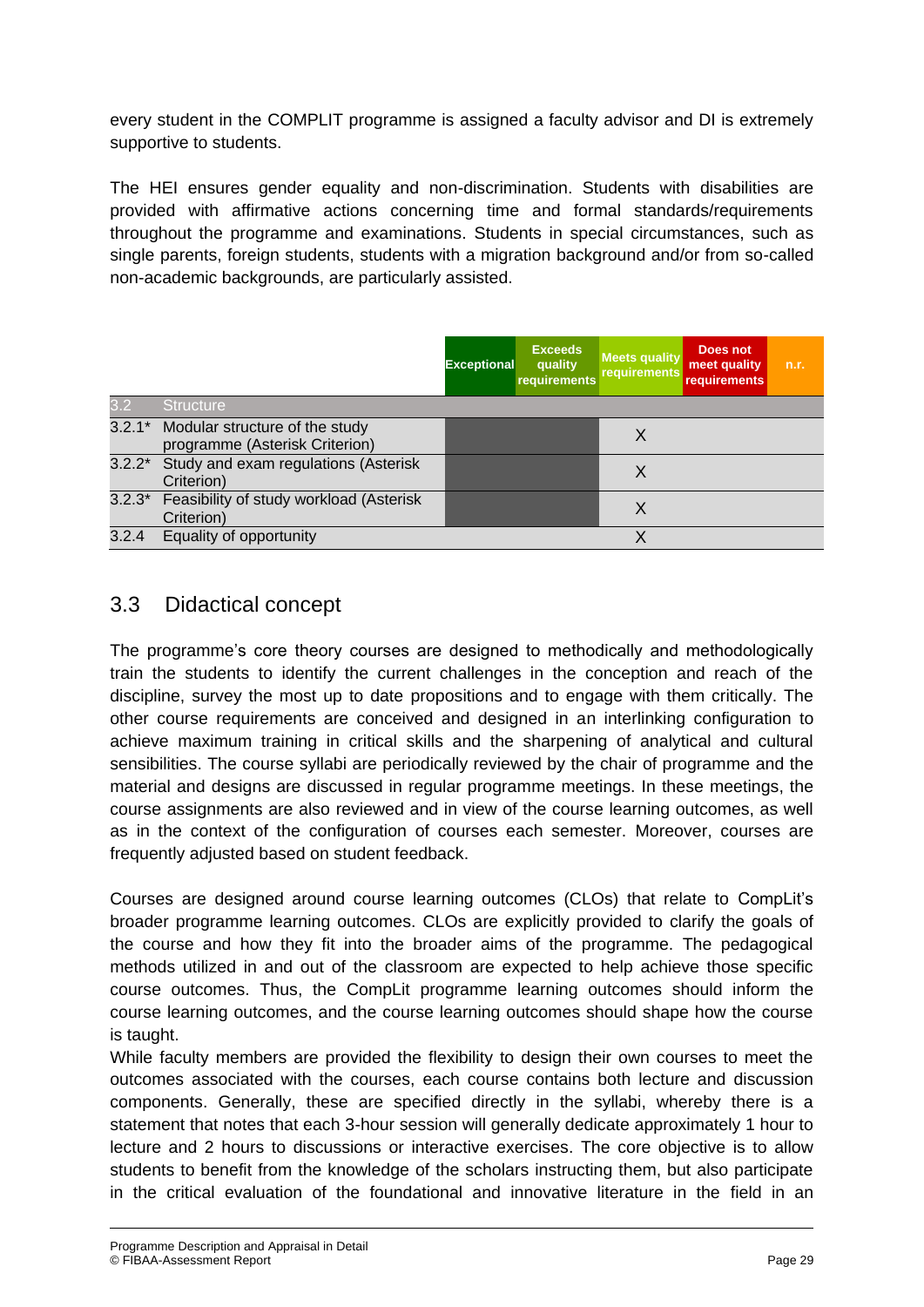every student in the COMPLIT programme is assigned a faculty advisor and DI is extremely supportive to students.

The HEI ensures gender equality and non-discrimination. Students with disabilities are provided with affirmative actions concerning time and formal standards/requirements throughout the programme and examinations. Students in special circumstances, such as single parents, foreign students, students with a migration background and/or from so-called non-academic backgrounds, are particularly assisted.

| | | Exceptional | Exceeds quality requirements | Meets quality requirements | Does not meet quality requirements | n.r. |
|---|---|---|---|---|---|---|
| 3.2 | Structure | | | | | |
| 3.2.1* | Modular structure of the study programme (Asterisk Criterion) | | | X | | |
| 3.2.2* | Study and exam regulations (Asterisk Criterion) | | | X | | |
| 3.2.3* | Feasibility of study workload (Asterisk Criterion) | | | X | | |
| 3.2.4 | Equality of opportunity | | | X | | |

## 3.3 Didactical concept

The programme's core theory courses are designed to methodically and methodologically train the students to identify the current challenges in the conception and reach of the discipline, survey the most up to date propositions and to engage with them critically. The other course requirements are conceived and designed in an interlinking configuration to achieve maximum training in critical skills and the sharpening of analytical and cultural sensibilities. The course syllabi are periodically reviewed by the chair of programme and the material and designs are discussed in regular programme meetings. In these meetings, the course assignments are also reviewed and in view of the course learning outcomes, as well as in the context of the configuration of courses each semester. Moreover, courses are frequently adjusted based on student feedback.

Courses are designed around course learning outcomes (CLOs) that relate to CompLit's broader programme learning outcomes. CLOs are explicitly provided to clarify the goals of the course and how they fit into the broader aims of the programme. The pedagogical methods utilized in and out of the classroom are expected to help achieve those specific course outcomes. Thus, the CompLit programme learning outcomes should inform the course learning outcomes, and the course learning outcomes should shape how the course is taught.

While faculty members are provided the flexibility to design their own courses to meet the outcomes associated with the courses, each course contains both lecture and discussion components. Generally, these are specified directly in the syllabi, whereby there is a statement that notes that each 3-hour session will generally dedicate approximately 1 hour to lecture and 2 hours to discussions or interactive exercises. The core objective is to allow students to benefit from the knowledge of the scholars instructing them, but also participate in the critical evaluation of the foundational and innovative literature in the field in an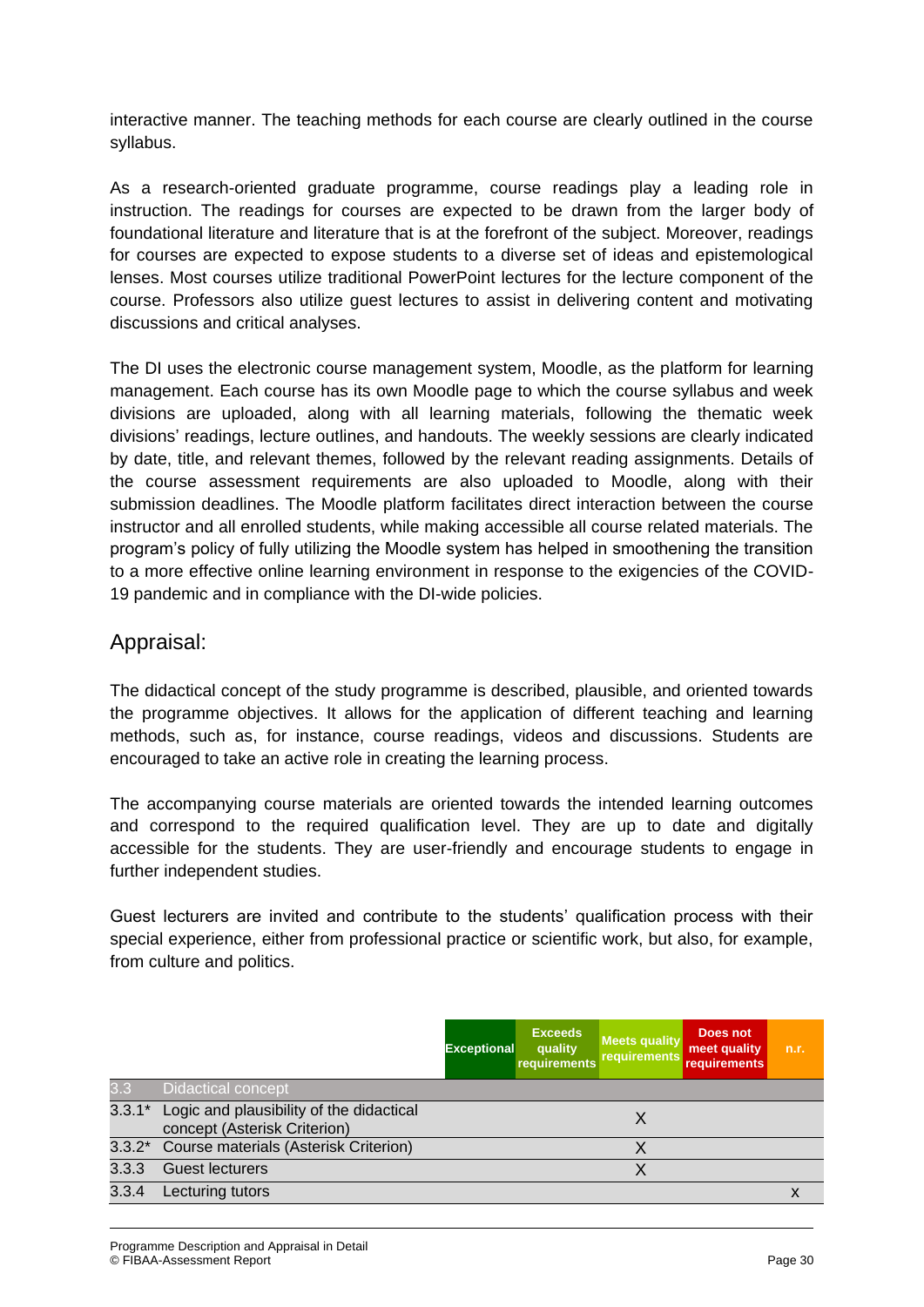interactive manner. The teaching methods for each course are clearly outlined in the course syllabus.

As a research-oriented graduate programme, course readings play a leading role in instruction. The readings for courses are expected to be drawn from the larger body of foundational literature and literature that is at the forefront of the subject. Moreover, readings for courses are expected to expose students to a diverse set of ideas and epistemological lenses. Most courses utilize traditional PowerPoint lectures for the lecture component of the course. Professors also utilize guest lectures to assist in delivering content and motivating discussions and critical analyses.

The DI uses the electronic course management system, Moodle, as the platform for learning management. Each course has its own Moodle page to which the course syllabus and week divisions are uploaded, along with all learning materials, following the thematic week divisions' readings, lecture outlines, and handouts. The weekly sessions are clearly indicated by date, title, and relevant themes, followed by the relevant reading assignments. Details of the course assessment requirements are also uploaded to Moodle, along with their submission deadlines. The Moodle platform facilitates direct interaction between the course instructor and all enrolled students, while making accessible all course related materials. The program's policy of fully utilizing the Moodle system has helped in smoothening the transition to a more effective online learning environment in response to the exigencies of the COVID-19 pandemic and in compliance with the DI-wide policies.

## Appraisal:

The didactical concept of the study programme is described, plausible, and oriented towards the programme objectives. It allows for the application of different teaching and learning methods, such as, for instance, course readings, videos and discussions. Students are encouraged to take an active role in creating the learning process.

The accompanying course materials are oriented towards the intended learning outcomes and correspond to the required qualification level. They are up to date and digitally accessible for the students. They are user-friendly and encourage students to engage in further independent studies.

Guest lecturers are invited and contribute to the students' qualification process with their special experience, either from professional practice or scientific work, but also, for example, from culture and politics.

| | | Exceptional | Exceeds quality requirements | Meets quality requirements | Does not meet quality requirements | n.r. |
|---|---|---|---|---|---|---|
| 3.3 | Didactical concept | | | | | |
| 3.3.1* | Logic and plausibility of the didactical concept (Asterisk Criterion) | | | X | | |
| 3.3.2* | Course materials (Asterisk Criterion) | | | X | | |
| 3.3.3 | Guest lecturers | | | X | | |
| 3.3.4 | Lecturing tutors | | | | | x |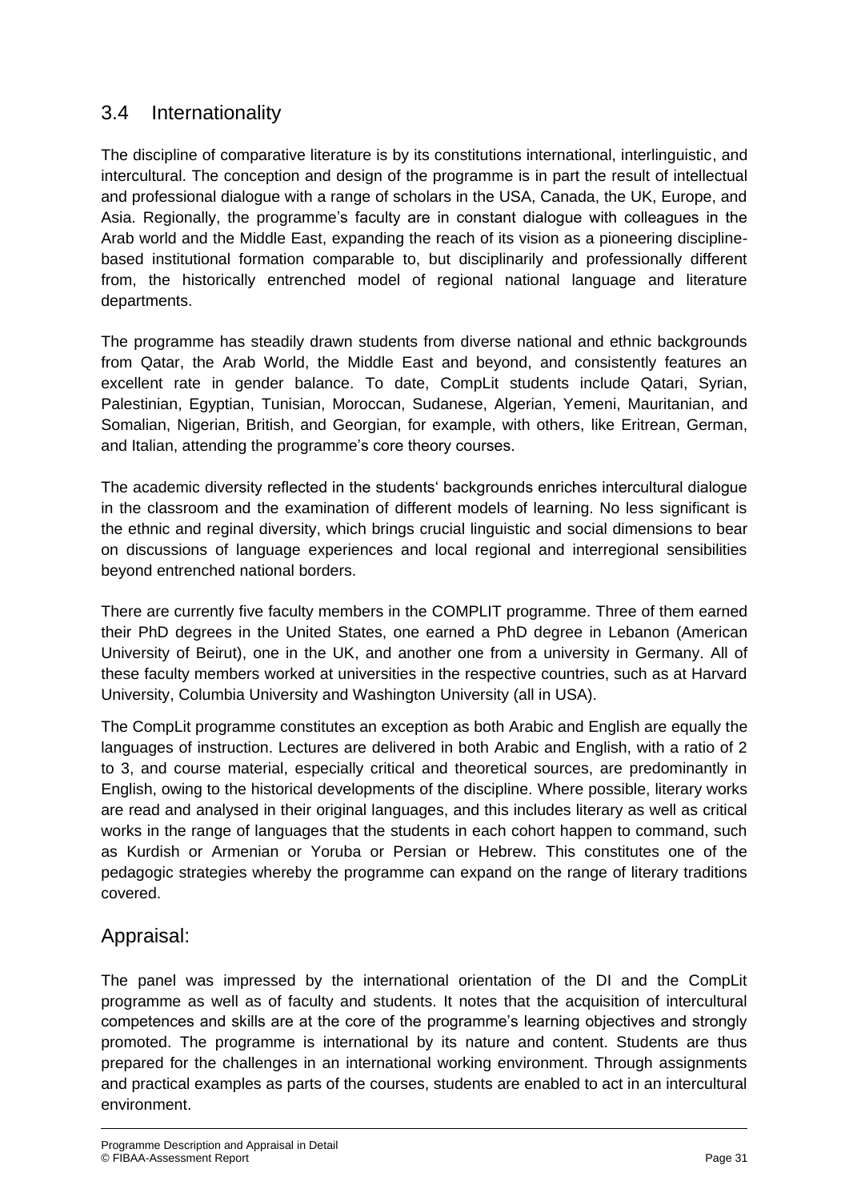## 3.4 Internationality

The discipline of comparative literature is by its constitutions international, interlinguistic, and intercultural. The conception and design of the programme is in part the result of intellectual and professional dialogue with a range of scholars in the USA, Canada, the UK, Europe, and Asia. Regionally, the programme's faculty are in constant dialogue with colleagues in the Arab world and the Middle East, expanding the reach of its vision as a pioneering discipline-based institutional formation comparable to, but disciplinarily and professionally different from, the historically entrenched model of regional national language and literature departments.

The programme has steadily drawn students from diverse national and ethnic backgrounds from Qatar, the Arab World, the Middle East and beyond, and consistently features an excellent rate in gender balance. To date, CompLit students include Qatari, Syrian, Palestinian, Egyptian, Tunisian, Moroccan, Sudanese, Algerian, Yemeni, Mauritanian, and Somalian, Nigerian, British, and Georgian, for example, with others, like Eritrean, German, and Italian, attending the programme's core theory courses.

The academic diversity reflected in the students' backgrounds enriches intercultural dialogue in the classroom and the examination of different models of learning. No less significant is the ethnic and reginal diversity, which brings crucial linguistic and social dimensions to bear on discussions of language experiences and local regional and interregional sensibilities beyond entrenched national borders.

There are currently five faculty members in the COMPLIT programme. Three of them earned their PhD degrees in the United States, one earned a PhD degree in Lebanon (American University of Beirut), one in the UK, and another one from a university in Germany. All of these faculty members worked at universities in the respective countries, such as at Harvard University, Columbia University and Washington University (all in USA).

The CompLit programme constitutes an exception as both Arabic and English are equally the languages of instruction. Lectures are delivered in both Arabic and English, with a ratio of 2 to 3, and course material, especially critical and theoretical sources, are predominantly in English, owing to the historical developments of the discipline. Where possible, literary works are read and analysed in their original languages, and this includes literary as well as critical works in the range of languages that the students in each cohort happen to command, such as Kurdish or Armenian or Yoruba or Persian or Hebrew. This constitutes one of the pedagogic strategies whereby the programme can expand on the range of literary traditions covered.

## Appraisal:

The panel was impressed by the international orientation of the DI and the CompLit programme as well as of faculty and students. It notes that the acquisition of intercultural competences and skills are at the core of the programme's learning objectives and strongly promoted. The programme is international by its nature and content. Students are thus prepared for the challenges in an international working environment. Through assignments and practical examples as parts of the courses, students are enabled to act in an intercultural environment.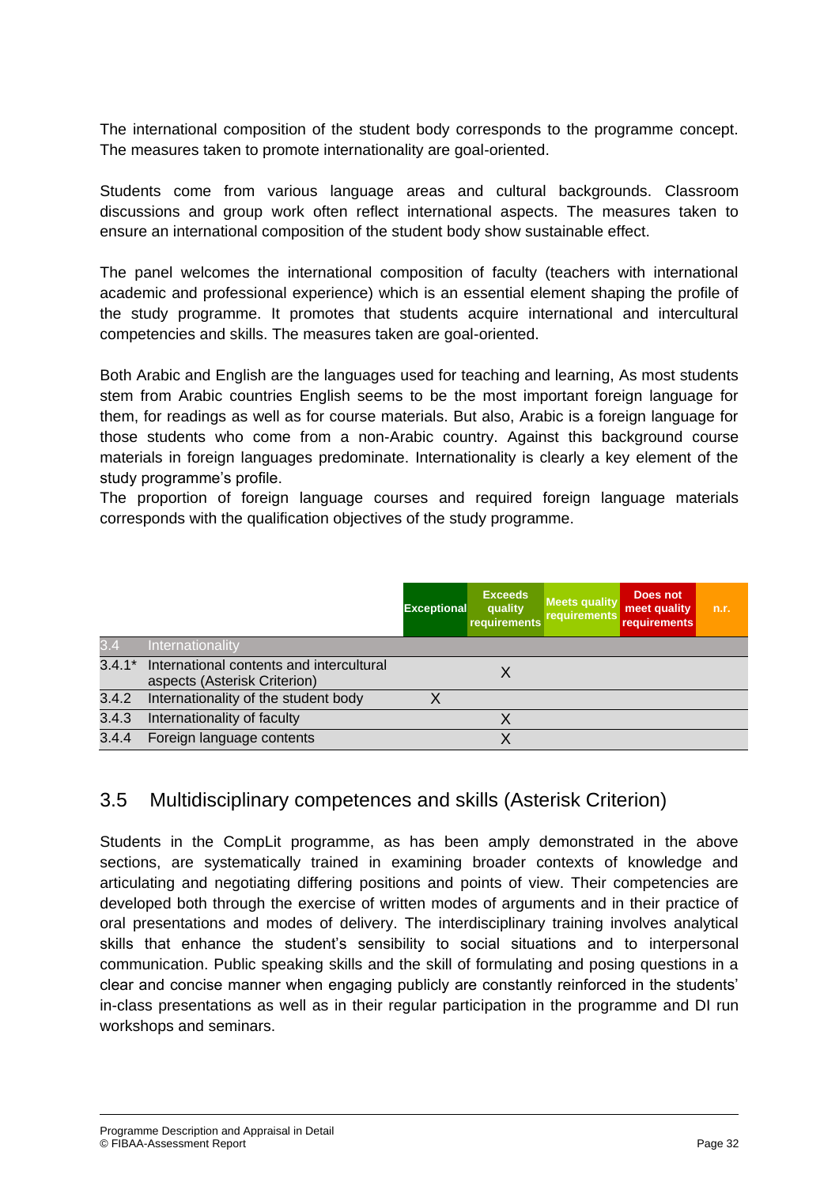The international composition of the student body corresponds to the programme concept. The measures taken to promote internationality are goal-oriented.

Students come from various language areas and cultural backgrounds. Classroom discussions and group work often reflect international aspects. The measures taken to ensure an international composition of the student body show sustainable effect.

The panel welcomes the international composition of faculty (teachers with international academic and professional experience) which is an essential element shaping the profile of the study programme. It promotes that students acquire international and intercultural competencies and skills. The measures taken are goal-oriented.

Both Arabic and English are the languages used for teaching and learning, As most students stem from Arabic countries English seems to be the most important foreign language for them, for readings as well as for course materials. But also, Arabic is a foreign language for those students who come from a non-Arabic country. Against this background course materials in foreign languages predominate. Internationality is clearly a key element of the study programme's profile.
The proportion of foreign language courses and required foreign language materials corresponds with the qualification objectives of the study programme.

| | | Exceptional | Exceeds quality requirements | Meets quality requirements | Does not meet quality requirements | n.r. |
|---|---|---|---|---|---|---|
| 3.4 | Internationality | | | | | |
| 3.4.1* | International contents and intercultural aspects (Asterisk Criterion) | | X | | | |
| 3.4.2 | Internationality of the student body | X | | | | |
| 3.4.3 | Internationality of faculty | | X | | | |
| 3.4.4 | Foreign language contents | | X | | | |

## 3.5 Multidisciplinary competences and skills (Asterisk Criterion)

Students in the CompLit programme, as has been amply demonstrated in the above sections, are systematically trained in examining broader contexts of knowledge and articulating and negotiating differing positions and points of view. Their competencies are developed both through the exercise of written modes of arguments and in their practice of oral presentations and modes of delivery. The interdisciplinary training involves analytical skills that enhance the student's sensibility to social situations and to interpersonal communication. Public speaking skills and the skill of formulating and posing questions in a clear and concise manner when engaging publicly are constantly reinforced in the students' in-class presentations as well as in their regular participation in the programme and DI run workshops and seminars.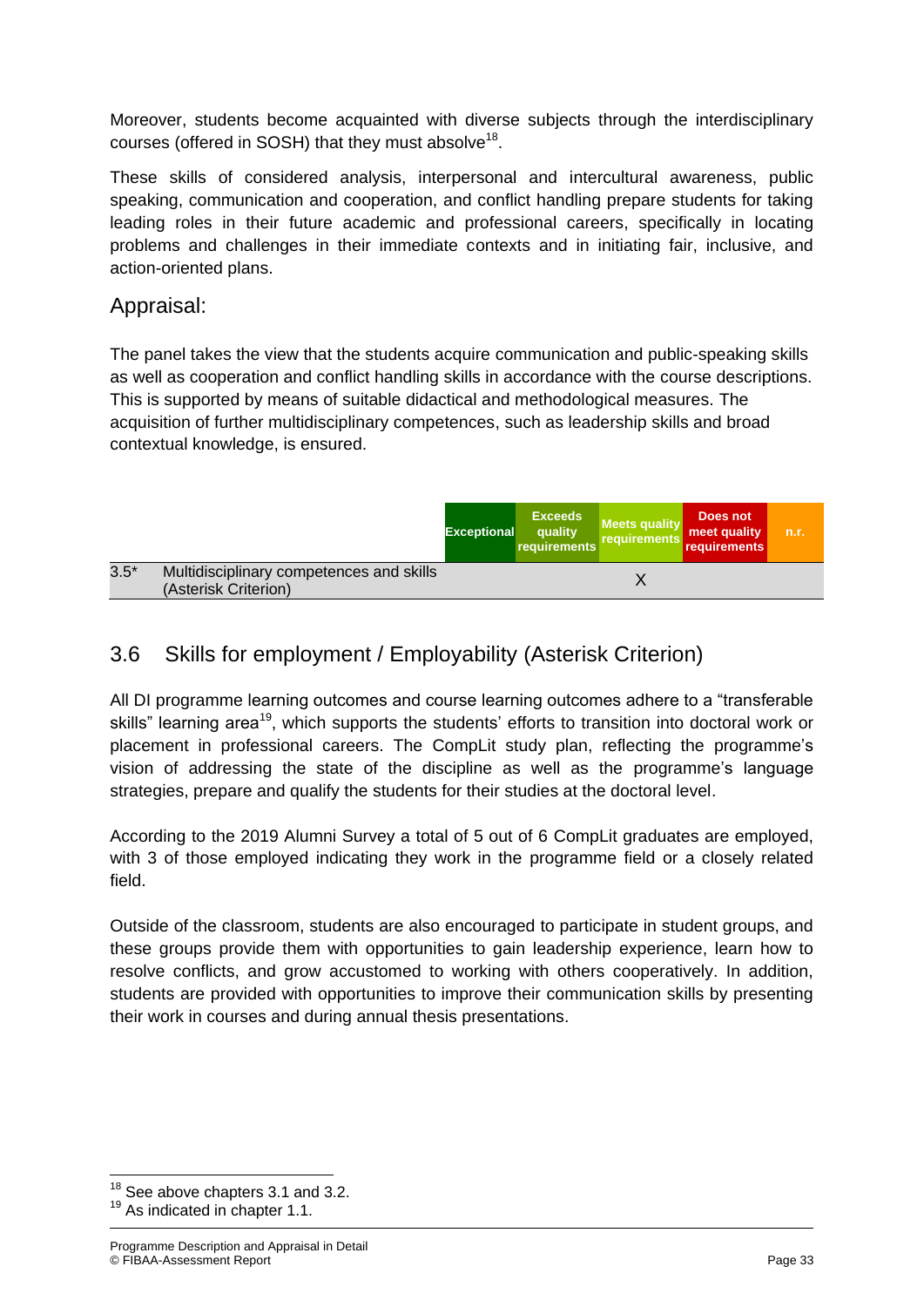Moreover, students become acquainted with diverse subjects through the interdisciplinary courses (offered in SOSH) that they must absolve[18].

These skills of considered analysis, interpersonal and intercultural awareness, public speaking, communication and cooperation, and conflict handling prepare students for taking leading roles in their future academic and professional careers, specifically in locating problems and challenges in their immediate contexts and in initiating fair, inclusive, and action-oriented plans.

## Appraisal:

The panel takes the view that the students acquire communication and public-speaking skills as well as cooperation and conflict handling skills in accordance with the course descriptions. This is supported by means of suitable didactical and methodological measures. The acquisition of further multidisciplinary competences, such as leadership skills and broad contextual knowledge, is ensured.

| | | Exceptional | Exceeds quality requirements | Meets quality requirements | Does not meet quality requirements | n.r. |
|---|---|---|---|---|---|---|
| 3.5* | Multidisciplinary competences and skills (Asterisk Criterion) | | | X | | |

## 3.6 Skills for employment / Employability (Asterisk Criterion)

All DI programme learning outcomes and course learning outcomes adhere to a "transferable skills" learning area[19], which supports the students' efforts to transition into doctoral work or placement in professional careers. The CompLit study plan, reflecting the programme's vision of addressing the state of the discipline as well as the programme's language strategies, prepare and qualify the students for their studies at the doctoral level.

According to the 2019 Alumni Survey a total of 5 out of 6 CompLit graduates are employed, with 3 of those employed indicating they work in the programme field or a closely related field.

Outside of the classroom, students are also encouraged to participate in student groups, and these groups provide them with opportunities to gain leadership experience, learn how to resolve conflicts, and grow accustomed to working with others cooperatively. In addition, students are provided with opportunities to improve their communication skills by presenting their work in courses and during annual thesis presentations.

[18] See above chapters 3.1 and 3.2.

[19] As indicated in chapter 1.1.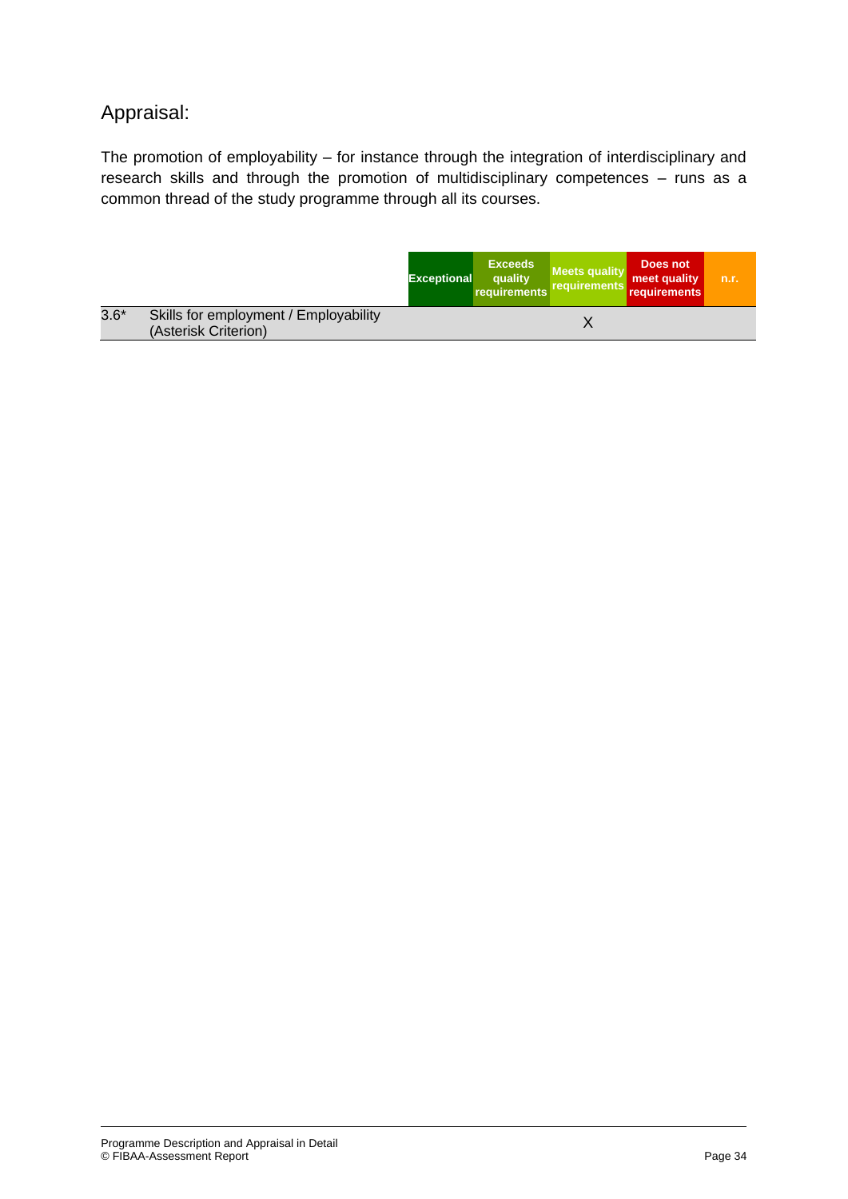## Appraisal:

The promotion of employability – for instance through the integration of interdisciplinary and research skills and through the promotion of multidisciplinary competences – runs as a common thread of the study programme through all its courses.

| | | Exceptional | Exceeds quality requirements | Meets quality requirements | Does not meet quality requirements | n.r. |
|---|---|---|---|---|---|---|
| 3.6* | Skills for employment / Employability (Asterisk Criterion) | | | X | | |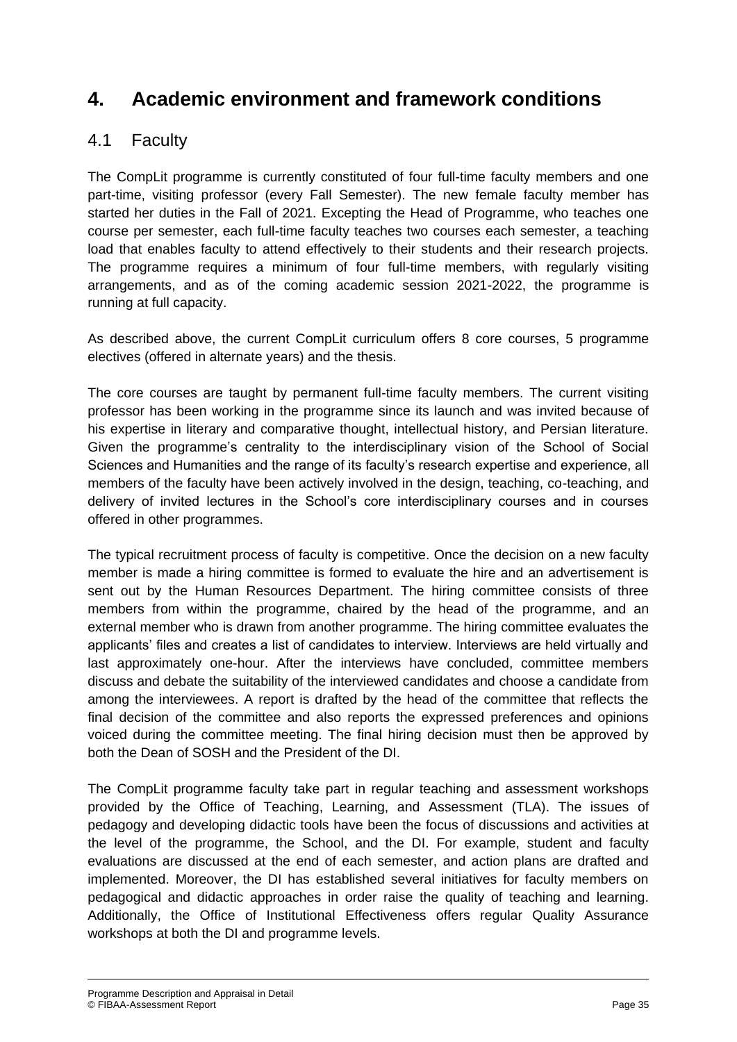# 4. Academic environment and framework conditions

## 4.1 Faculty

The CompLit programme is currently constituted of four full-time faculty members and one part-time, visiting professor (every Fall Semester). The new female faculty member has started her duties in the Fall of 2021. Excepting the Head of Programme, who teaches one course per semester, each full-time faculty teaches two courses each semester, a teaching load that enables faculty to attend effectively to their students and their research projects. The programme requires a minimum of four full-time members, with regularly visiting arrangements, and as of the coming academic session 2021-2022, the programme is running at full capacity.

As described above, the current CompLit curriculum offers 8 core courses, 5 programme electives (offered in alternate years) and the thesis.

The core courses are taught by permanent full-time faculty members. The current visiting professor has been working in the programme since its launch and was invited because of his expertise in literary and comparative thought, intellectual history, and Persian literature. Given the programme's centrality to the interdisciplinary vision of the School of Social Sciences and Humanities and the range of its faculty's research expertise and experience, all members of the faculty have been actively involved in the design, teaching, co-teaching, and delivery of invited lectures in the School's core interdisciplinary courses and in courses offered in other programmes.

The typical recruitment process of faculty is competitive. Once the decision on a new faculty member is made a hiring committee is formed to evaluate the hire and an advertisement is sent out by the Human Resources Department. The hiring committee consists of three members from within the programme, chaired by the head of the programme, and an external member who is drawn from another programme. The hiring committee evaluates the applicants' files and creates a list of candidates to interview. Interviews are held virtually and last approximately one-hour. After the interviews have concluded, committee members discuss and debate the suitability of the interviewed candidates and choose a candidate from among the interviewees. A report is drafted by the head of the committee that reflects the final decision of the committee and also reports the expressed preferences and opinions voiced during the committee meeting. The final hiring decision must then be approved by both the Dean of SOSH and the President of the DI.

The CompLit programme faculty take part in regular teaching and assessment workshops provided by the Office of Teaching, Learning, and Assessment (TLA). The issues of pedagogy and developing didactic tools have been the focus of discussions and activities at the level of the programme, the School, and the DI. For example, student and faculty evaluations are discussed at the end of each semester, and action plans are drafted and implemented. Moreover, the DI has established several initiatives for faculty members on pedagogical and didactic approaches in order raise the quality of teaching and learning. Additionally, the Office of Institutional Effectiveness offers regular Quality Assurance workshops at both the DI and programme levels.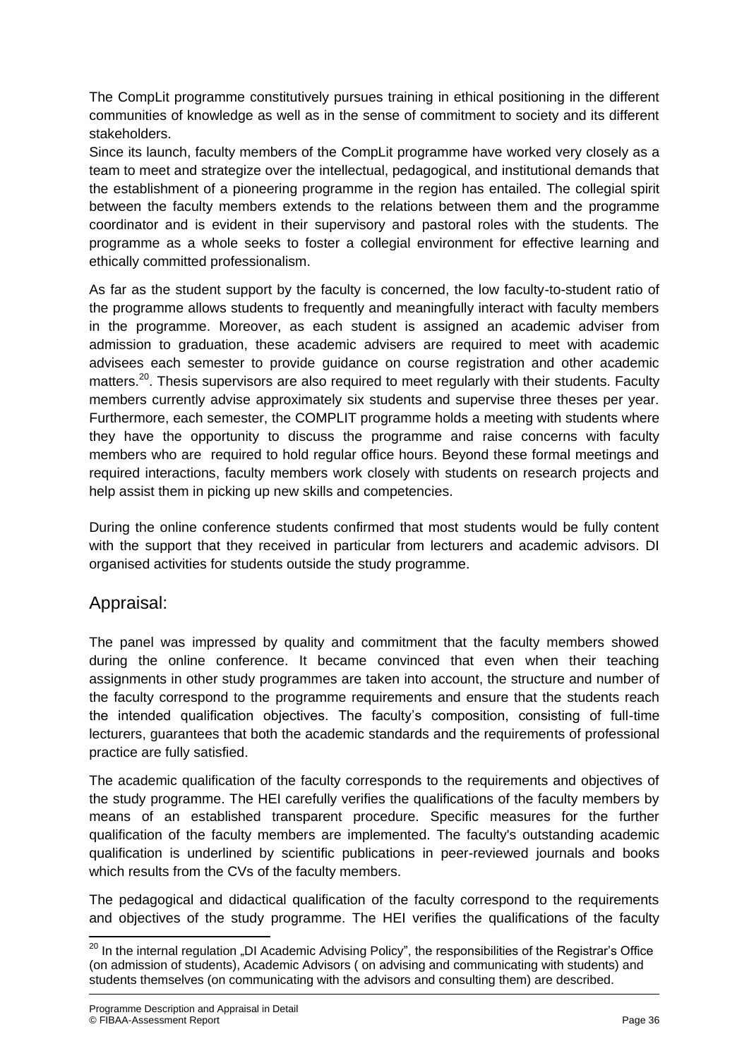The CompLit programme constitutively pursues training in ethical positioning in the different communities of knowledge as well as in the sense of commitment to society and its different stakeholders.

Since its launch, faculty members of the CompLit programme have worked very closely as a team to meet and strategize over the intellectual, pedagogical, and institutional demands that the establishment of a pioneering programme in the region has entailed. The collegial spirit between the faculty members extends to the relations between them and the programme coordinator and is evident in their supervisory and pastoral roles with the students. The programme as a whole seeks to foster a collegial environment for effective learning and ethically committed professionalism.

As far as the student support by the faculty is concerned, the low faculty-to-student ratio of the programme allows students to frequently and meaningfully interact with faculty members in the programme. Moreover, as each student is assigned an academic adviser from admission to graduation, these academic advisers are required to meet with academic advisees each semester to provide guidance on course registration and other academic matters.[20]. Thesis supervisors are also required to meet regularly with their students. Faculty members currently advise approximately six students and supervise three theses per year. Furthermore, each semester, the COMPLIT programme holds a meeting with students where they have the opportunity to discuss the programme and raise concerns with faculty members who are required to hold regular office hours. Beyond these formal meetings and required interactions, faculty members work closely with students on research projects and help assist them in picking up new skills and competencies.

During the online conference students confirmed that most students would be fully content with the support that they received in particular from lecturers and academic advisors. DI organised activities for students outside the study programme.

## Appraisal:

The panel was impressed by quality and commitment that the faculty members showed during the online conference. It became convinced that even when their teaching assignments in other study programmes are taken into account, the structure and number of the faculty correspond to the programme requirements and ensure that the students reach the intended qualification objectives. The faculty's composition, consisting of full-time lecturers, guarantees that both the academic standards and the requirements of professional practice are fully satisfied.

The academic qualification of the faculty corresponds to the requirements and objectives of the study programme. The HEI carefully verifies the qualifications of the faculty members by means of an established transparent procedure. Specific measures for the further qualification of the faculty members are implemented. The faculty's outstanding academic qualification is underlined by scientific publications in peer-reviewed journals and books which results from the CVs of the faculty members.

The pedagogical and didactical qualification of the faculty correspond to the requirements and objectives of the study programme. The HEI verifies the qualifications of the faculty

---

[20] In the internal regulation „DI Academic Advising Policy", the responsibilities of the Registrar's Office (on admission of students), Academic Advisors ( on advising and communicating with students) and students themselves (on communicating with the advisors and consulting them) are described.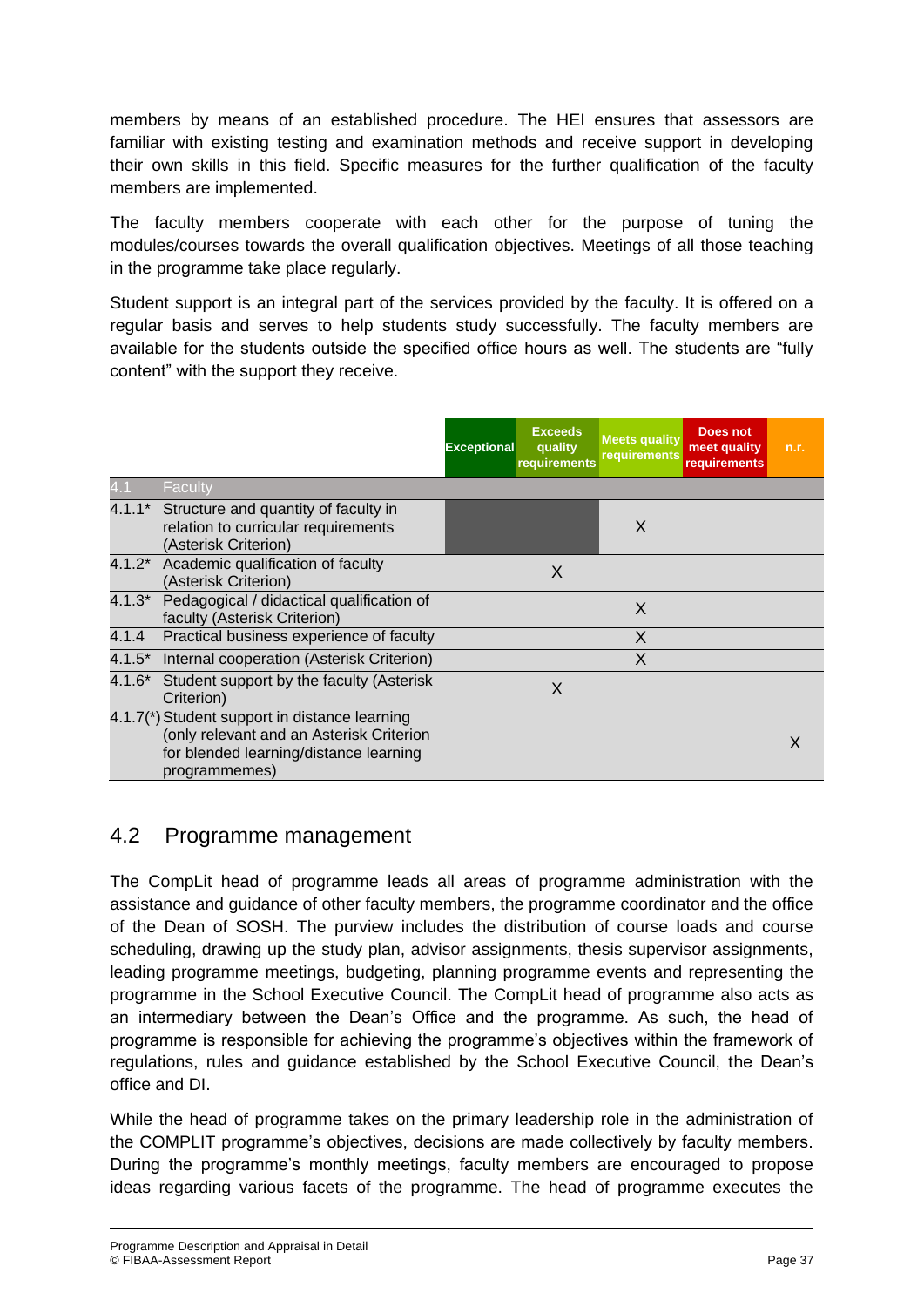members by means of an established procedure. The HEI ensures that assessors are familiar with existing testing and examination methods and receive support in developing their own skills in this field. Specific measures for the further qualification of the faculty members are implemented.

The faculty members cooperate with each other for the purpose of tuning the modules/courses towards the overall qualification objectives. Meetings of all those teaching in the programme take place regularly.

Student support is an integral part of the services provided by the faculty. It is offered on a regular basis and serves to help students study successfully. The faculty members are available for the students outside the specified office hours as well. The students are "fully content" with the support they receive.

| | | Exceptional | Exceeds quality requirements | Meets quality requirements | Does not meet quality requirements | n.r. |
|---|---|---|---|---|---|---|
| 4.1 | Faculty | | | | | |
| 4.1.1* | Structure and quantity of faculty in relation to curricular requirements (Asterisk Criterion) | | | X | | |
| 4.1.2* | Academic qualification of faculty (Asterisk Criterion) | | X | | | |
| 4.1.3* | Pedagogical / didactical qualification of faculty (Asterisk Criterion) | | | X | | |
| 4.1.4 | Practical business experience of faculty | | | X | | |
| 4.1.5* | Internal cooperation (Asterisk Criterion) | | | X | | |
| 4.1.6* | Student support by the faculty (Asterisk Criterion) | | X | | | |
| 4.1.7(*) | Student support in distance learning (only relevant and an Asterisk Criterion for blended learning/distance learning programmemes) | | | | | X |

## 4.2 Programme management

The CompLit head of programme leads all areas of programme administration with the assistance and guidance of other faculty members, the programme coordinator and the office of the Dean of SOSH. The purview includes the distribution of course loads and course scheduling, drawing up the study plan, advisor assignments, thesis supervisor assignments, leading programme meetings, budgeting, planning programme events and representing the programme in the School Executive Council. The CompLit head of programme also acts as an intermediary between the Dean's Office and the programme. As such, the head of programme is responsible for achieving the programme's objectives within the framework of regulations, rules and guidance established by the School Executive Council, the Dean's office and DI.

While the head of programme takes on the primary leadership role in the administration of the COMPLIT programme's objectives, decisions are made collectively by faculty members. During the programme's monthly meetings, faculty members are encouraged to propose ideas regarding various facets of the programme. The head of programme executes the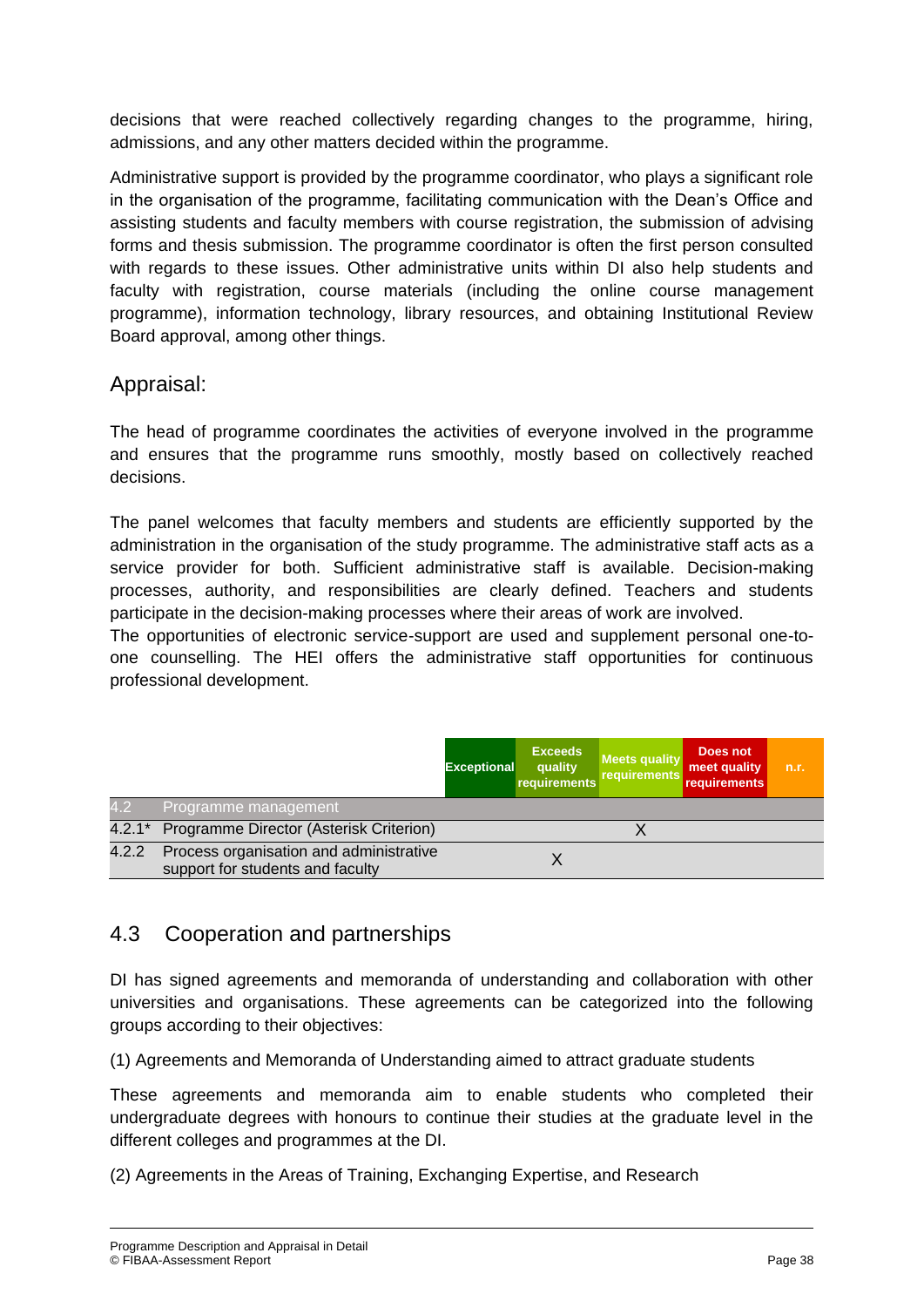decisions that were reached collectively regarding changes to the programme, hiring, admissions, and any other matters decided within the programme.

Administrative support is provided by the programme coordinator, who plays a significant role in the organisation of the programme, facilitating communication with the Dean's Office and assisting students and faculty members with course registration, the submission of advising forms and thesis submission. The programme coordinator is often the first person consulted with regards to these issues. Other administrative units within DI also help students and faculty with registration, course materials (including the online course management programme), information technology, library resources, and obtaining Institutional Review Board approval, among other things.

## Appraisal:

The head of programme coordinates the activities of everyone involved in the programme and ensures that the programme runs smoothly, mostly based on collectively reached decisions.

The panel welcomes that faculty members and students are efficiently supported by the administration in the organisation of the study programme. The administrative staff acts as a service provider for both. Sufficient administrative staff is available. Decision-making processes, authority, and responsibilities are clearly defined. Teachers and students participate in the decision-making processes where their areas of work are involved.
The opportunities of electronic service-support are used and supplement personal one-to-one counselling. The HEI offers the administrative staff opportunities for continuous professional development.

| | | Exceptional | Exceeds quality requirements | Meets quality requirements | Does not meet quality requirements | n.r. |
|---|---|---|---|---|---|---|
| 4.2 | Programme management | | | | | |
| 4.2.1* | Programme Director (Asterisk Criterion) | | | X | | |
| 4.2.2 | Process organisation and administrative support for students and faculty | | X | | | |

## 4.3 Cooperation and partnerships

DI has signed agreements and memoranda of understanding and collaboration with other universities and organisations. These agreements can be categorized into the following groups according to their objectives:

(1) Agreements and Memoranda of Understanding aimed to attract graduate students

These agreements and memoranda aim to enable students who completed their undergraduate degrees with honours to continue their studies at the graduate level in the different colleges and programmes at the DI.

(2) Agreements in the Areas of Training, Exchanging Expertise, and Research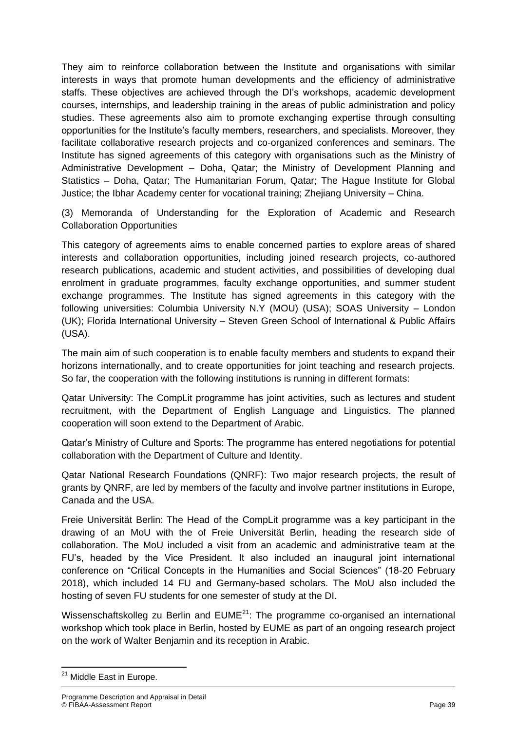They aim to reinforce collaboration between the Institute and organisations with similar interests in ways that promote human developments and the efficiency of administrative staffs. These objectives are achieved through the DI's workshops, academic development courses, internships, and leadership training in the areas of public administration and policy studies. These agreements also aim to promote exchanging expertise through consulting opportunities for the Institute's faculty members, researchers, and specialists. Moreover, they facilitate collaborative research projects and co-organized conferences and seminars. The Institute has signed agreements of this category with organisations such as the Ministry of Administrative Development – Doha, Qatar; the Ministry of Development Planning and Statistics – Doha, Qatar; The Humanitarian Forum, Qatar; The Hague Institute for Global Justice; the Ibhar Academy center for vocational training; Zhejiang University – China.

(3) Memoranda of Understanding for the Exploration of Academic and Research Collaboration Opportunities

This category of agreements aims to enable concerned parties to explore areas of shared interests and collaboration opportunities, including joined research projects, co-authored research publications, academic and student activities, and possibilities of developing dual enrolment in graduate programmes, faculty exchange opportunities, and summer student exchange programmes. The Institute has signed agreements in this category with the following universities: Columbia University N.Y (MOU) (USA); SOAS University – London (UK); Florida International University – Steven Green School of International & Public Affairs (USA).

The main aim of such cooperation is to enable faculty members and students to expand their horizons internationally, and to create opportunities for joint teaching and research projects. So far, the cooperation with the following institutions is running in different formats:

Qatar University: The CompLit programme has joint activities, such as lectures and student recruitment, with the Department of English Language and Linguistics. The planned cooperation will soon extend to the Department of Arabic.

Qatar's Ministry of Culture and Sports: The programme has entered negotiations for potential collaboration with the Department of Culture and Identity.

Qatar National Research Foundations (QNRF): Two major research projects, the result of grants by QNRF, are led by members of the faculty and involve partner institutions in Europe, Canada and the USA.

Freie Universität Berlin: The Head of the CompLit programme was a key participant in the drawing of an MoU with the of Freie Universität Berlin, heading the research side of collaboration. The MoU included a visit from an academic and administrative team at the FU's, headed by the Vice President. It also included an inaugural joint international conference on "Critical Concepts in the Humanities and Social Sciences" (18-20 February 2018), which included 14 FU and Germany-based scholars. The MoU also included the hosting of seven FU students for one semester of study at the DI.

Wissenschaftskolleg zu Berlin and EUME[21]: The programme co-organised an international workshop which took place in Berlin, hosted by EUME as part of an ongoing research project on the work of Walter Benjamin and its reception in Arabic.

[21] Middle East in Europe.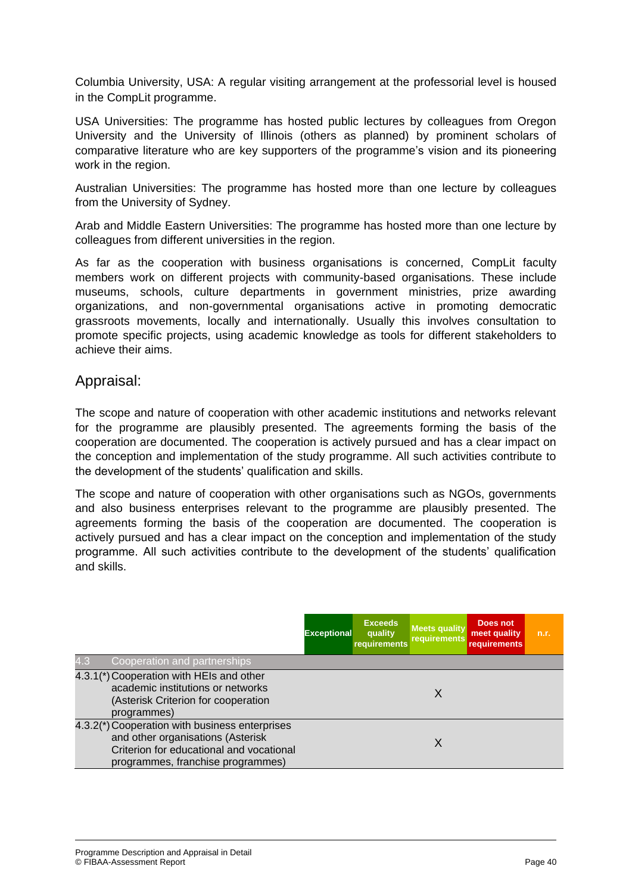Columbia University, USA: A regular visiting arrangement at the professorial level is housed in the CompLit programme.

USA Universities: The programme has hosted public lectures by colleagues from Oregon University and the University of Illinois (others as planned) by prominent scholars of comparative literature who are key supporters of the programme's vision and its pioneering work in the region.

Australian Universities: The programme has hosted more than one lecture by colleagues from the University of Sydney.

Arab and Middle Eastern Universities: The programme has hosted more than one lecture by colleagues from different universities in the region.

As far as the cooperation with business organisations is concerned, CompLit faculty members work on different projects with community-based organisations. These include museums, schools, culture departments in government ministries, prize awarding organizations, and non-governmental organisations active in promoting democratic grassroots movements, locally and internationally. Usually this involves consultation to promote specific projects, using academic knowledge as tools for different stakeholders to achieve their aims.

## Appraisal:

The scope and nature of cooperation with other academic institutions and networks relevant for the programme are plausibly presented. The agreements forming the basis of the cooperation are documented. The cooperation is actively pursued and has a clear impact on the conception and implementation of the study programme. All such activities contribute to the development of the students' qualification and skills.

The scope and nature of cooperation with other organisations such as NGOs, governments and also business enterprises relevant to the programme are plausibly presented. The agreements forming the basis of the cooperation are documented. The cooperation is actively pursued and has a clear impact on the conception and implementation of the study programme. All such activities contribute to the development of the students' qualification and skills.

| | | Exceptional | Exceeds quality requirements | Meets quality requirements | Does not meet quality requirements | n.r. |
|---|---|---|---|---|---|---|
| 4.3 | Cooperation and partnerships | | | | | |
| 4.3.1(*) | Cooperation with HEIs and other academic institutions or networks (Asterisk Criterion for cooperation programmes) | | | X | | |
| 4.3.2(*) | Cooperation with business enterprises and other organisations (Asterisk Criterion for educational and vocational programmes, franchise programmes) | | | X | | |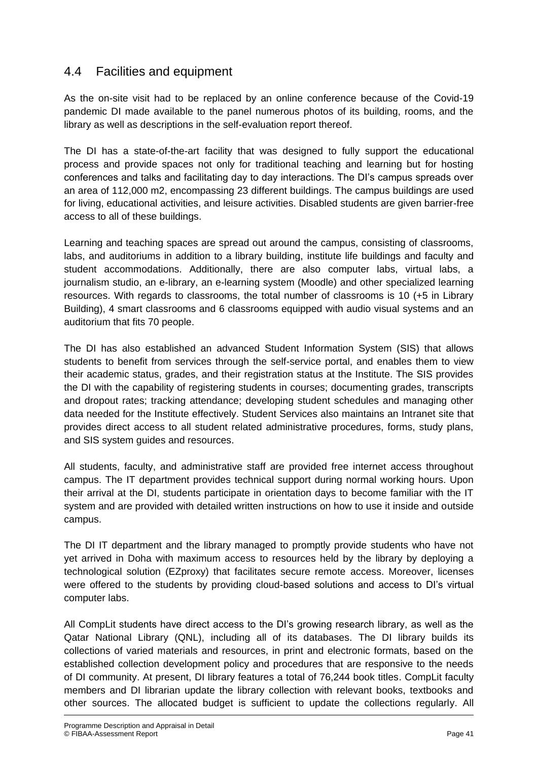## 4.4 Facilities and equipment

As the on-site visit had to be replaced by an online conference because of the Covid-19 pandemic DI made available to the panel numerous photos of its building, rooms, and the library as well as descriptions in the self-evaluation report thereof.

The DI has a state-of-the-art facility that was designed to fully support the educational process and provide spaces not only for traditional teaching and learning but for hosting conferences and talks and facilitating day to day interactions. The DI's campus spreads over an area of 112,000 m2, encompassing 23 different buildings. The campus buildings are used for living, educational activities, and leisure activities. Disabled students are given barrier-free access to all of these buildings.

Learning and teaching spaces are spread out around the campus, consisting of classrooms, labs, and auditoriums in addition to a library building, institute life buildings and faculty and student accommodations. Additionally, there are also computer labs, virtual labs, a journalism studio, an e-library, an e-learning system (Moodle) and other specialized learning resources. With regards to classrooms, the total number of classrooms is 10 (+5 in Library Building), 4 smart classrooms and 6 classrooms equipped with audio visual systems and an auditorium that fits 70 people.

The DI has also established an advanced Student Information System (SIS) that allows students to benefit from services through the self-service portal, and enables them to view their academic status, grades, and their registration status at the Institute. The SIS provides the DI with the capability of registering students in courses; documenting grades, transcripts and dropout rates; tracking attendance; developing student schedules and managing other data needed for the Institute effectively. Student Services also maintains an Intranet site that provides direct access to all student related administrative procedures, forms, study plans, and SIS system guides and resources.

All students, faculty, and administrative staff are provided free internet access throughout campus. The IT department provides technical support during normal working hours. Upon their arrival at the DI, students participate in orientation days to become familiar with the IT system and are provided with detailed written instructions on how to use it inside and outside campus.

The DI IT department and the library managed to promptly provide students who have not yet arrived in Doha with maximum access to resources held by the library by deploying a technological solution (EZproxy) that facilitates secure remote access. Moreover, licenses were offered to the students by providing cloud-based solutions and access to DI's virtual computer labs.

All CompLit students have direct access to the DI's growing research library, as well as the Qatar National Library (QNL), including all of its databases. The DI library builds its collections of varied materials and resources, in print and electronic formats, based on the established collection development policy and procedures that are responsive to the needs of DI community. At present, DI library features a total of 76,244 book titles. CompLit faculty members and DI librarian update the library collection with relevant books, textbooks and other sources. The allocated budget is sufficient to update the collections regularly. All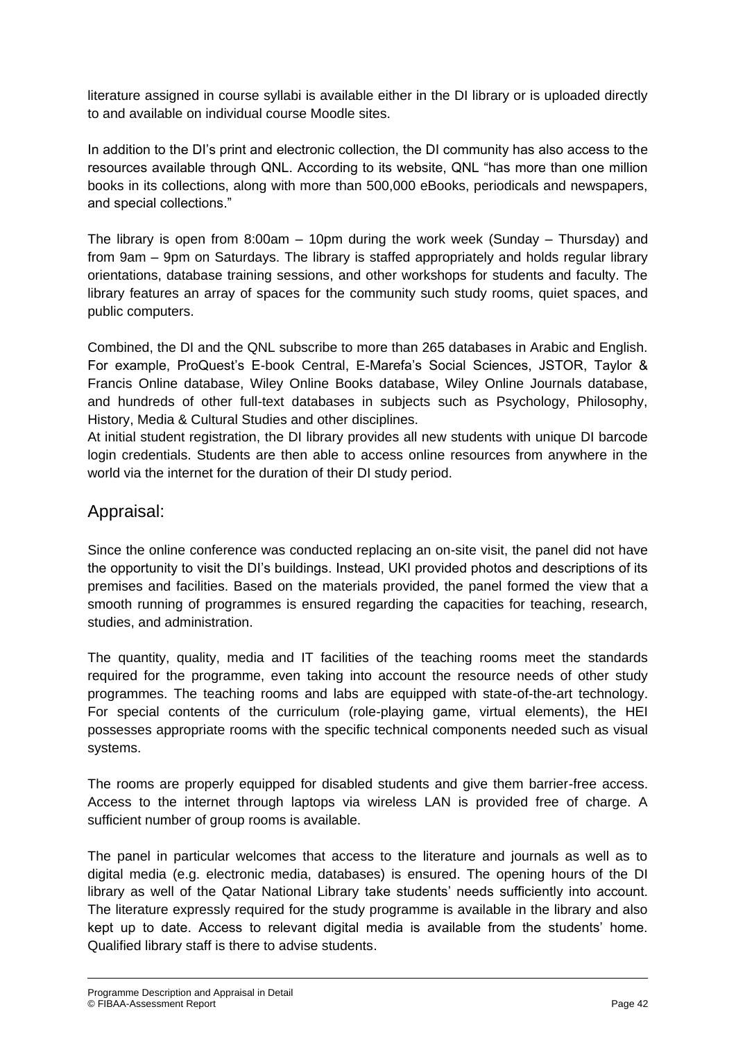literature assigned in course syllabi is available either in the DI library or is uploaded directly to and available on individual course Moodle sites.

In addition to the DI's print and electronic collection, the DI community has also access to the resources available through QNL. According to its website, QNL "has more than one million books in its collections, along with more than 500,000 eBooks, periodicals and newspapers, and special collections."

The library is open from 8:00am – 10pm during the work week (Sunday – Thursday) and from 9am – 9pm on Saturdays. The library is staffed appropriately and holds regular library orientations, database training sessions, and other workshops for students and faculty. The library features an array of spaces for the community such study rooms, quiet spaces, and public computers.

Combined, the DI and the QNL subscribe to more than 265 databases in Arabic and English. For example, ProQuest's E-book Central, E-Marefa's Social Sciences, JSTOR, Taylor & Francis Online database, Wiley Online Books database, Wiley Online Journals database, and hundreds of other full-text databases in subjects such as Psychology, Philosophy, History, Media & Cultural Studies and other disciplines.
At initial student registration, the DI library provides all new students with unique DI barcode login credentials. Students are then able to access online resources from anywhere in the world via the internet for the duration of their DI study period.

## Appraisal:

Since the online conference was conducted replacing an on-site visit, the panel did not have the opportunity to visit the DI's buildings. Instead, UKI provided photos and descriptions of its premises and facilities. Based on the materials provided, the panel formed the view that a smooth running of programmes is ensured regarding the capacities for teaching, research, studies, and administration.

The quantity, quality, media and IT facilities of the teaching rooms meet the standards required for the programme, even taking into account the resource needs of other study programmes. The teaching rooms and labs are equipped with state-of-the-art technology. For special contents of the curriculum (role-playing game, virtual elements), the HEI possesses appropriate rooms with the specific technical components needed such as visual systems.

The rooms are properly equipped for disabled students and give them barrier-free access. Access to the internet through laptops via wireless LAN is provided free of charge. A sufficient number of group rooms is available.

The panel in particular welcomes that access to the literature and journals as well as to digital media (e.g. electronic media, databases) is ensured. The opening hours of the DI library as well of the Qatar National Library take students' needs sufficiently into account. The literature expressly required for the study programme is available in the library and also kept up to date. Access to relevant digital media is available from the students' home. Qualified library staff is there to advise students.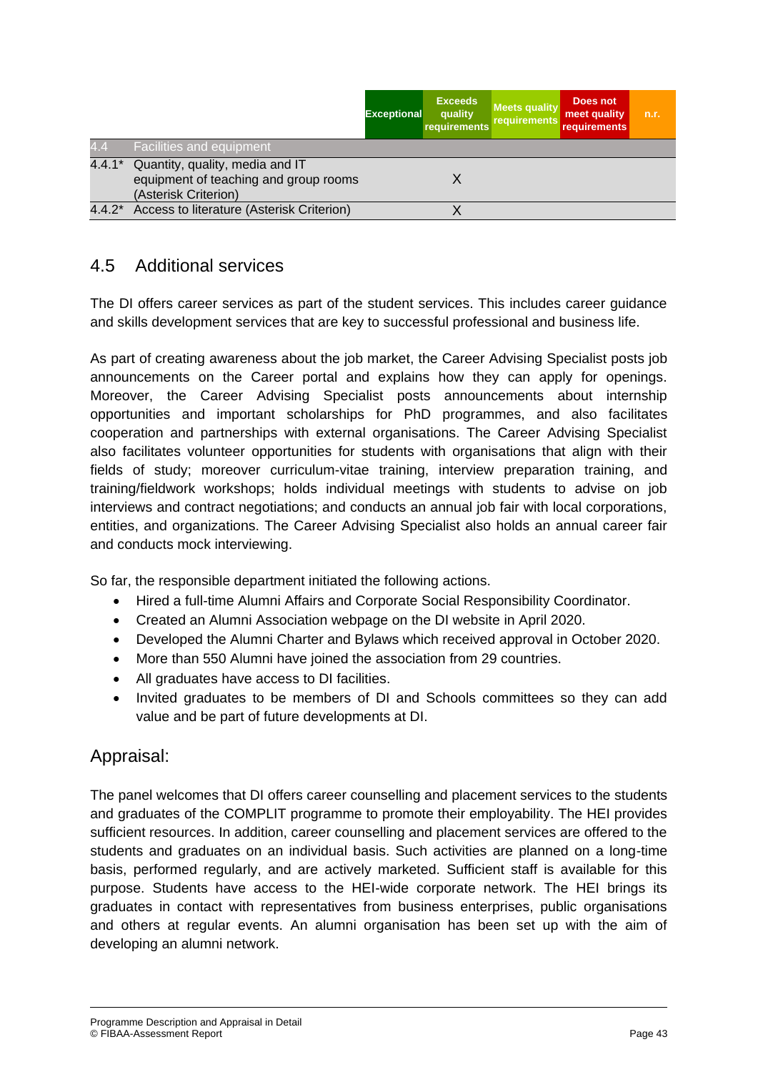| | | Exceptional | Exceeds quality requirements | Meets quality requirements | Does not meet quality requirements | n.r. |
|---|---|---|---|---|---|---|
| 4.4 | Facilities and equipment | | | | | |
| 4.4.1* | Quantity, quality, media and IT equipment of teaching and group rooms (Asterisk Criterion) | | X | | | |
| 4.4.2* | Access to literature (Asterisk Criterion) | | X | | | |

## 4.5 Additional services

The DI offers career services as part of the student services. This includes career guidance and skills development services that are key to successful professional and business life.

As part of creating awareness about the job market, the Career Advising Specialist posts job announcements on the Career portal and explains how they can apply for openings. Moreover, the Career Advising Specialist posts announcements about internship opportunities and important scholarships for PhD programmes, and also facilitates cooperation and partnerships with external organisations. The Career Advising Specialist also facilitates volunteer opportunities for students with organisations that align with their fields of study; moreover curriculum-vitae training, interview preparation training, and training/fieldwork workshops; holds individual meetings with students to advise on job interviews and contract negotiations; and conducts an annual job fair with local corporations, entities, and organizations. The Career Advising Specialist also holds an annual career fair and conducts mock interviewing.

So far, the responsible department initiated the following actions.

- Hired a full-time Alumni Affairs and Corporate Social Responsibility Coordinator.
- Created an Alumni Association webpage on the DI website in April 2020.
- Developed the Alumni Charter and Bylaws which received approval in October 2020.
- More than 550 Alumni have joined the association from 29 countries.
- All graduates have access to DI facilities.
- Invited graduates to be members of DI and Schools committees so they can add value and be part of future developments at DI.

## Appraisal:

The panel welcomes that DI offers career counselling and placement services to the students and graduates of the COMPLIT programme to promote their employability. The HEI provides sufficient resources. In addition, career counselling and placement services are offered to the students and graduates on an individual basis. Such activities are planned on a long-time basis, performed regularly, and are actively marketed. Sufficient staff is available for this purpose. Students have access to the HEI-wide corporate network. The HEI brings its graduates in contact with representatives from business enterprises, public organisations and others at regular events. An alumni organisation has been set up with the aim of developing an alumni network.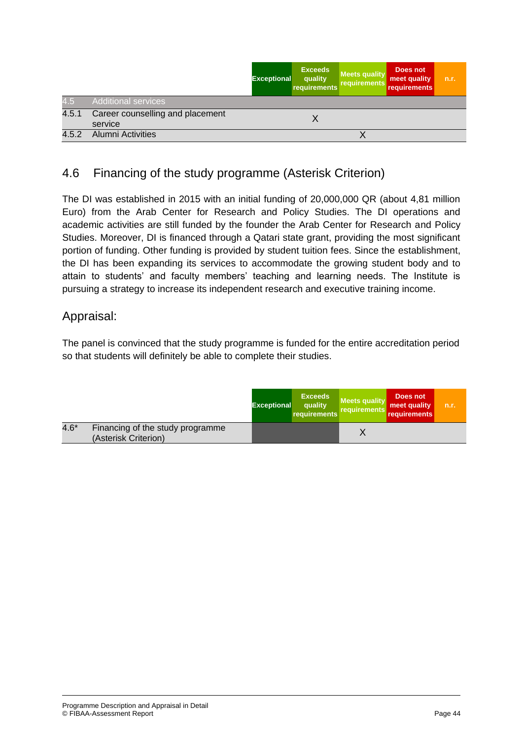| | | Exceptional | Exceeds quality requirements | Meets quality requirements | Does not meet quality requirements | n.r. |
|---|---|---|---|---|---|---|
| 4.5 | Additional services | | | | | |
| 4.5.1 | Career counselling and placement service | | X | | | |
| 4.5.2 | Alumni Activities | | | X | | |

## 4.6 Financing of the study programme (Asterisk Criterion)

The DI was established in 2015 with an initial funding of 20,000,000 QR (about 4,81 million Euro) from the Arab Center for Research and Policy Studies. The DI operations and academic activities are still funded by the founder the Arab Center for Research and Policy Studies. Moreover, DI is financed through a Qatari state grant, providing the most significant portion of funding. Other funding is provided by student tuition fees. Since the establishment, the DI has been expanding its services to accommodate the growing student body and to attain to students' and faculty members' teaching and learning needs. The Institute is pursuing a strategy to increase its independent research and executive training income.

### Appraisal:

The panel is convinced that the study programme is funded for the entire accreditation period so that students will definitely be able to complete their studies.

| | | Exceptional | Exceeds quality requirements | Meets quality requirements | Does not meet quality requirements | n.r. |
|---|---|---|---|---|---|---|
| 4.6* | Financing of the study programme (Asterisk Criterion) | | | X | | |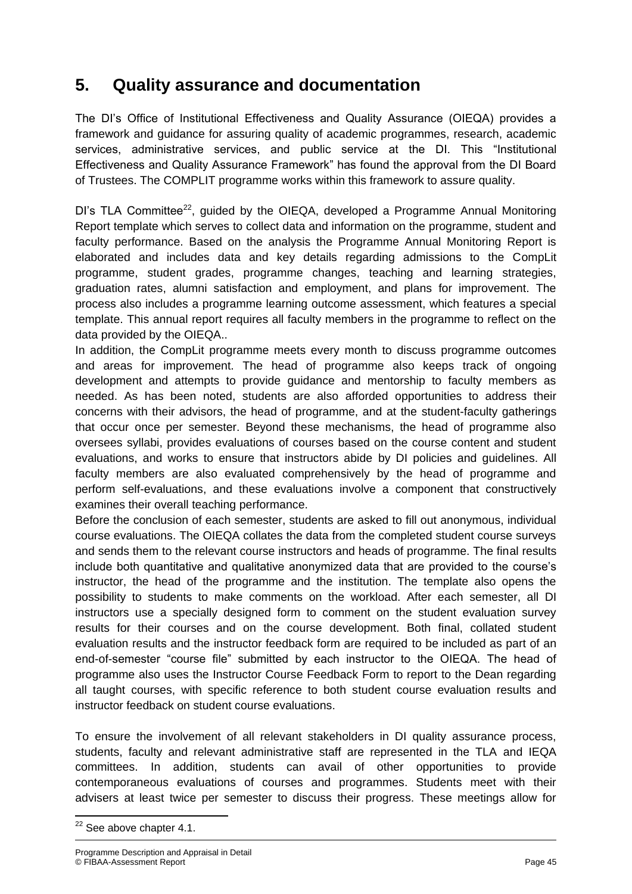## 5. Quality assurance and documentation

The DI's Office of Institutional Effectiveness and Quality Assurance (OIEQA) provides a framework and guidance for assuring quality of academic programmes, research, academic services, administrative services, and public service at the DI. This "Institutional Effectiveness and Quality Assurance Framework" has found the approval from the DI Board of Trustees. The COMPLIT programme works within this framework to assure quality.

DI's TLA Committee[22], guided by the OIEQA, developed a Programme Annual Monitoring Report template which serves to collect data and information on the programme, student and faculty performance. Based on the analysis the Programme Annual Monitoring Report is elaborated and includes data and key details regarding admissions to the CompLit programme, student grades, programme changes, teaching and learning strategies, graduation rates, alumni satisfaction and employment, and plans for improvement. The process also includes a programme learning outcome assessment, which features a special template. This annual report requires all faculty members in the programme to reflect on the data provided by the OIEQA..

In addition, the CompLit programme meets every month to discuss programme outcomes and areas for improvement. The head of programme also keeps track of ongoing development and attempts to provide guidance and mentorship to faculty members as needed. As has been noted, students are also afforded opportunities to address their concerns with their advisors, the head of programme, and at the student-faculty gatherings that occur once per semester. Beyond these mechanisms, the head of programme also oversees syllabi, provides evaluations of courses based on the course content and student evaluations, and works to ensure that instructors abide by DI policies and guidelines. All faculty members are also evaluated comprehensively by the head of programme and perform self-evaluations, and these evaluations involve a component that constructively examines their overall teaching performance.

Before the conclusion of each semester, students are asked to fill out anonymous, individual course evaluations. The OIEQA collates the data from the completed student course surveys and sends them to the relevant course instructors and heads of programme. The final results include both quantitative and qualitative anonymized data that are provided to the course's instructor, the head of the programme and the institution. The template also opens the possibility to students to make comments on the workload. After each semester, all DI instructors use a specially designed form to comment on the student evaluation survey results for their courses and on the course development. Both final, collated student evaluation results and the instructor feedback form are required to be included as part of an end-of-semester "course file" submitted by each instructor to the OIEQA. The head of programme also uses the Instructor Course Feedback Form to report to the Dean regarding all taught courses, with specific reference to both student course evaluation results and instructor feedback on student course evaluations.

To ensure the involvement of all relevant stakeholders in DI quality assurance process, students, faculty and relevant administrative staff are represented in the TLA and IEQA committees. In addition, students can avail of other opportunities to provide contemporaneous evaluations of courses and programmes. Students meet with their advisers at least twice per semester to discuss their progress. These meetings allow for

[22] See above chapter 4.1.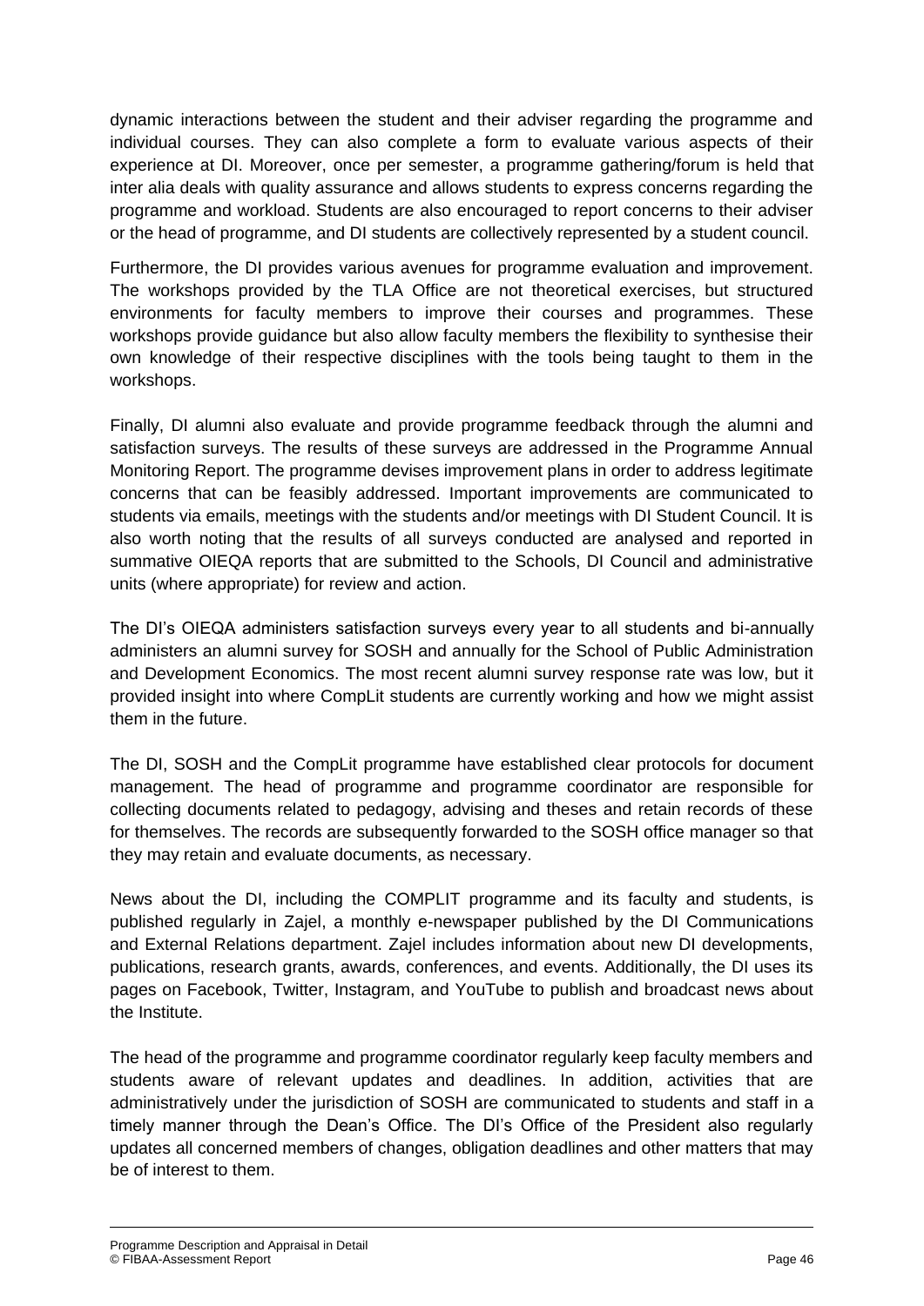dynamic interactions between the student and their adviser regarding the programme and individual courses. They can also complete a form to evaluate various aspects of their experience at DI. Moreover, once per semester, a programme gathering/forum is held that inter alia deals with quality assurance and allows students to express concerns regarding the programme and workload. Students are also encouraged to report concerns to their adviser or the head of programme, and DI students are collectively represented by a student council.

Furthermore, the DI provides various avenues for programme evaluation and improvement. The workshops provided by the TLA Office are not theoretical exercises, but structured environments for faculty members to improve their courses and programmes. These workshops provide guidance but also allow faculty members the flexibility to synthesise their own knowledge of their respective disciplines with the tools being taught to them in the workshops.

Finally, DI alumni also evaluate and provide programme feedback through the alumni and satisfaction surveys. The results of these surveys are addressed in the Programme Annual Monitoring Report. The programme devises improvement plans in order to address legitimate concerns that can be feasibly addressed. Important improvements are communicated to students via emails, meetings with the students and/or meetings with DI Student Council. It is also worth noting that the results of all surveys conducted are analysed and reported in summative OIEQA reports that are submitted to the Schools, DI Council and administrative units (where appropriate) for review and action.

The DI's OIEQA administers satisfaction surveys every year to all students and bi-annually administers an alumni survey for SOSH and annually for the School of Public Administration and Development Economics. The most recent alumni survey response rate was low, but it provided insight into where CompLit students are currently working and how we might assist them in the future.

The DI, SOSH and the CompLit programme have established clear protocols for document management. The head of programme and programme coordinator are responsible for collecting documents related to pedagogy, advising and theses and retain records of these for themselves. The records are subsequently forwarded to the SOSH office manager so that they may retain and evaluate documents, as necessary.

News about the DI, including the COMPLIT programme and its faculty and students, is published regularly in Zajel, a monthly e-newspaper published by the DI Communications and External Relations department. Zajel includes information about new DI developments, publications, research grants, awards, conferences, and events. Additionally, the DI uses its pages on Facebook, Twitter, Instagram, and YouTube to publish and broadcast news about the Institute.

The head of the programme and programme coordinator regularly keep faculty members and students aware of relevant updates and deadlines. In addition, activities that are administratively under the jurisdiction of SOSH are communicated to students and staff in a timely manner through the Dean's Office. The DI's Office of the President also regularly updates all concerned members of changes, obligation deadlines and other matters that may be of interest to them.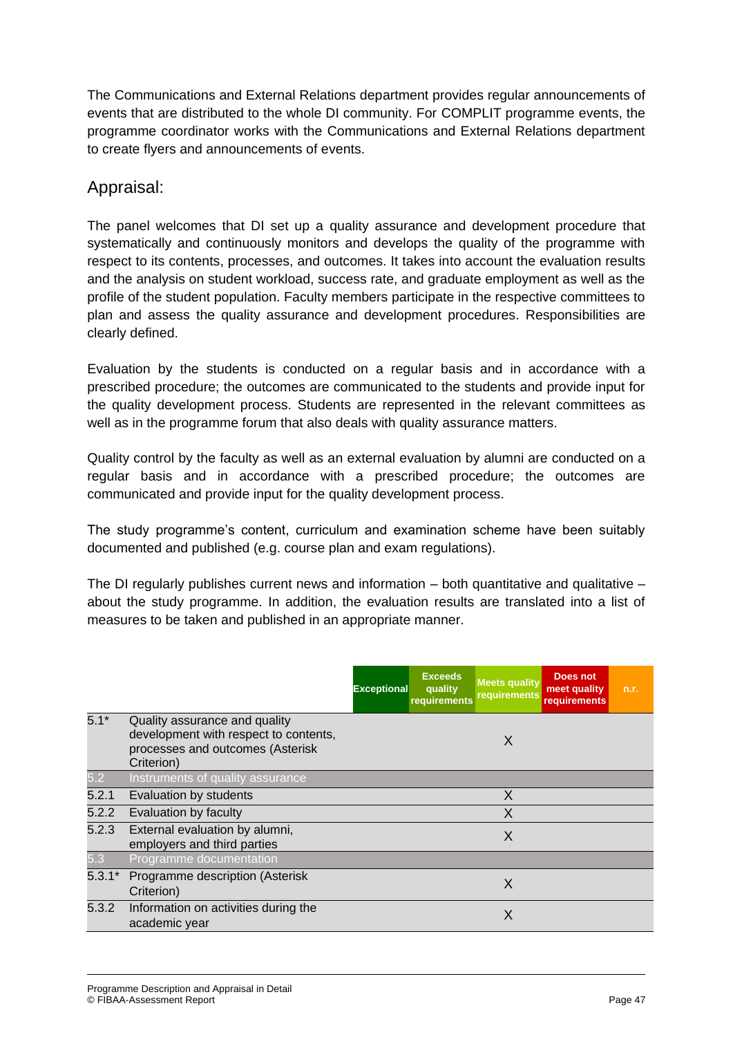The Communications and External Relations department provides regular announcements of events that are distributed to the whole DI community. For COMPLIT programme events, the programme coordinator works with the Communications and External Relations department to create flyers and announcements of events.

## Appraisal:

The panel welcomes that DI set up a quality assurance and development procedure that systematically and continuously monitors and develops the quality of the programme with respect to its contents, processes, and outcomes. It takes into account the evaluation results and the analysis on student workload, success rate, and graduate employment as well as the profile of the student population. Faculty members participate in the respective committees to plan and assess the quality assurance and development procedures. Responsibilities are clearly defined.

Evaluation by the students is conducted on a regular basis and in accordance with a prescribed procedure; the outcomes are communicated to the students and provide input for the quality development process. Students are represented in the relevant committees as well as in the programme forum that also deals with quality assurance matters.

Quality control by the faculty as well as an external evaluation by alumni are conducted on a regular basis and in accordance with a prescribed procedure; the outcomes are communicated and provide input for the quality development process.

The study programme's content, curriculum and examination scheme have been suitably documented and published (e.g. course plan and exam regulations).

The DI regularly publishes current news and information – both quantitative and qualitative – about the study programme. In addition, the evaluation results are translated into a list of measures to be taken and published in an appropriate manner.

| | | Exceptional | Exceeds quality requirements | Meets quality requirements | Does not meet quality requirements | n.r. |
|---|---|---|---|---|---|---|
| 5.1* | Quality assurance and quality development with respect to contents, processes and outcomes (Asterisk Criterion) | | | X | | |
| 5.2 | Instruments of quality assurance | | | | | |
| 5.2.1 | Evaluation by students | | | X | | |
| 5.2.2 | Evaluation by faculty | | | X | | |
| 5.2.3 | External evaluation by alumni, employers and third parties | | | X | | |
| 5.3 | Programme documentation | | | | | |
| 5.3.1* | Programme description (Asterisk Criterion) | | | X | | |
| 5.3.2 | Information on activities during the academic year | | | X | | |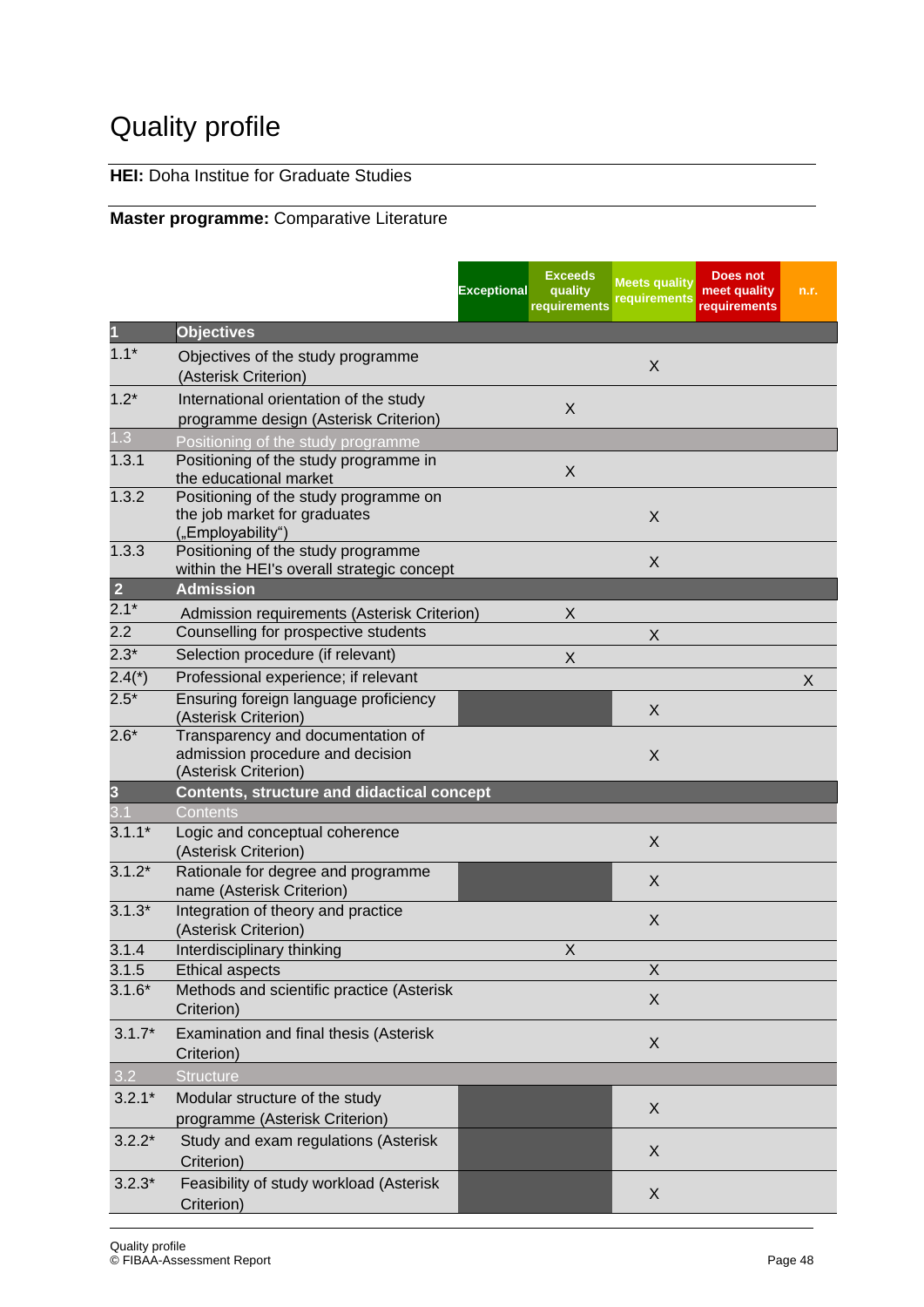# Quality profile

**HEI:** Doha Institue for Graduate Studies

**Master programme:** Comparative Literature

| | | Exceptional | Exceeds quality requirements | Meets quality requirements | Does not meet quality requirements | n.r. |
|---|---|---|---|---|---|---|
| **1** | **Objectives** | | | | | |
| 1.1* | Objectives of the study programme (Asterisk Criterion) | | | X | | |
| 1.2* | International orientation of the study programme design (Asterisk Criterion) | | X | | | |
| 1.3 | Positioning of the study programme | | | | | |
| 1.3.1 | Positioning of the study programme in the educational market | | X | | | |
| 1.3.2 | Positioning of the study programme on the job market for graduates („Employability“) | | | X | | |
| 1.3.3 | Positioning of the study programme within the HEI's overall strategic concept | | | X | | |
| **2** | **Admission** | | | | | |
| 2.1* | Admission requirements (Asterisk Criterion) | | X | | | |
| 2.2 | Counselling for prospective students | | | X | | |
| 2.3* | Selection procedure (if relevant) | | X | | | |
| 2.4(*) | Professional experience; if relevant | | | | | X |
| 2.5* | Ensuring foreign language proficiency (Asterisk Criterion) | | | X | | |
| 2.6* | Transparency and documentation of admission procedure and decision (Asterisk Criterion) | | | X | | |
| **3** | **Contents, structure and didactical concept** | | | | | |
| 3.1 | Contents | | | | | |
| 3.1.1* | Logic and conceptual coherence (Asterisk Criterion) | | | X | | |
| 3.1.2* | Rationale for degree and programme name (Asterisk Criterion) | | | X | | |
| 3.1.3* | Integration of theory and practice (Asterisk Criterion) | | | X | | |
| 3.1.4 | Interdisciplinary thinking | | X | | | |
| 3.1.5 | Ethical aspects | | | X | | |
| 3.1.6* | Methods and scientific practice (Asterisk Criterion) | | | X | | |
| 3.1.7* | Examination and final thesis (Asterisk Criterion) | | | X | | |
| 3.2 | Structure | | | | | |
| 3.2.1* | Modular structure of the study programme (Asterisk Criterion) | | | X | | |
| 3.2.2* | Study and exam regulations (Asterisk Criterion) | | | X | | |
| 3.2.3* | Feasibility of study workload (Asterisk Criterion) | | | X | | |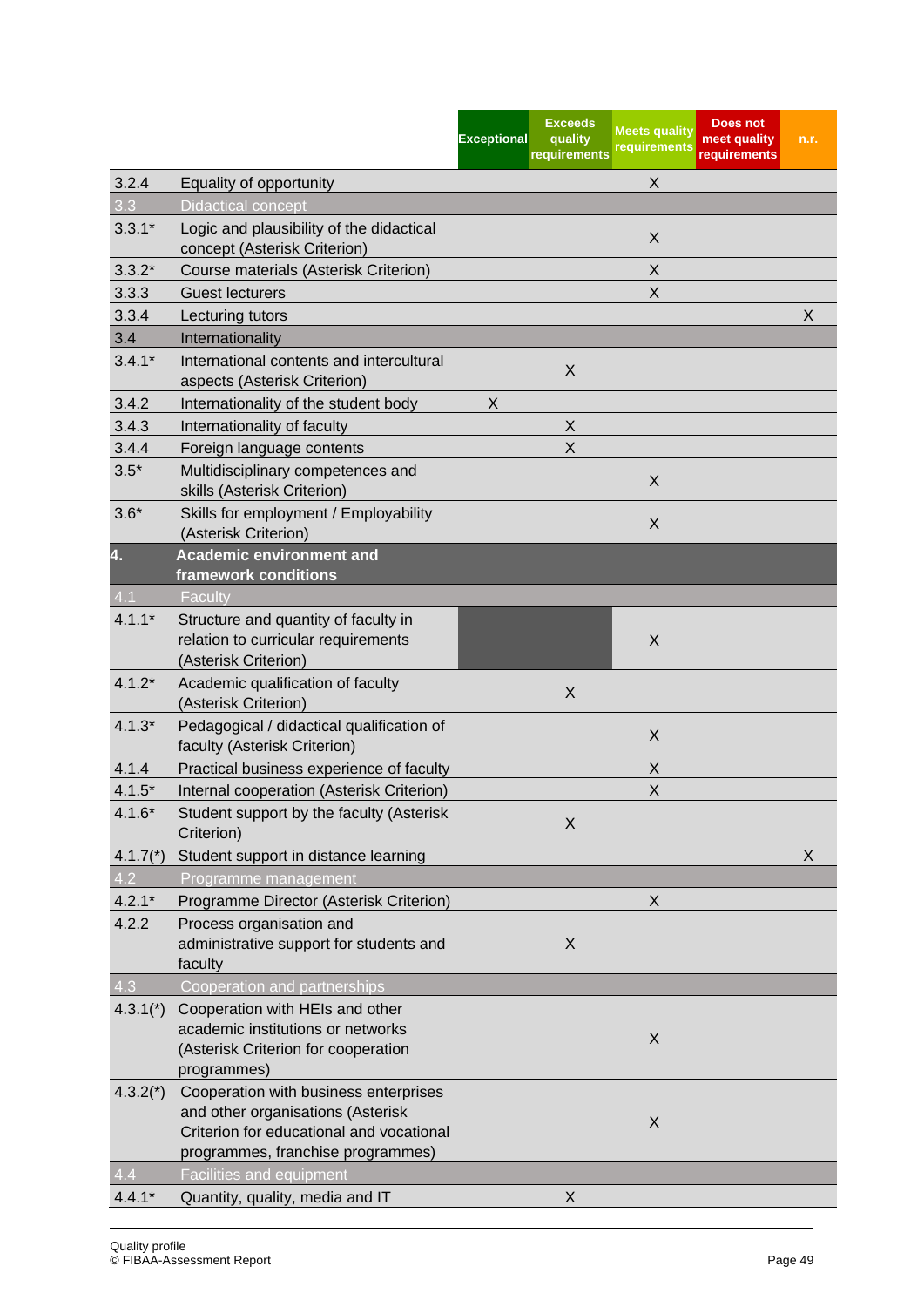| | | Exceptional | Exceeds quality requirements | Meets quality requirements | Does not meet quality requirements | n.r. |
|---|---|---|---|---|---|---|
| 3.2.4 | Equality of opportunity | | | X | | |
| 3.3 | Didactical concept | | | | | |
| 3.3.1* | Logic and plausibility of the didactical concept (Asterisk Criterion) | | | X | | |
| 3.3.2* | Course materials (Asterisk Criterion) | | | X | | |
| 3.3.3 | Guest lecturers | | | X | | |
| 3.3.4 | Lecturing tutors | | | | | X |
| 3.4 | Internationality | | | | | |
| 3.4.1* | International contents and intercultural aspects (Asterisk Criterion) | | X | | | |
| 3.4.2 | Internationality of the student body | X | | | | |
| 3.4.3 | Internationality of faculty | | X | | | |
| 3.4.4 | Foreign language contents | | X | | | |
| 3.5* | Multidisciplinary competences and skills (Asterisk Criterion) | | | X | | |
| 3.6* | Skills for employment / Employability (Asterisk Criterion) | | | X | | |
| **4.** | **Academic environment and framework conditions** | | | | | |
| 4.1 | Faculty | | | | | |
| 4.1.1* | Structure and quantity of faculty in relation to curricular requirements (Asterisk Criterion) | | | X | | |
| 4.1.2* | Academic qualification of faculty (Asterisk Criterion) | | X | | | |
| 4.1.3* | Pedagogical / didactical qualification of faculty (Asterisk Criterion) | | | X | | |
| 4.1.4 | Practical business experience of faculty | | | X | | |
| 4.1.5* | Internal cooperation (Asterisk Criterion) | | | X | | |
| 4.1.6* | Student support by the faculty (Asterisk Criterion) | | X | | | |
| 4.1.7(*) | Student support in distance learning | | | | | X |
| 4.2 | Programme management | | | | | |
| 4.2.1* | Programme Director (Asterisk Criterion) | | | X | | |
| 4.2.2 | Process organisation and administrative support for students and faculty | | X | | | |
| 4.3 | Cooperation and partnerships | | | | | |
| 4.3.1(*) | Cooperation with HEIs and other academic institutions or networks (Asterisk Criterion for cooperation programmes) | | | X | | |
| 4.3.2(*) | Cooperation with business enterprises and other organisations (Asterisk Criterion for educational and vocational programmes, franchise programmes) | | | X | | |
| 4.4 | Facilities and equipment | | | | | |
| 4.4.1* | Quantity, quality, media and IT | | X | | | |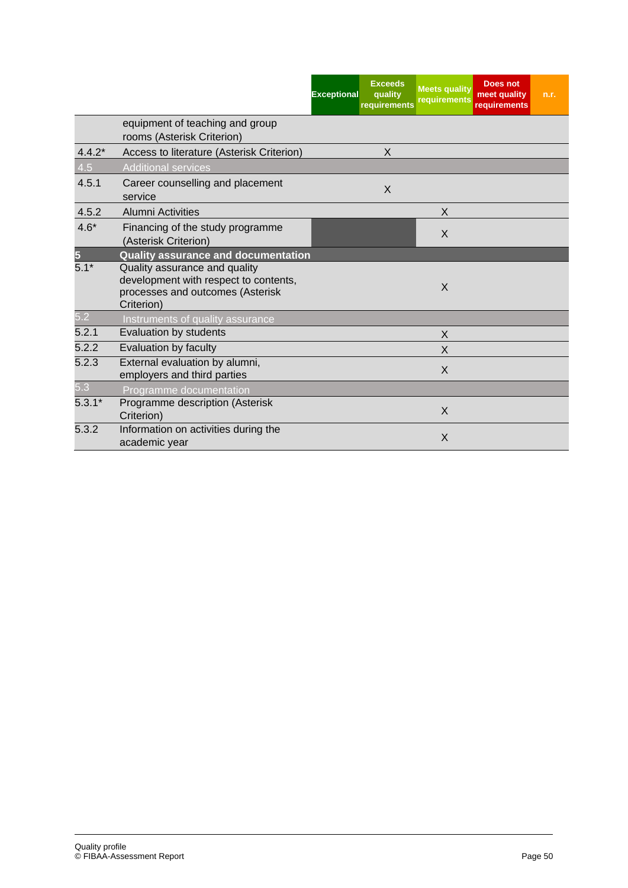| | | Exceptional | Exceeds quality requirements | Meets quality requirements | Does not meet quality requirements | n.r. |
|---|---|---|---|---|---|---|
| | equipment of teaching and group rooms (Asterisk Criterion) | | | | | |
| 4.4.2* | Access to literature (Asterisk Criterion) | | X | | | |
| 4.5 | Additional services | | | | | |
| 4.5.1 | Career counselling and placement service | | X | | | |
| 4.5.2 | Alumni Activities | | | X | | |
| 4.6* | Financing of the study programme (Asterisk Criterion) | | | X | | |
| **5** | **Quality assurance and documentation** | | | | | |
| 5.1* | Quality assurance and quality development with respect to contents, processes and outcomes (Asterisk Criterion) | | | X | | |
| 5.2 | Instruments of quality assurance | | | | | |
| 5.2.1 | Evaluation by students | | | X | | |
| 5.2.2 | Evaluation by faculty | | | X | | |
| 5.2.3 | External evaluation by alumni, employers and third parties | | | X | | |
| 5.3 | Programme documentation | | | | | |
| 5.3.1* | Programme description (Asterisk Criterion) | | | X | | |
| 5.3.2 | Information on activities during the academic year | | | X | | |

Quality profile
© FIBAA-Assessment Report